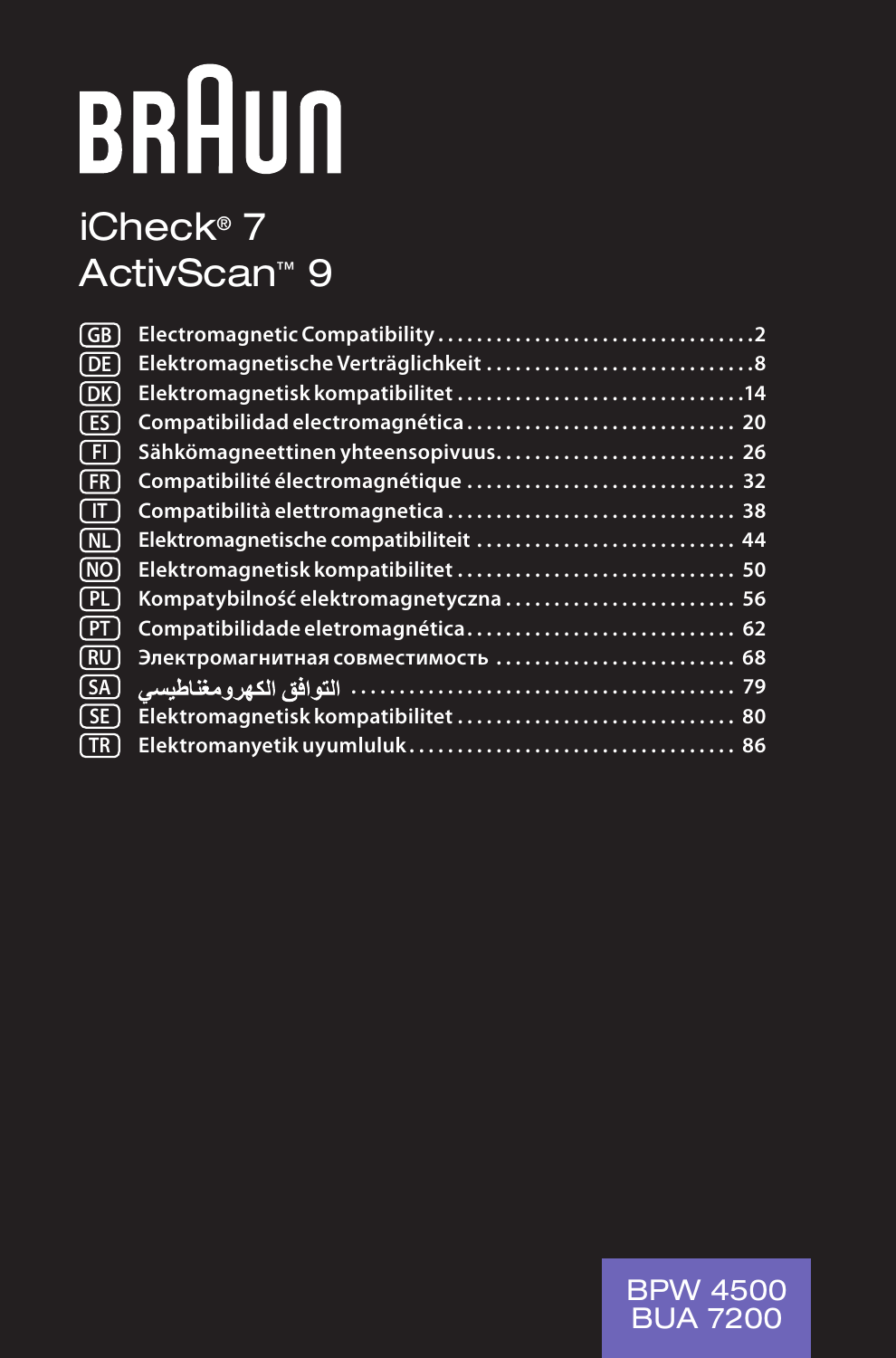# BRAUN

## iCheck® 7
## ActivScan™ 9

| | | |
|---|---|---|
| GB | Electromagnetic Compatibility | 2 |
| DE | Elektromagnetische Verträglichkeit | 8 |
| DK | Elektromagnetisk kompatibilitet | 14 |
| ES | Compatibilidad electromagnética | 20 |
| FI | Sähkömagneettinen yhteensopivuus | 26 |
| FR | Compatibilité électromagnétique | 32 |
| IT | Compatibilità elettromagnetica | 38 |
| NL | Elektromagnetische compatibiliteit | 44 |
| NO | Elektromagnetisk kompatibilitet | 50 |
| PL | Kompatybilność elektromagnetyczna | 56 |
| PT | Compatibilidade eletromagnética | 62 |
| RU | Электромагнитная совместимость | 68 |
| SA | التوافق الكهرومغناطيسي | 79 |
| SE | Elektromagnetisk kompatibilitet | 80 |
| TR | Elektromanyetik uyumluluk | 86 |

BPW 4500
BUA 7200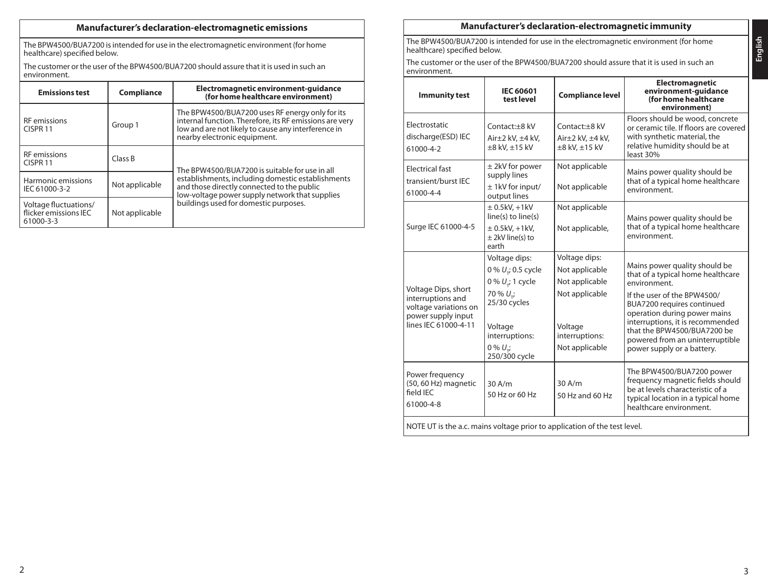## Manufacturer's declaration-electromagnetic emissions

The BPW4500/BUA7200 is intended for use in the electromagnetic environment (for home healthcare) specified below.

The customer or the user of the BPW4500/BUA7200 should assure that it is used in such an environment.

| Emissions test | Compliance | Electromagnetic environment-guidance (for home healthcare environment) |
|---|---|---|
| RF emissions CISPR 11 | Group 1 | The BPW4500/BUA7200 uses RF energy only for its internal function. Therefore, its RF emissions are very low and are not likely to cause any interference in nearby electronic equipment. |
| RF emissions CISPR 11 | Class B | The BPW4500/BUA7200 is suitable for use in all establishments, including domestic establishments and those directly connected to the public low-voltage power supply network that supplies buildings used for domestic purposes. |
| Harmonic emissions IEC 61000-3-2 | Not applicable | |
| Voltage fluctuations/ flicker emissions IEC 61000-3-3 | Not applicable | |

## Manufacturer's declaration-electromagnetic immunity

The BPW4500/BUA7200 is intended for use in the electromagnetic environment (for home healthcare) specified below.

The customer or the user of the BPW4500/BUA7200 should assure that it is used in such an environment.

| Immunity test | IEC 60601 test level | Compliance level | Electromagnetic environment-guidance (for home healthcare environment) |
|---|---|---|---|
| Electrostatic discharge(ESD) IEC 61000-4-2 | Contact:±8 kV<br>Air±2 kV, ±4 kV, ±8 kV, ±15 kV | Contact:±8 kV<br>Air±2 kV, ±4 kV, ±8 kV, ±15 kV | Floors should be wood, concrete or ceramic tile. If floors are covered with synthetic material, the relative humidity should be at least 30% |
| Electrical fast transient/burst IEC 61000-4-4 | ± 2kV for power supply lines<br>± 1kV for input/ output lines | Not applicable<br>Not applicable | Mains power quality should be that of a typical home healthcare environment. |
| Surge IEC 61000-4-5 | ± 0.5kV, +1kV line(s) to line(s)<br>± 0.5kV, +1kV, ± 2kV line(s) to earth | Not applicable<br>Not applicable, | Mains power quality should be that of a typical home healthcare environment. |
| Voltage Dips, short interruptions and voltage variations on power supply input lines IEC 61000-4-11 | Voltage dips:<br>0 % $U_T$; 0.5 cycle<br>0 % $U_T$; 1 cycle<br>70 % $U_T$; 25/30 cycles<br>Voltage interruptions:<br>0 % $U_T$; 250/300 cycle | Voltage dips:<br>Not applicable<br>Not applicable<br>Not applicable<br>Voltage interruptions:<br>Not applicable | Mains power quality should be that of a typical home healthcare environment.<br>If the user of the BPW4500/ BUA7200 requires continued operation during power mains interruptions, it is recommended that the BPW4500/BUA7200 be powered from an uninterruptible power supply or a battery. |
| Power frequency (50, 60 Hz) magnetic field IEC 61000-4-8 | 30 A/m<br>50 Hz or 60 Hz | 30 A/m<br>50 Hz and 60 Hz | The BPW4500/BUA7200 power frequency magnetic fields should be at levels characteristic of a typical location in a typical home healthcare environment. |

NOTE UT is the a.c. mains voltage prior to application of the test level.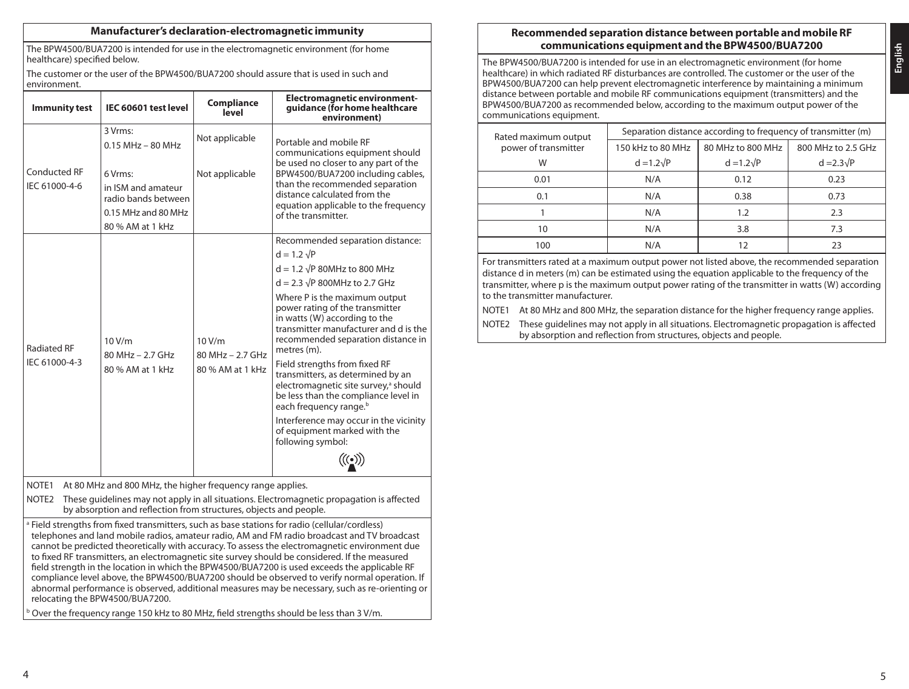## Manufacturer's declaration-electromagnetic immunity

The BPW4500/BUA7200 is intended for use in the electromagnetic environment (for home healthcare) specified below.

The customer or the user of the BPW4500/BUA7200 should assure that is used in such and environment.

| Immunity test | IEC 60601 test level | Compliance level | Electromagnetic environment-guidance (for home healthcare environment) |
|---|---|---|---|
| Conducted RF IEC 61000-4-6 | 3 Vrms: 0.15 MHz – 80 MHz<br><br>6 Vrms: in ISM and amateur radio bands between 0.15 MHz and 80 MHz 80 % AM at 1 kHz | Not applicable<br><br>Not applicable | Portable and mobile RF communications equipment should be used no closer to any part of the BPW4500/BUA7200 including cables, than the recommended separation distance calculated from the equation applicable to the frequency of the transmitter. |
| Radiated RF IEC 61000-4-3 | 10 V/m 80 MHz – 2.7 GHz 80 % AM at 1 kHz | 10 V/m 80 MHz – 2.7 GHz 80 % AM at 1 kHz | Recommended separation distance:<br>$d = 1.2\sqrt{P}$<br>$d = 1.2\sqrt{P}$ 80MHz to 800 MHz<br>$d = 2.3\sqrt{P}$ 800MHz to 2.7 GHz<br>Where P is the maximum output power rating of the transmitter in watts (W) according to the transmitter manufacturer and d is the recommended separation distance in metres (m).<br>Field strengths from fixed RF transmitters, as determined by an electromagnetic site survey,[a] should be less than the compliance level in each frequency range.[b]<br>Interference may occur in the vicinity of equipment marked with the following symbol: |

NOTE1 At 80 MHz and 800 MHz, the higher frequency range applies.

NOTE2 These guidelines may not apply in all situations. Electromagnetic propagation is affected by absorption and reflection from structures, objects and people.

[a] Field strengths from fixed transmitters, such as base stations for radio (cellular/cordless) telephones and land mobile radios, amateur radio, AM and FM radio broadcast and TV broadcast cannot be predicted theoretically with accuracy. To assess the electromagnetic environment due to fixed RF transmitters, an electromagnetic site survey should be considered. If the measured field strength in the location in which the BPW4500/BUA7200 is used exceeds the applicable RF compliance level above, the BPW4500/BUA7200 should be observed to verify normal operation. If abnormal performance is observed, additional measures may be necessary, such as re-orienting or relocating the BPW4500/BUA7200.

[b] Over the frequency range 150 kHz to 80 MHz, field strengths should be less than 3 V/m.

## Recommended separation distance between portable and mobile RF communications equipment and the BPW4500/BUA7200

The BPW4500/BUA7200 is intended for use in an electromagnetic environment (for home healthcare) in which radiated RF disturbances are controlled. The customer or the user of the BPW4500/BUA7200 can help prevent electromagnetic interference by maintaining a minimum distance between portable and mobile RF communications equipment (transmitters) and the BPW4500/BUA7200 as recommended below, according to the maximum output power of the communications equipment.

| Rated maximum output power of transmitter | Separation distance according to frequency of transmitter (m) | | |
|---|---|---|---|
| | 150 kHz to 80 MHz | 80 MHz to 800 MHz | 800 MHz to 2.5 GHz |
| W | $d = 1.2\sqrt{P}$ | $d = 1.2\sqrt{P}$ | $d = 2.3\sqrt{P}$ |
| 0.01 | N/A | 0.12 | 0.23 |
| 0.1 | N/A | 0.38 | 0.73 |
| 1 | N/A | 1.2 | 2.3 |
| 10 | N/A | 3.8 | 7.3 |
| 100 | N/A | 12 | 23 |

For transmitters rated at a maximum output power not listed above, the recommended separation distance d in meters (m) can be estimated using the equation applicable to the frequency of the transmitter, where p is the maximum output power rating of the transmitter in watts (W) according to the transmitter manufacturer.

NOTE1 At 80 MHz and 800 MHz, the separation distance for the higher frequency range applies.

NOTE2 These guidelines may not apply in all situations. Electromagnetic propagation is affected by absorption and reflection from structures, objects and people.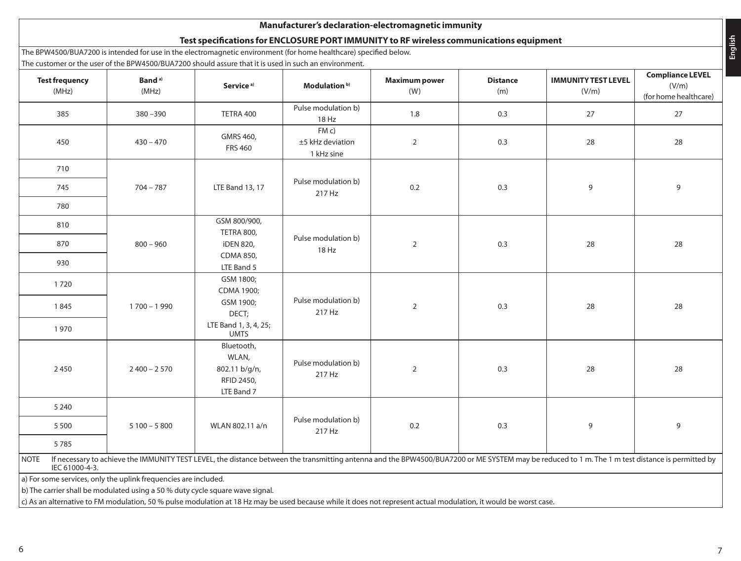## Manufacturer's declaration-electromagnetic immunity

### Test specifications for ENCLOSURE PORT IMMUNITY to RF wireless communications equipment

The BPW4500/BUA7200 is intended for use in the electromagnetic environment (for home healthcare) specified below.

The customer or the user of the BPW4500/BUA7200 should assure that it is used in such an environment.

| Test frequency (MHz) | Band [a] (MHz) | Service [a] | Modulation [b] | Maximum power (W) | Distance (m) | IMMUNITY TEST LEVEL (V/m) | Compliance LEVEL (V/m) (for home healthcare) |
|---|---|---|---|---|---|---|---|
| 385 | 380 –390 | TETRA 400 | Pulse modulation b) 18 Hz | 1.8 | 0.3 | 27 | 27 |
| 450 | 430 – 470 | GMRS 460, FRS 460 | FM c) ±5 kHz deviation 1 kHz sine | 2 | 0.3 | 28 | 28 |
| 710 | 704 – 787 | LTE Band 13, 17 | Pulse modulation b) 217 Hz | 0.2 | 0.3 | 9 | 9 |
| 745 | | | | | | | |
| 780 | | | | | | | |
| 810 | 800 – 960 | GSM 800/900, TETRA 800, iDEN 820, CDMA 850, LTE Band 5 | Pulse modulation b) 18 Hz | 2 | 0.3 | 28 | 28 |
| 870 | | | | | | | |
| 930 | | | | | | | |
| 1 720 | 1 700 – 1 990 | GSM 1800; CDMA 1900; GSM 1900; DECT; LTE Band 1, 3, 4, 25; UMTS | Pulse modulation b) 217 Hz | 2 | 0.3 | 28 | 28 |
| 1 845 | | | | | | | |
| 1 970 | | | | | | | |
| 2 450 | 2 400 – 2 570 | Bluetooth, WLAN, 802.11 b/g/n, RFID 2450, LTE Band 7 | Pulse modulation b) 217 Hz | 2 | 0.3 | 28 | 28 |
| 5 240 | 5 100 – 5 800 | WLAN 802.11 a/n | Pulse modulation b) 217 Hz | 0.2 | 0.3 | 9 | 9 |
| 5 500 | | | | | | | |
| 5 785 | | | | | | | |

NOTE If necessary to achieve the IMMUNITY TEST LEVEL, the distance between the transmitting antenna and the BPW4500/BUA7200 or ME SYSTEM may be reduced to 1 m. The 1 m test distance is permitted by IEC 61000-4-3.

a) For some services, only the uplink frequencies are included.

b) The carrier shall be modulated using a 50 % duty cycle square wave signal.

c) As an alternative to FM modulation, 50 % pulse modulation at 18 Hz may be used because while it does not represent actual modulation, it would be worst case.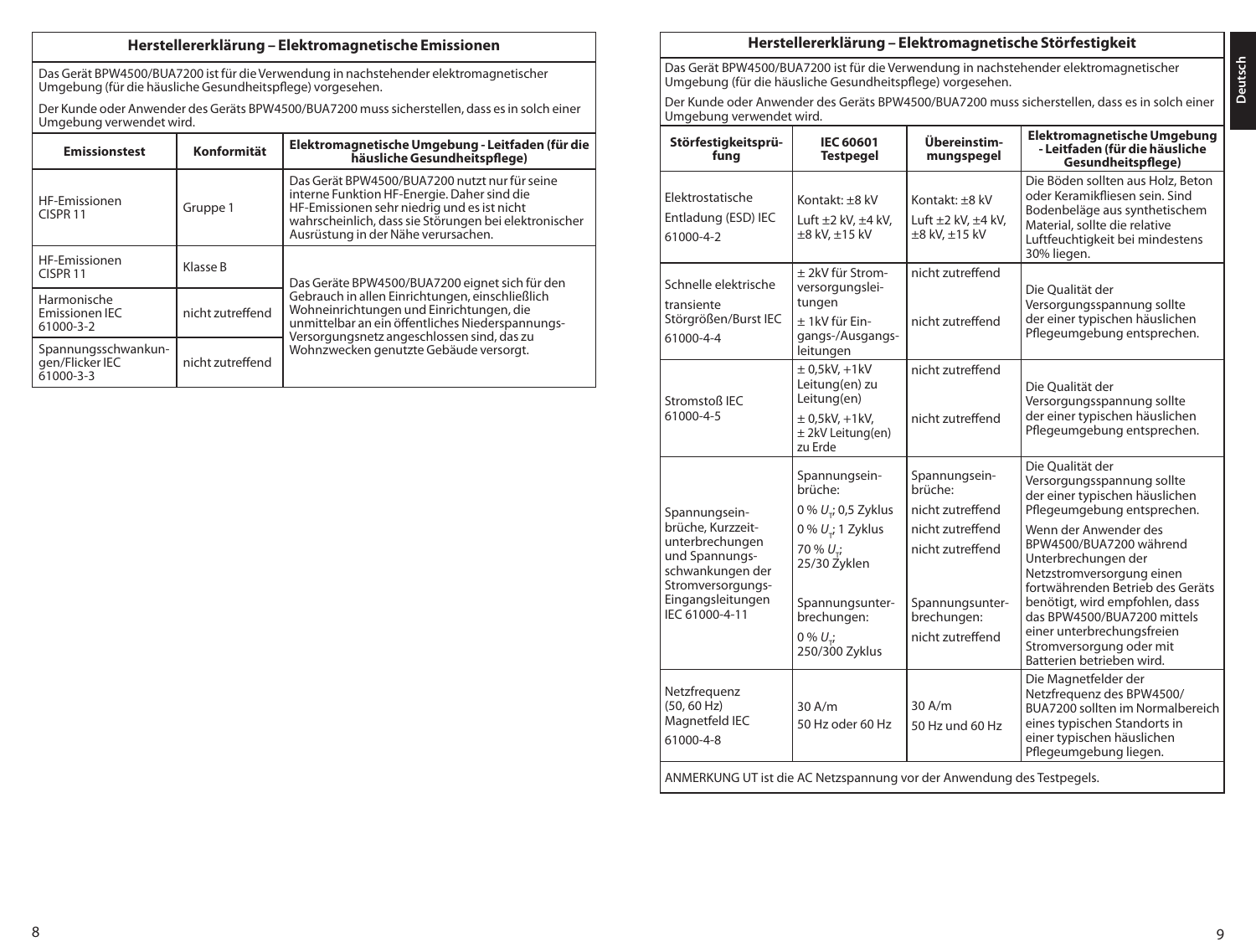## Herstellererklärung – Elektromagnetische Emissionen

Das Gerät BPW4500/BUA7200 ist für die Verwendung in nachstehender elektromagnetischer Umgebung (für die häusliche Gesundheitspflege) vorgesehen.

Der Kunde oder Anwender des Geräts BPW4500/BUA7200 muss sicherstellen, dass es in solch einer Umgebung verwendet wird.

| Emissionstest | Konformität | Elektromagnetische Umgebung - Leitfaden (für die häusliche Gesundheitspflege) |
|---|---|---|
| HF-Emissionen CISPR 11 | Gruppe 1 | Das Gerät BPW4500/BUA7200 nutzt nur für seine interne Funktion HF-Energie. Daher sind die HF-Emissionen sehr niedrig und es ist nicht wahrscheinlich, dass sie Störungen bei elektronischer Ausrüstung in der Nähe verursachen. |
| HF-Emissionen CISPR 11 | Klasse B | Das Geräte BPW4500/BUA7200 eignet sich für den Gebrauch in allen Einrichtungen, einschließlich Wohneinrichtungen und Einrichtungen, die unmittelbar an ein öffentliches Niederspannungs-Versorgungsnetz angeschlossen sind, das zu Wohnzwecken genutzte Gebäude versorgt. |
| Harmonische Emissionen IEC 61000-3-2 | nicht zutreffend | |
| Spannungsschwankungen/Flicker IEC 61000-3-3 | nicht zutreffend | |

## Herstellererklärung – Elektromagnetische Störfestigkeit

Das Gerät BPW4500/BUA7200 ist für die Verwendung in nachstehender elektromagnetischer Umgebung (für die häusliche Gesundheitspflege) vorgesehen.

Der Kunde oder Anwender des Geräts BPW4500/BUA7200 muss sicherstellen, dass es in solch einer Umgebung verwendet wird.

| Störfestigkeitsprüfung | IEC 60601 Testpegel | Übereinstimmungspegel | Elektromagnetische Umgebung - Leitfaden (für die häusliche Gesundheitspflege) |
|---|---|---|---|
| Elektrostatische Entladung (ESD) IEC 61000-4-2 | Kontakt: ±8 kV<br>Luft ±2 kV, ±4 kV, ±8 kV, ±15 kV | Kontakt: ±8 kV<br>Luft ±2 kV, ±4 kV, ±8 kV, ±15 kV | Die Böden sollten aus Holz, Beton oder Keramikfliesen sein. Sind Bodenbeläge aus synthetischem Material, sollte die relative Luftfeuchtigkeit bei mindestens 30% liegen. |
| Schnelle elektrische transiente Störgrößen/Burst IEC 61000-4-4 | ± 2kV für Stromversorgungsleitungen<br>± 1kV für Eingangs-/Ausgangsleitungen | nicht zutreffend<br>nicht zutreffend | Die Qualität der Versorgungsspannung sollte der einer typischen häuslichen Pflegeumgebung entsprechen. |
| Stromstoß IEC 61000-4-5 | ± 0,5kV, +1kV Leitung(en) zu Leitung(en)<br>± 0,5kV, +1kV, ± 2kV Leitung(en) zu Erde | nicht zutreffend<br>nicht zutreffend | Die Qualität der Versorgungsspannung sollte der einer typischen häuslichen Pflegeumgebung entsprechen. |
| Spannungseinbrüche, Kurzzeitunterbrechungen und Spannungsschwankungen der Stromversorgungs-Eingangsleitungen IEC 61000-4-11 | Spannungseinbrüche:<br>0 % $U_T$; 0,5 Zyklus<br>0 % $U_T$; 1 Zyklus<br>70 % $U_T$; 25/30 Zyklen<br>Spannungsunterbrechungen:<br>0 % $U_T$; 250/300 Zyklus | Spannungseinbrüche:<br>nicht zutreffend<br>nicht zutreffend<br>nicht zutreffend<br>Spannungsunterbrechungen:<br>nicht zutreffend | Die Qualität der Versorgungsspannung sollte der einer typischen häuslichen Pflegeumgebung entsprechen.<br>Wenn der Anwender des BPW4500/BUA7200 während Unterbrechungen der Netzstromversorgung einen fortwährenden Betrieb des Geräts benötigt, wird empfohlen, dass das BPW4500/BUA7200 mittels einer unterbrechungsfreien Stromversorgung oder mit Batterien betrieben wird. |
| Netzfrequenz (50, 60 Hz) Magnetfeld IEC 61000-4-8 | 30 A/m<br>50 Hz oder 60 Hz | 30 A/m<br>50 Hz und 60 Hz | Die Magnetfelder der Netzfrequenz des BPW4500/BUA7200 sollten im Normalbereich eines typischen Standorts in einer typischen häuslichen Pflegeumgebung liegen. |

ANMERKUNG UT ist die AC Netzspannung vor der Anwendung des Testpegels.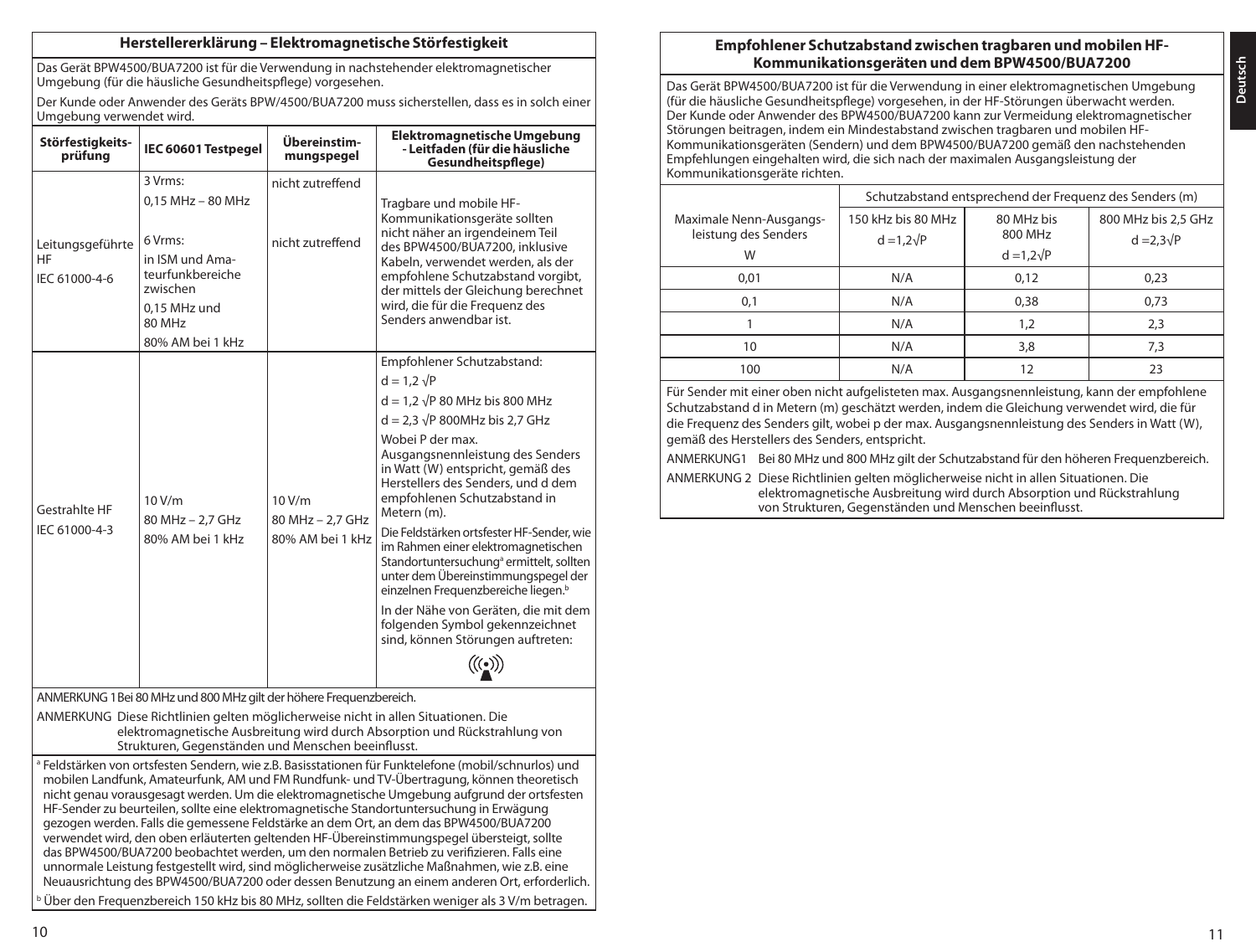## Herstellererklärung – Elektromagnetische Störfestigkeit

Das Gerät BPW4500/BUA7200 ist für die Verwendung in nachstehender elektromagnetischer Umgebung (für die häusliche Gesundheitspflege) vorgesehen.

Der Kunde oder Anwender des Geräts BPW/4500/BUA7200 muss sicherstellen, dass es in solch einer Umgebung verwendet wird.

| Störfestigkeits-prüfung | IEC 60601 Testpegel | Übereinstim-mungspegel | Elektromagnetische Umgebung - Leitfaden (für die häusliche Gesundheitspflege) |
|---|---|---|---|
| Leitungsgeführte HF IEC 61000-4-6 | 3 Vrms: 0,15 MHz – 80 MHz<br>6 Vrms: in ISM und Amateurfunkbereiche zwischen 0,15 MHz und 80 MHz<br>80% AM bei 1 kHz | nicht zutreffend<br>nicht zutreffend | Tragbare und mobile HF-Kommunikationsgeräte sollten nicht näher an irgendeinem Teil des BPW4500/BUA7200, inklusive Kabeln, verwendet werden, als der empfohlene Schutzabstand vorgibt, der mittels der Gleichung berechnet wird, die für die Frequenz des Senders anwendbar ist. |
| Gestrahlte HF IEC 61000-4-3 | 10 V/m<br>80 MHz – 2,7 GHz<br>80% AM bei 1 kHz | 10 V/m<br>80 MHz – 2,7 GHz<br>80% AM bei 1 kHz | Empfohlener Schutzabstand:<br>$d = 1{,}2\sqrt{P}$<br>$d = 1{,}2\sqrt{P}$ 80 MHz bis 800 MHz<br>$d = 2{,}3\sqrt{P}$ 800MHz bis 2,7 GHz<br>Wobei P der max. Ausgangsnennleistung des Senders in Watt (W) entspricht, gemäß des Herstellers des Senders, und d dem empfohlenen Schutzabstand in Metern (m).<br>Die Feldstärken ortsfester HF-Sender, wie im Rahmen einer elektromagnetischen Standortuntersuchung[a] ermittelt, sollten unter dem Übereinstimmungspegel der einzelnen Frequenzbereiche liegen.[b]<br>In der Nähe von Geräten, die mit dem folgenden Symbol gekennzeichnet sind, können Störungen auftreten: |

ANMERKUNG 1 Bei 80 MHz und 800 MHz gilt der höhere Frequenzbereich.

ANMERKUNG Diese Richtlinien gelten möglicherweise nicht in allen Situationen. Die elektromagnetische Ausbreitung wird durch Absorption und Rückstrahlung von Strukturen, Gegenständen und Menschen beeinflusst.

[a] Feldstärken von ortsfesten Sendern, wie z.B. Basisstationen für Funktelefone (mobil/schnurlos) und mobilen Landfunk, Amateurfunk, AM und FM Rundfunk- und TV-Übertragung, können theoretisch nicht genau vorausgesagt werden. Um die elektromagnetische Umgebung aufgrund der ortsfesten HF-Sender zu beurteilen, sollte eine elektromagnetische Standortuntersuchung in Erwägung gezogen werden. Falls die gemessene Feldstärke an dem Ort, an dem das BPW4500/BUA7200 verwendet wird, den oben erläuterten geltenden HF-Übereinstimmungspegel übersteigt, sollte das BPW4500/BUA7200 beobachtet werden, um den normalen Betrieb zu verifizieren. Falls eine unnormale Leistung festgestellt wird, sind möglicherweise zusätzliche Maßnahmen, wie z.B. eine Neuausrichtung des BPW4500/BUA7200 oder dessen Benutzung an einem anderen Ort, erforderlich.

[b] Über den Frequenzbereich 150 kHz bis 80 MHz, sollten die Feldstärken weniger als 3 V/m betragen.

## Empfohlener Schutzabstand zwischen tragbaren und mobilen HF-Kommunikationsgeräten und dem BPW4500/BUA7200

Das Gerät BPW4500/BUA7200 ist für die Verwendung in einer elektromagnetischen Umgebung (für die häusliche Gesundheitspflege) vorgesehen, in der HF-Störungen überwacht werden. Der Kunde oder Anwender des BPW4500/BUA7200 kann zur Vermeidung elektromagnetischer Störungen beitragen, indem ein Mindestabstand zwischen tragbaren und mobilen HF-Kommunikationsgeräten (Sendern) und dem BPW4500/BUA7200 gemäß den nachstehenden Empfehlungen eingehalten wird, die sich nach der maximalen Ausgangsleistung der Kommunikationsgeräte richten.

| Maximale Nenn-Ausgangsleistung des Senders W | Schutzabstand entsprechend der Frequenz des Senders (m) | | |
|---|---|---|---|
| | 150 kHz bis 80 MHz $d = 1{,}2\sqrt{P}$ | 80 MHz bis 800 MHz $d = 1{,}2\sqrt{P}$ | 800 MHz bis 2,5 GHz $d = 2{,}3\sqrt{P}$ |
| 0,01 | N/A | 0,12 | 0,23 |
| 0,1 | N/A | 0,38 | 0,73 |
| 1 | N/A | 1,2 | 2,3 |
| 10 | N/A | 3,8 | 7,3 |
| 100 | N/A | 12 | 23 |

Für Sender mit einer oben nicht aufgelisteten max. Ausgangsnennleistung, kann der empfohlene Schutzabstand d in Metern (m) geschätzt werden, indem die Gleichung verwendet wird, die für die Frequenz des Senders gilt, wobei p der max. Ausgangsnennleistung des Senders in Watt (W), gemäß des Herstellers des Senders, entspricht.

ANMERKUNG1 Bei 80 MHz und 800 MHz gilt der Schutzabstand für den höheren Frequenzbereich.

ANMERKUNG 2 Diese Richtlinien gelten möglicherweise nicht in allen Situationen. Die elektromagnetische Ausbreitung wird durch Absorption und Rückstrahlung von Strukturen, Gegenständen und Menschen beeinflusst.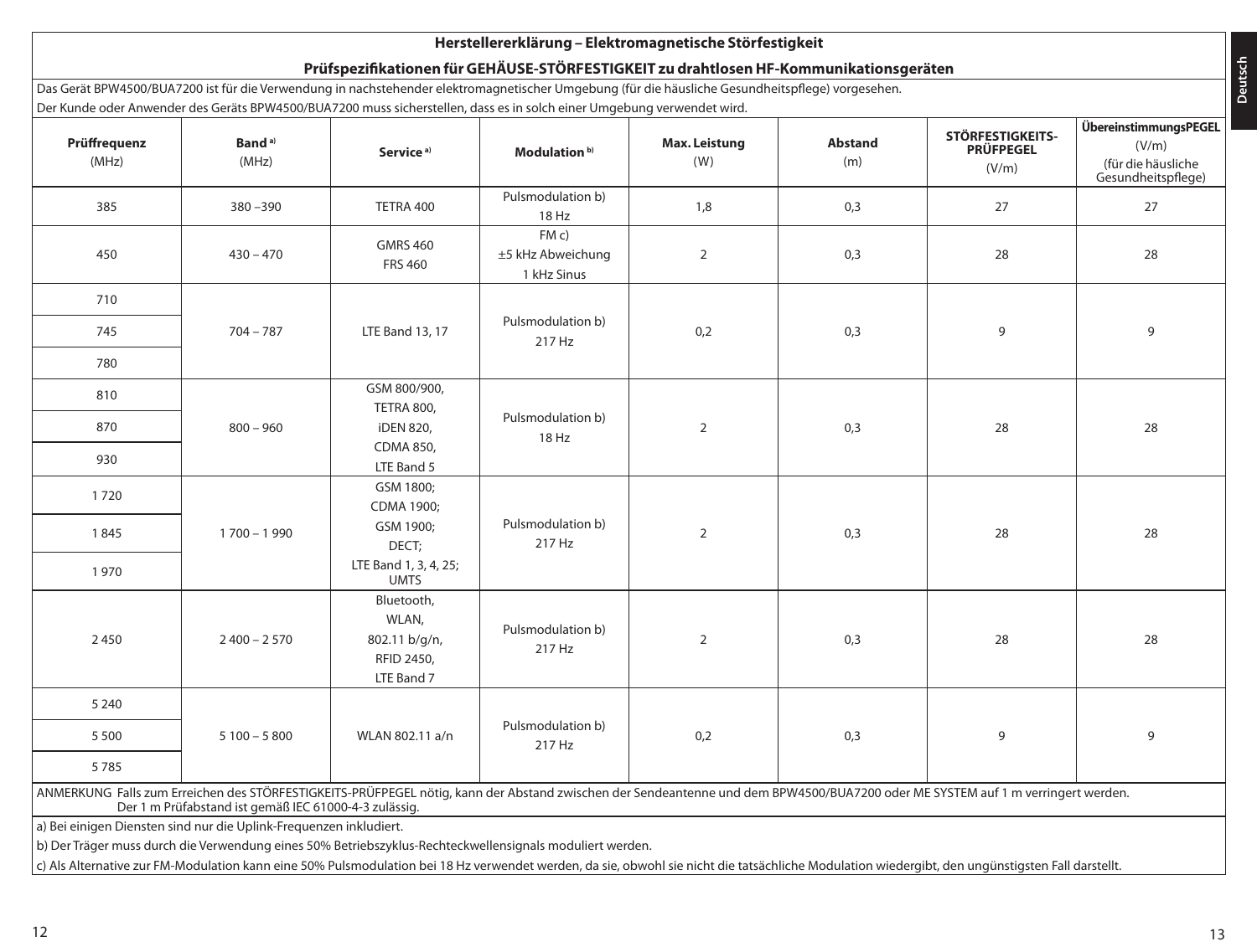## Herstellererklärung – Elektromagnetische Störfestigkeit

### Prüfspezifikationen für GEHÄUSE-STÖRFESTIGKEIT zu drahtlosen HF-Kommunikationsgeräten

Das Gerät BPW4500/BUA7200 ist für die Verwendung in nachstehender elektromagnetischer Umgebung (für die häusliche Gesundheitspflege) vorgesehen.
Der Kunde oder Anwender des Geräts BPW4500/BUA7200 muss sicherstellen, dass es in solch einer Umgebung verwendet wird.

| Prüffrequenz (MHz) | Band [a] (MHz) | Service [a] | Modulation [b] | Max. Leistung (W) | Abstand (m) | STÖRFESTIGKEITS-PRÜFPEGEL (V/m) | ÜbereinstimmungsPEGEL (V/m) (für die häusliche Gesundheitspflege) |
|---|---|---|---|---|---|---|---|
| 385 | 380 –390 | TETRA 400 | Pulsmodulation b) 18 Hz | 1,8 | 0,3 | 27 | 27 |
| 450 | 430 – 470 | GMRS 460 FRS 460 | FM c) ±5 kHz Abweichung 1 kHz Sinus | 2 | 0,3 | 28 | 28 |
| 710 | 704 – 787 | LTE Band 13, 17 | Pulsmodulation b) 217 Hz | 0,2 | 0,3 | 9 | 9 |
| 745 | | | | | | | |
| 780 | | | | | | | |
| 810 | 800 – 960 | GSM 800/900, TETRA 800, iDEN 820, CDMA 850, LTE Band 5 | Pulsmodulation b) 18 Hz | 2 | 0,3 | 28 | 28 |
| 870 | | | | | | | |
| 930 | | | | | | | |
| 1 720 | 1 700 – 1 990 | GSM 1800; CDMA 1900; GSM 1900; DECT; LTE Band 1, 3, 4, 25; UMTS | Pulsmodulation b) 217 Hz | 2 | 0,3 | 28 | 28 |
| 1 845 | | | | | | | |
| 1 970 | | | | | | | |
| 2 450 | 2 400 – 2 570 | Bluetooth, WLAN, 802.11 b/g/n, RFID 2450, LTE Band 7 | Pulsmodulation b) 217 Hz | 2 | 0,3 | 28 | 28 |
| 5 240 | 5 100 – 5 800 | WLAN 802.11 a/n | Pulsmodulation b) 217 Hz | 0,2 | 0,3 | 9 | 9 |
| 5 500 | | | | | | | |
| 5 785 | | | | | | | |

ANMERKUNG Falls zum Erreichen des STÖRFESTIGKEITS-PRÜFPEGEL nötig, kann der Abstand zwischen der Sendeantenne und dem BPW4500/BUA7200 oder ME SYSTEM auf 1 m verringert werden. Der 1 m Prüfabstand ist gemäß IEC 61000-4-3 zulässig.

a) Bei einigen Diensten sind nur die Uplink-Frequenzen inkludiert.

b) Der Träger muss durch die Verwendung eines 50% Betriebszyklus-Rechteckwellensignals moduliert werden.

c) Als Alternative zur FM-Modulation kann eine 50% Pulsmodulation bei 18 Hz verwendet werden, da sie, obwohl sie nicht die tatsächliche Modulation wiedergibt, den ungünstigsten Fall darstellt.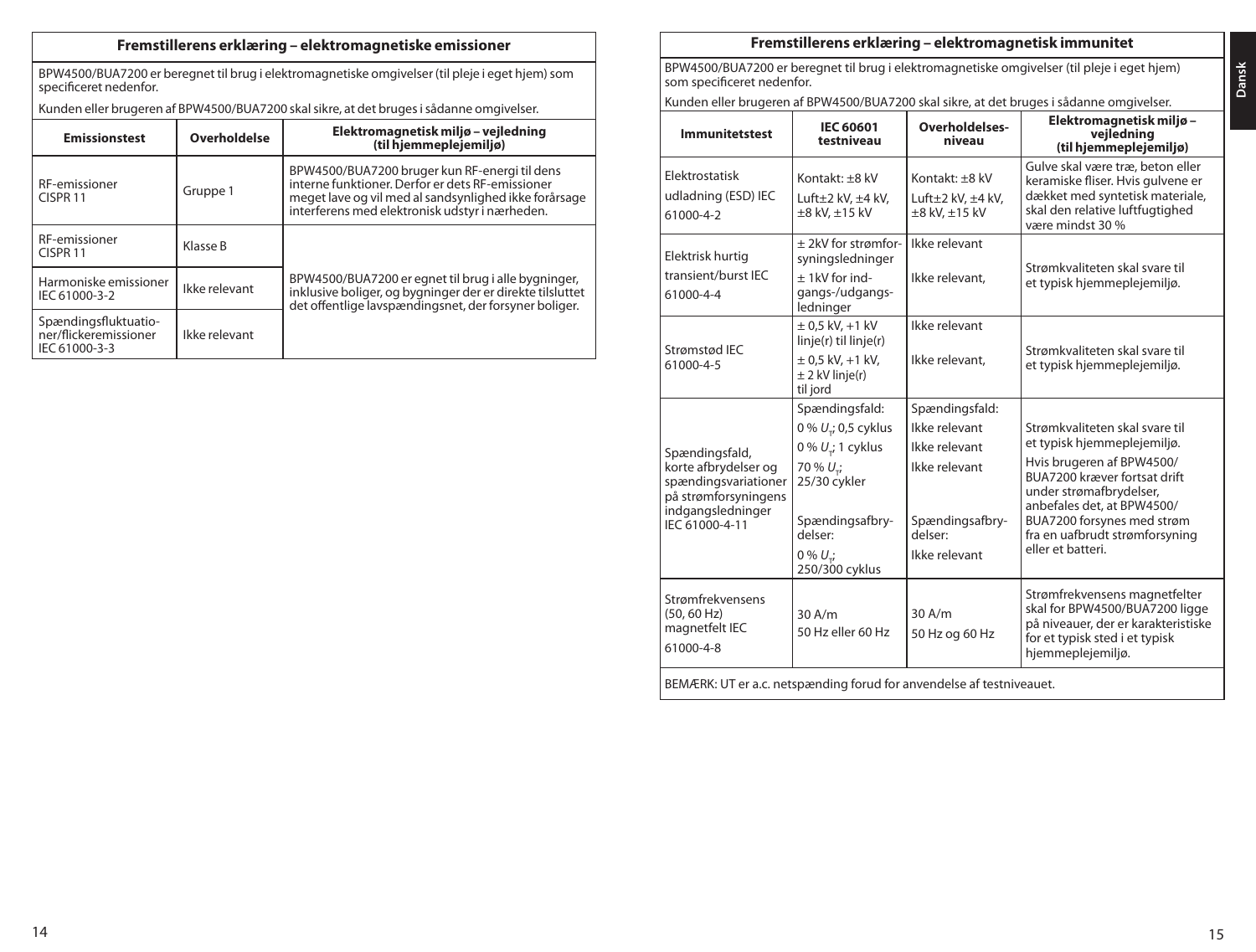## Fremstillerens erklæring – elektromagnetiske emissioner

BPW4500/BUA7200 er beregnet til brug i elektromagnetiske omgivelser (til pleje i eget hjem) som specificeret nedenfor.

Kunden eller brugeren af BPW4500/BUA7200 skal sikre, at det bruges i sådanne omgivelser.

| Emissionstest | Overholdelse | Elektromagnetisk miljø – vejledning (til hjemmeplejemiljø) |
|---|---|---|
| RF-emissioner CISPR 11 | Gruppe 1 | BPW4500/BUA7200 bruger kun RF-energi til dens interne funktioner. Derfor er dets RF-emissioner meget lave og vil med al sandsynlighed ikke forårsage interferens med elektronisk udstyr i nærheden. |
| RF-emissioner CISPR 11 | Klasse B | BPW4500/BUA7200 er egnet til brug i alle bygninger, inklusive boliger, og bygninger der er direkte tilsluttet det offentlige lavspændingsnet, der forsyner boliger. |
| Harmoniske emissioner IEC 61000-3-2 | Ikke relevant | |
| Spændingsfluktuationer/flickeremissioner IEC 61000-3-3 | Ikke relevant | |

## Fremstillerens erklæring – elektromagnetisk immunitet

BPW4500/BUA7200 er beregnet til brug i elektromagnetiske omgivelser (til pleje i eget hjem) som specificeret nedenfor.

Kunden eller brugeren af BPW4500/BUA7200 skal sikre, at det bruges i sådanne omgivelser.

| Immunitetstest | IEC 60601 testniveau | Overholdelses-niveau | Elektromagnetisk miljø – vejledning (til hjemmeplejemiljø) |
|---|---|---|---|
| Elektrostatisk udladning (ESD) IEC 61000-4-2 | Kontakt: ±8 kV<br>Luft±2 kV, ±4 kV, ±8 kV, ±15 kV | Kontakt: ±8 kV<br>Luft±2 kV, ±4 kV, ±8 kV, ±15 kV | Gulve skal være træ, beton eller keramiske fliser. Hvis gulvene er dækket med syntetisk materiale, skal den relative luftfugtighed være mindst 30 % |
| Elektrisk hurtig transient/burst IEC 61000-4-4 | ± 2kV for strømforsyningsledninger<br>± 1kV for indgangs-/udgangsledninger | Ikke relevant<br>Ikke relevant, | Strømkvaliteten skal svare til et typisk hjemmeplejemiljø. |
| Strømstød IEC 61000-4-5 | ± 0,5 kV, +1 kV linje(r) til linje(r)<br>± 0,5 kV, +1 kV, ± 2 kV linje(r) til jord | Ikke relevant<br>Ikke relevant, | Strømkvaliteten skal svare til et typisk hjemmeplejemiljø. |
| Spændingsfald, korte afbrydelser og spændingsvariationer på strømforsyningens indgangsledninger IEC 61000-4-11 | Spændingsfald:<br>0 % $U_T$; 0,5 cyklus<br>0 % $U_T$; 1 cyklus<br>70 % $U_T$; 25/30 cykler<br>Spændingsafbrydelser:<br>0 % $U_T$; 250/300 cyklus | Spændingsfald:<br>Ikke relevant<br>Ikke relevant<br>Ikke relevant<br>Spændingsafbrydelser:<br>Ikke relevant | Strømkvaliteten skal svare til et typisk hjemmeplejemiljø.<br>Hvis brugeren af BPW4500/BUA7200 kræver fortsat drift under strømafbrydelser, anbefales det, at BPW4500/BUA7200 forsynes med strøm fra en uafbrudt strømforsyning eller et batteri. |
| Strømfrekvensens (50, 60 Hz) magnetfelt IEC 61000-4-8 | 30 A/m<br>50 Hz eller 60 Hz | 30 A/m<br>50 Hz og 60 Hz | Strømfrekvensens magnetfelter skal for BPW4500/BUA7200 ligge på niveauer, der er karakteristiske for et typisk sted i et typisk hjemmeplejemiljø. |

BEMÆRK: UT er a.c. netspænding forud for anvendelse af testniveauet.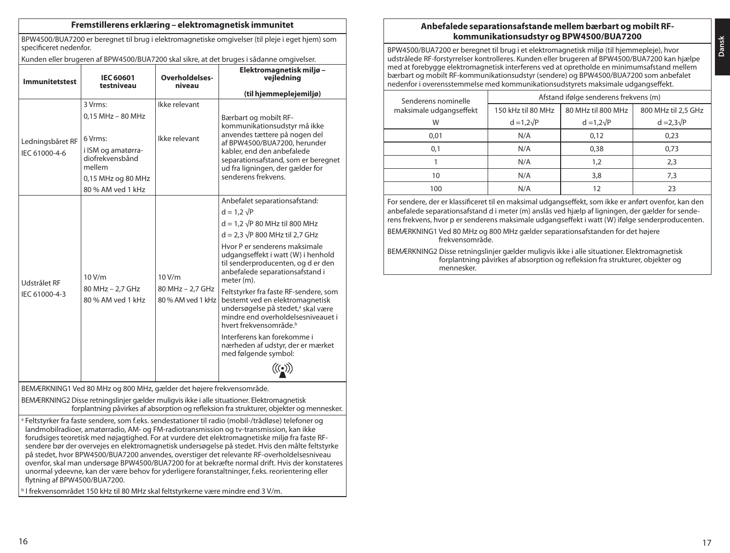## Fremstillerens erklæring – elektromagnetisk immunitet

BPW4500/BUA7200 er beregnet til brug i elektromagnetiske omgivelser (til pleje i eget hjem) som specificeret nedenfor.

Kunden eller brugeren af BPW4500/BUA7200 skal sikre, at det bruges i sådanne omgivelser.

| Immunitetstest | IEC 60601 testniveau | Overholdelses-niveau | Elektromagnetisk miljø – vejledning (til hjemmeplejemiljø) |
|---|---|---|---|
| Ledningsbåret RF IEC 61000-4-6 | 3 Vrms: 0,15 MHz – 80 MHz<br>6 Vrms: i ISM og amatørradiofrekvensbånd mellem 0,15 MHz og 80 MHz<br>80 % AM ved 1 kHz | Ikke relevant<br>Ikke relevant | Bærbart og mobilt RF-kommunikationsudstyr må ikke anvendes tættere på nogen del af BPW4500/BUA7200, herunder kabler, end den anbefalede separationsafstand, som er beregnet ud fra ligningen, der gælder for senderens frekvens. |
| Udstrålet RF IEC 61000-4-3 | 10 V/m<br>80 MHz – 2,7 GHz<br>80 % AM ved 1 kHz | 10 V/m<br>80 MHz – 2,7 GHz<br>80 % AM ved 1 kHz | Anbefalet separationsafstand:<br>$d = 1,2\sqrt{P}$<br>$d = 1,2\sqrt{P}$ 80 MHz til 800 MHz<br>$d = 2,3\sqrt{P}$ 800 MHz til 2,7 GHz<br>Hvor P er senderens maksimale udgangseffekt i watt (W) i henhold til senderproducenten, og d er den anbefalede separationsafstand i meter (m).<br>Feltstyrker fra faste RF-sendere, som bestemt ved en elektromagnetisk undersøgelse på stedet,[a] skal være mindre end overholdelsesniveauet i hvert frekvensområde.[b]<br>Interferens kan forekomme i nærheden af udstyr, der er mærket med følgende symbol: ((•)) |

BEMÆRKNING1 Ved 80 MHz og 800 MHz, gælder det højere frekvensområde.

BEMÆRKNING2 Disse retningslinjer gælder muligvis ikke i alle situationer. Elektromagnetisk forplantning påvirkes af absorption og refleksion fra strukturer, objekter og mennesker.

[a] Feltstyrker fra faste sendere, som f.eks. sendestationer til radio (mobil-/trådløse) telefoner og landmobilradioer, amatørradio, AM- og FM-radiotransmission og tv-transmission, kan ikke forudsiges teoretisk med nøjagtighed. For at vurdere det elektromagnetiske miljø fra faste RF-sendere bør der overvejes en elektromagnetisk undersøgelse på stedet. Hvis den målte feltstyrke på stedet, hvor BPW4500/BUA7200 anvendes, overstiger det relevante RF-overholdelsesniveau ovenfor, skal man undersøge BPW4500/BUA7200 for at bekræfte normal drift. Hvis der konstateres unormal ydeevne, kan der være behov for yderligere foranstaltninger, f.eks. reorientering eller flytning af BPW4500/BUA7200.

[b] I frekvensområdet 150 kHz til 80 MHz skal feltstyrkerne være mindre end 3 V/m.

## Anbefalede separationsafstande mellem bærbart og mobilt RF-kommunikationsudstyr og BPW4500/BUA7200

BPW4500/BUA7200 er beregnet til brug i et elektromagnetisk miljø (til hjemmepleje), hvor udstrålede RF-forstyrrelser kontrolleres. Kunden eller brugeren af BPW4500/BUA7200 kan hjælpe med at forebygge elektromagnetisk interferens ved at opretholde en minimumsafstand mellem bærbart og mobilt RF-kommunikationsudstyr (sendere) og BPW4500/BUA7200 som anbefalet nedenfor i overensstemmelse med kommunikationsudstyrets maksimale udgangseffekt.

| Senderens nominelle maksimale udgangseffekt | Afstand ifølge senderens frekvens (m) | | |
|---|---|---|---|
| | 150 kHz til 80 MHz | 80 MHz til 800 MHz | 800 MHz til 2,5 GHz |
| W | $d = 1,2\sqrt{P}$ | $d = 1,2\sqrt{P}$ | $d = 2,3\sqrt{P}$ |
| 0,01 | N/A | 0,12 | 0,23 |
| 0,1 | N/A | 0,38 | 0,73 |
| 1 | N/A | 1,2 | 2,3 |
| 10 | N/A | 3,8 | 7,3 |
| 100 | N/A | 12 | 23 |

For sendere, der er klassificeret til en maksimal udgangseffekt, som ikke er anført ovenfor, kan den anbefalede separationsafstand d i meter (m) anslås ved hjælp af ligningen, der gælder for senderens frekvens, hvor p er senderens maksimale udgangseffekt i watt (W) ifølge senderproducenten.

BEMÆRKNING1 Ved 80 MHz og 800 MHz gælder separationsafstanden for det højere frekvensområde.

BEMÆRKNING2 Disse retningslinjer gælder muligvis ikke i alle situationer. Elektromagnetisk forplantning påvirkes af absorption og refleksion fra strukturer, objekter og mennesker.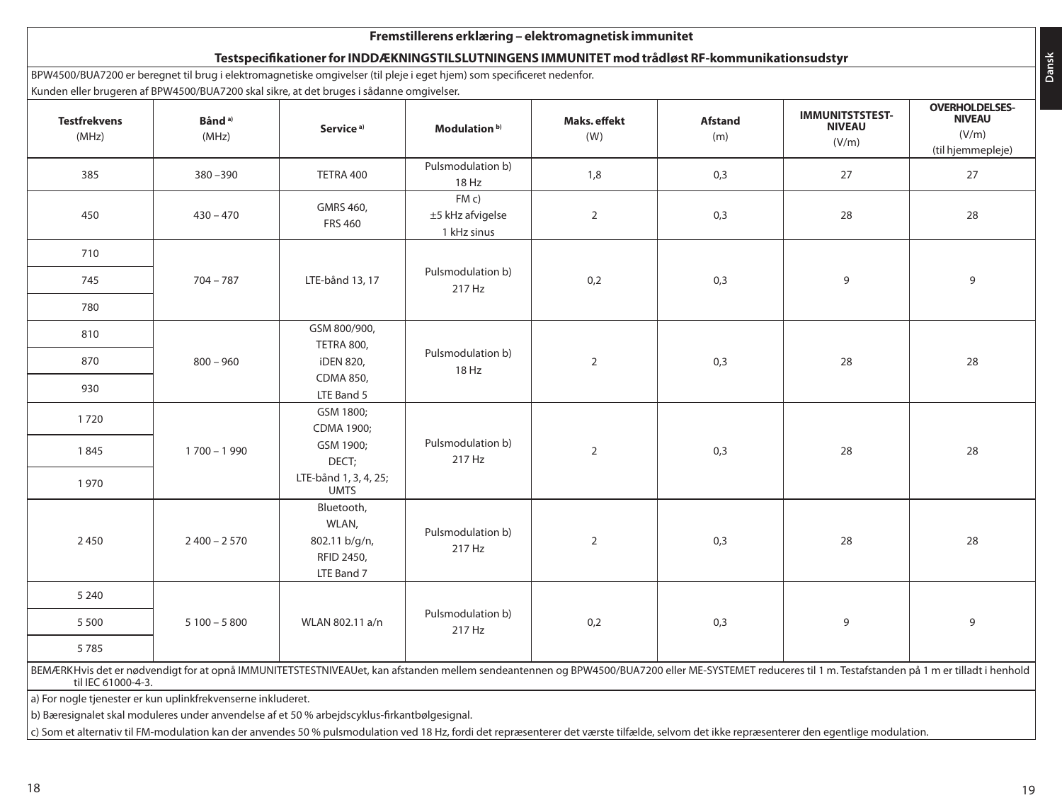## Fremstillerens erklæring – elektromagnetisk immunitet

### Testspecifikationer for INDDÆKNINGSTILSLUTNINGENS IMMUNITET mod trådløst RF-kommunikationsudstyr

BPW4500/BUA7200 er beregnet til brug i elektromagnetiske omgivelser (til pleje i eget hjem) som specificeret nedenfor.
Kunden eller brugeren af BPW4500/BUA7200 skal sikre, at det bruges i sådanne omgivelser.

| Testfrekvens (MHz) | Bånd [a] (MHz) | Service [a] | Modulation [b] | Maks. effekt (W) | Afstand (m) | IMMUNITSTSTEST-NIVEAU (V/m) | OVERHOLDELSES-NIVEAU (V/m) (til hjemmepleje) |
|---|---|---|---|---|---|---|---|
| 385 | 380 –390 | TETRA 400 | Pulsmodulation b) 18 Hz | 1,8 | 0,3 | 27 | 27 |
| 450 | 430 – 470 | GMRS 460, FRS 460 | FM c) ±5 kHz afvigelse 1 kHz sinus | 2 | 0,3 | 28 | 28 |
| 710 | 704 – 787 | LTE-bånd 13, 17 | Pulsmodulation b) 217 Hz | 0,2 | 0,3 | 9 | 9 |
| 745 | | | | | | | |
| 780 | | | | | | | |
| 810 | 800 – 960 | GSM 800/900, TETRA 800, iDEN 820, CDMA 850, LTE Band 5 | Pulsmodulation b) 18 Hz | 2 | 0,3 | 28 | 28 |
| 870 | | | | | | | |
| 930 | | | | | | | |
| 1 720 | 1 700 – 1 990 | GSM 1800; CDMA 1900; GSM 1900; DECT; LTE-bånd 1, 3, 4, 25; UMTS | Pulsmodulation b) 217 Hz | 2 | 0,3 | 28 | 28 |
| 1 845 | | | | | | | |
| 1 970 | | | | | | | |
| 2 450 | 2 400 – 2 570 | Bluetooth, WLAN, 802.11 b/g/n, RFID 2450, LTE Band 7 | Pulsmodulation b) 217 Hz | 2 | 0,3 | 28 | 28 |
| 5 240 | 5 100 – 5 800 | WLAN 802.11 a/n | Pulsmodulation b) 217 Hz | 0,2 | 0,3 | 9 | 9 |
| 5 500 | | | | | | | |
| 5 785 | | | | | | | |

BEMÆRK Hvis det er nødvendigt for at opnå IMMUNITETSTESTNIVEAUet, kan afstanden mellem sendeantennen og BPW4500/BUA7200 eller ME-SYSTEMET reduceres til 1 m. Testafstanden på 1 m er tilladt i henhold til IEC 61000-4-3.

a) For nogle tjenester er kun uplinkfrekvenserne inkluderet.

b) Bæresignalet skal moduleres under anvendelse af et 50 % arbejdscyklus-firkantbølgesignal.

c) Som et alternativ til FM-modulation kan der anvendes 50 % pulsmodulation ved 18 Hz, fordi det repræsenterer det værste tilfælde, selvom det ikke repræsenterer den egentlige modulation.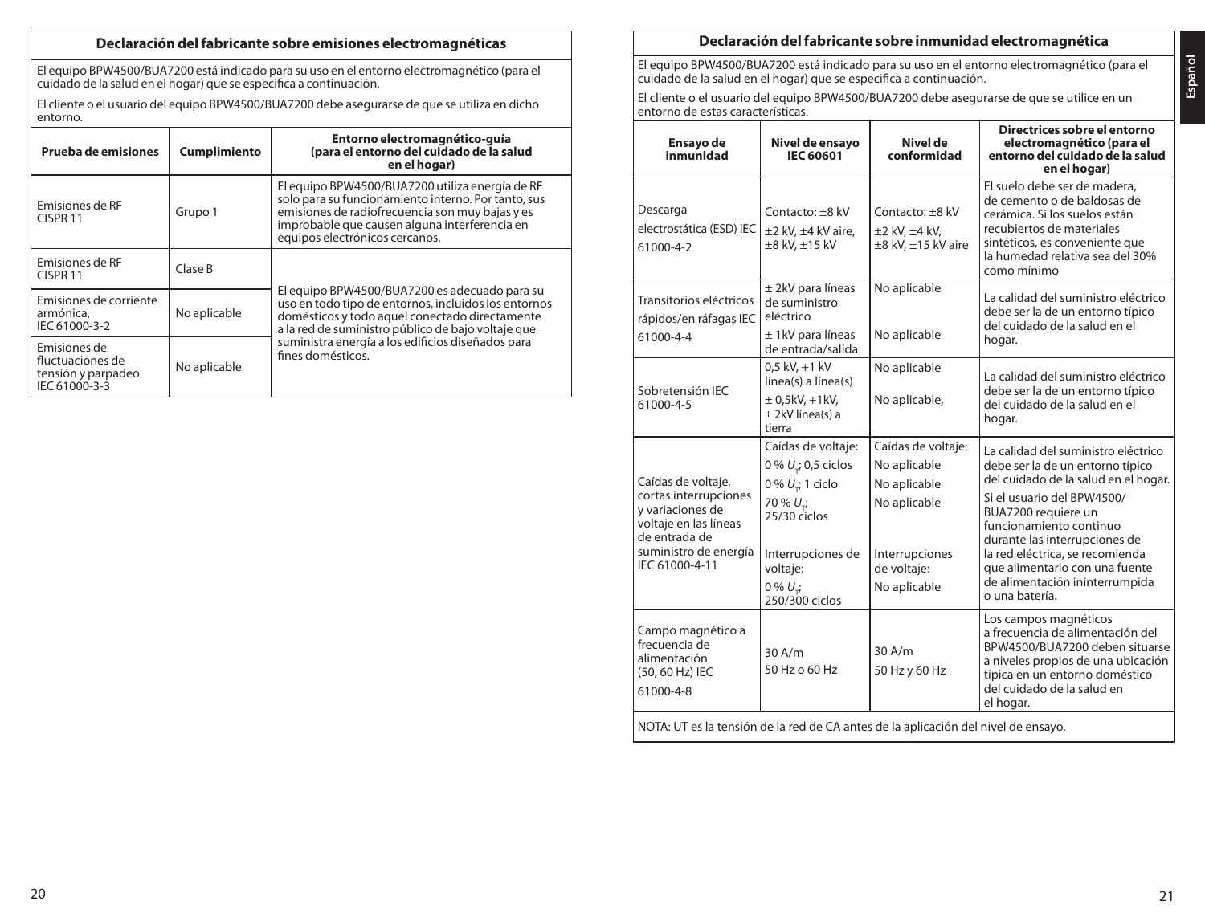## Declaración del fabricante sobre emisiones electromagnéticas

El equipo BPW4500/BUA7200 está indicado para su uso en el entorno electromagnético (para el cuidado de la salud en el hogar) que se especifica a continuación.

El cliente o el usuario del equipo BPW4500/BUA7200 debe asegurarse de que se utiliza en dicho entorno.

| Prueba de emisiones | Cumplimiento | Entorno electromagnético-guía (para el entorno del cuidado de la salud en el hogar) |
|---|---|---|
| Emisiones de RF CISPR 11 | Grupo 1 | El equipo BPW4500/BUA7200 utiliza energía de RF solo para su funcionamiento interno. Por tanto, sus emisiones de radiofrecuencia son muy bajas y es improbable que causen alguna interferencia en equipos electrónicos cercanos. |
| Emisiones de RF CISPR 11 | Clase B | El equipo BPW4500/BUA7200 es adecuado para su uso en todo tipo de entornos, incluidos los entornos domésticos y todo aquel conectado directamente a la red de suministro público de bajo voltaje que suministra energía a los edificios diseñados para fines domésticos. |
| Emisiones de corriente armónica, IEC 61000-3-2 | No aplicable | |
| Emisiones de fluctuaciones de tensión y parpadeo IEC 61000-3-3 | No aplicable | |

## Declaración del fabricante sobre inmunidad electromagnética

El equipo BPW4500/BUA7200 está indicado para su uso en el entorno electromagnético (para el cuidado de la salud en el hogar) que se especifica a continuación.

El cliente o el usuario del equipo BPW4500/BUA7200 debe asegurarse de que se utilice en un entorno de estas características.

| Ensayo de inmunidad | Nivel de ensayo IEC 60601 | Nivel de conformidad | Directrices sobre el entorno electromagnético (para el entorno del cuidado de la salud en el hogar) |
|---|---|---|---|
| Descarga electrostática (ESD) IEC 61000-4-2 | Contacto: ±8 kV<br>±2 kV, ±4 kV aire, ±8 kV, ±15 kV | Contacto: ±8 kV<br>±2 kV, ±4 kV, ±8 kV, ±15 kV aire | El suelo debe ser de madera, de cemento o de baldosas de cerámica. Si los suelos están recubiertos de materiales sintéticos, es conveniente que la humedad relativa sea del 30% como mínimo |
| Transitorios eléctricos rápidos/en ráfagas IEC 61000-4-4 | ± 2kV para líneas de suministro eléctrico<br>± 1kV para líneas de entrada/salida | No aplicable<br>No aplicable | La calidad del suministro eléctrico debe ser la de un entorno típico del cuidado de la salud en el hogar. |
| Sobretensión IEC 61000-4-5 | 0,5 kV, +1 kV línea(s) a línea(s)<br>± 0,5kV, +1kV, ± 2kV línea(s) a tierra | No aplicable<br>No aplicable, | La calidad del suministro eléctrico debe ser la de un entorno típico del cuidado de la salud en el hogar. |
| Caídas de voltaje, cortas interrupciones y variaciones de voltaje en las líneas de entrada de suministro de energía IEC 61000-4-11 | Caídas de voltaje:<br>0 % $U_T$; 0,5 ciclos<br>0 % $U_T$; 1 ciclo<br>70 % $U_T$; 25/30 ciclos<br>Interrupciones de voltaje:<br>0 % $U_T$; 250/300 ciclos | Caídas de voltaje:<br>No aplicable<br>No aplicable<br>No aplicable<br>Interrupciones de voltaje:<br>No aplicable | La calidad del suministro eléctrico debe ser la de un entorno típico del cuidado de la salud en el hogar.<br>Si el usuario del BPW4500/BUA7200 requiere un funcionamiento continuo durante las interrupciones de la red eléctrica, se recomienda que alimentarlo con una fuente de alimentación ininterrumpida o una batería. |
| Campo magnético a frecuencia de alimentación (50, 60 Hz) IEC 61000-4-8 | 30 A/m<br>50 Hz o 60 Hz | 30 A/m<br>50 Hz y 60 Hz | Los campos magnéticos a frecuencia de alimentación del BPW4500/BUA7200 deben situarse a niveles propios de una ubicación típica en un entorno doméstico del cuidado de la salud en el hogar. |

NOTA: UT es la tensión de la red de CA antes de la aplicación del nivel de ensayo.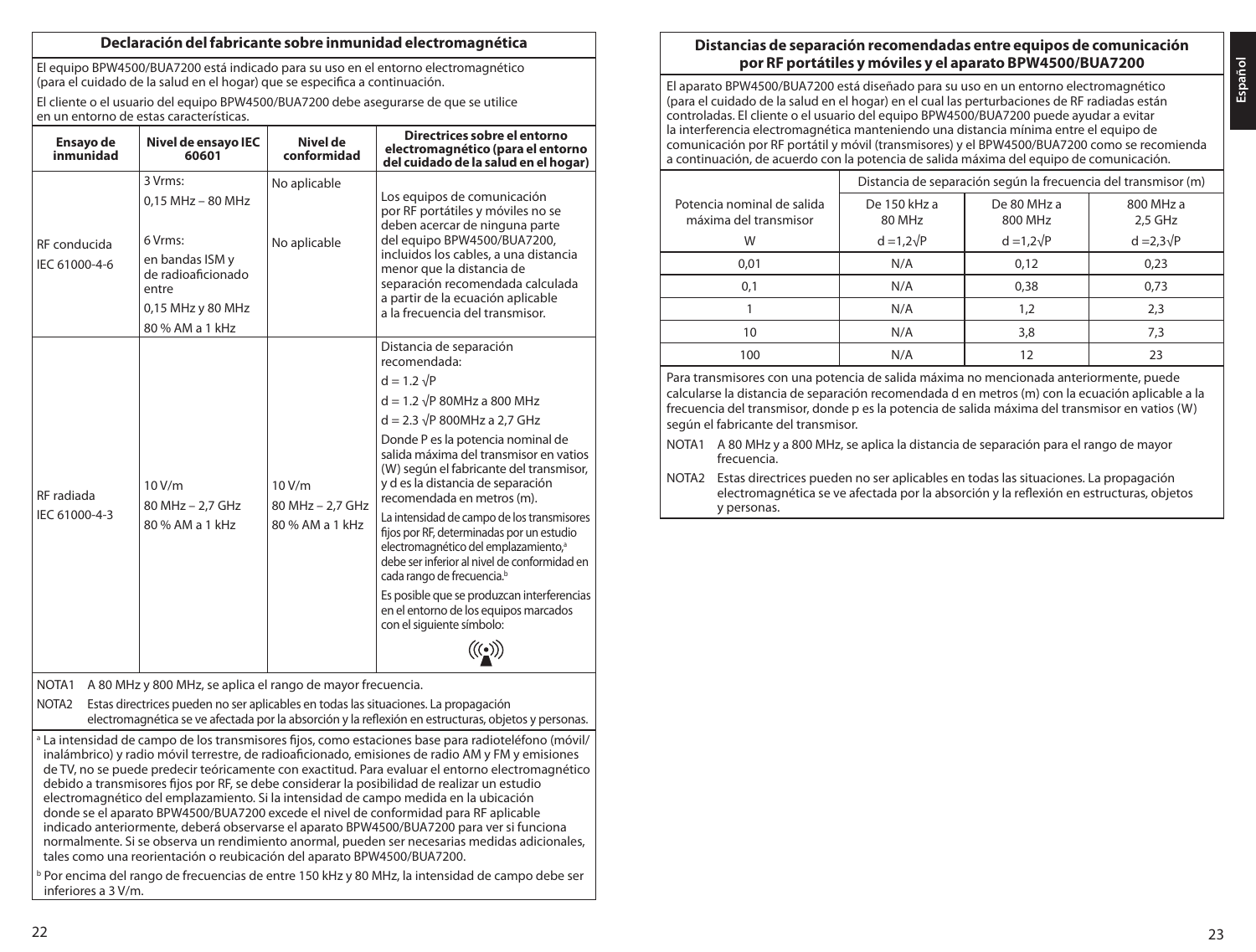## Declaración del fabricante sobre inmunidad electromagnética

El equipo BPW4500/BUA7200 está indicado para su uso en el entorno electromagnético (para el cuidado de la salud en el hogar) que se especifica a continuación.

El cliente o el usuario del equipo BPW4500/BUA7200 debe asegurarse de que se utilice en un entorno de estas características.

| Ensayo de inmunidad | Nivel de ensayo IEC 60601 | Nivel de conformidad | Directrices sobre el entorno electromagnético (para el cuidado de la salud en el hogar) |
|---|---|---|---|
| RF conducida IEC 61000-4-6 | 3 Vrms: 0,15 MHz – 80 MHz<br>6 Vrms: en bandas ISM y de radioaficionado entre 0,15 MHz y 80 MHz<br>80 % AM a 1 kHz | No aplicable<br>No aplicable | Los equipos de comunicación por RF portátiles y móviles no se deben acercar de ninguna parte del equipo BPW4500/BUA7200, incluidos los cables, a una distancia menor que la distancia de separación recomendada calculada a partir de la ecuación aplicable a la frecuencia del transmisor. |
| RF radiada IEC 61000-4-3 | 10 V/m<br>80 MHz – 2,7 GHz<br>80 % AM a 1 kHz | 10 V/m<br>80 MHz – 2,7 GHz<br>80 % AM a 1 kHz | Distancia de separación recomendada:<br>$d = 1.2 \sqrt{P}$<br>$d = 1.2 \sqrt{P}$ 80MHz a 800 MHz<br>$d = 2.3 \sqrt{P}$ 800MHz a 2,7 GHz<br>Donde P es la potencia nominal de salida máxima del transmisor en vatios (W) según el fabricante del transmisor, y d es la distancia de separación recomendada en metros (m).<br>La intensidad de campo de los transmisores fijos por RF, determinadas por un estudio electromagnético del emplazamiento,[a] debe ser inferior al nivel de conformidad en cada rango de frecuencia.[b]<br>Es posible que se produzcan interferencias en el entorno de los equipos marcados con el siguiente símbolo: |

NOTA1 A 80 MHz y 800 MHz, se aplica el rango de mayor frecuencia.

NOTA2 Estas directrices pueden no ser aplicables en todas las situaciones. La propagación electromagnética se ve afectada por la absorción y la reflexión en estructuras, objetos y personas.

[a] La intensidad de campo de los transmisores fijos, como estaciones base para radioteléfono (móvil/inalámbrico) y radio móvil terrestre, de radioaficionado, emisiones de radio AM y FM y emisiones de TV, no se puede predecir teóricamente con exactitud. Para evaluar el entorno electromagnético debido a transmisores fijos por RF, se debe considerar la posibilidad de realizar un estudio electromagnético del emplazamiento. Si la intensidad de campo medida en la ubicación donde se el aparato BPW4500/BUA7200 excede el nivel de conformidad para RF aplicable indicado anteriormente, deberá observarse el aparato BPW4500/BUA7200 para ver si funciona normalmente. Si se observa un rendimiento anormal, pueden ser necesarias medidas adicionales, tales como una reorientación o reubicación del aparato BPW4500/BUA7200.

[b] Por encima del rango de frecuencias de entre 150 kHz y 80 MHz, la intensidad de campo debe ser inferiores a 3 V/m.

## Distancias de separación recomendadas entre equipos de comunicación por RF portátiles y móviles y el aparato BPW4500/BUA7200

El aparato BPW4500/BUA7200 está diseñado para su uso en un entorno electromagnético (para el cuidado de la salud en el hogar) en el cual las perturbaciones de RF radiadas están controladas. El cliente o el usuario del equipo BPW4500/BUA7200 puede ayudar a evitar la interferencia electromagnética manteniendo una distancia mínima entre el equipo de comunicación por RF portátil y móvil (transmisores) y el BPW4500/BUA7200 como se recomienda a continuación, de acuerdo con la potencia de salida máxima del equipo de comunicación.

| Potencia nominal de salida máxima del transmisor | Distancia de separación según la frecuencia del transmisor (m) | | |
|---|---|---|---|
| | De 150 kHz a 80 MHz | De 80 MHz a 800 MHz | 800 MHz a 2,5 GHz |
| W | $d = 1,2\sqrt{P}$ | $d = 1,2\sqrt{P}$ | $d = 2,3\sqrt{P}$ |
| 0,01 | N/A | 0,12 | 0,23 |
| 0,1 | N/A | 0,38 | 0,73 |
| 1 | N/A | 1,2 | 2,3 |
| 10 | N/A | 3,8 | 7,3 |
| 100 | N/A | 12 | 23 |

Para transmisores con una potencia de salida máxima no mencionada anteriormente, puede calcularse la distancia de separación recomendada d en metros (m) con la ecuación aplicable a la frecuencia del transmisor, donde p es la potencia de salida máxima del transmisor en vatios (W) según el fabricante del transmisor.

NOTA1 A 80 MHz y a 800 MHz, se aplica la distancia de separación para el rango de mayor frecuencia.

NOTA2 Estas directrices pueden no ser aplicables en todas las situaciones. La propagación electromagnética se ve afectada por la absorción y la reflexión en estructuras, objetos y personas.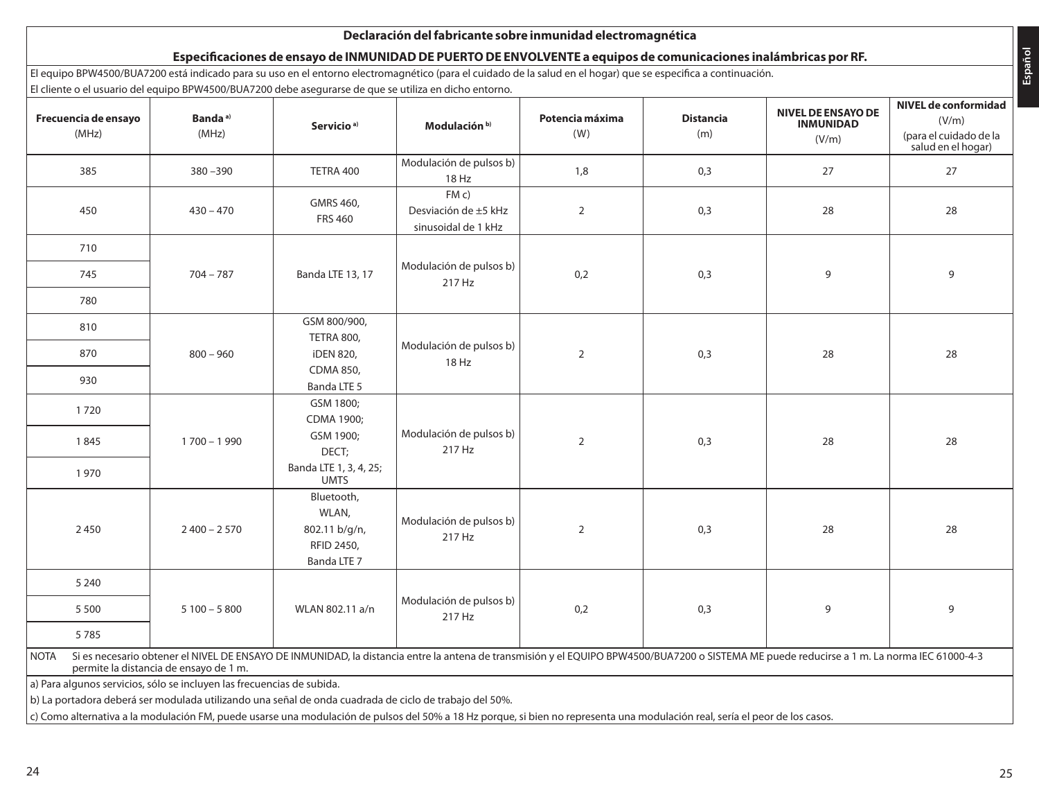## Declaración del fabricante sobre inmunidad electromagnética

### Especificaciones de ensayo de INMUNIDAD DE PUERTO DE ENVOLVENTE a equipos de comunicaciones inalámbricas por RF.

El equipo BPW4500/BUA7200 está indicado para su uso en el entorno electromagnético (para el cuidado de la salud en el hogar) que se especifica a continuación.
El cliente o el usuario del equipo BPW4500/BUA7200 debe asegurarse de que se utiliza en dicho entorno.

| Frecuencia de ensayo (MHz) | Banda [a)] (MHz) | Servicio [a)] | Modulación [b)] | Potencia máxima (W) | Distancia (m) | NIVEL DE ENSAYO DE INMUNIDAD (V/m) | NIVEL de conformidad (V/m) (para el cuidado de la salud en el hogar) |
|---|---|---|---|---|---|---|---|
| 385 | 380 –390 | TETRA 400 | Modulación de pulsos b) 18 Hz | 1,8 | 0,3 | 27 | 27 |
| 450 | 430 – 470 | GMRS 460, FRS 460 | FM c) Desviación de ±5 kHz sinusoidal de 1 kHz | 2 | 0,3 | 28 | 28 |
| 710 | 704 – 787 | Banda LTE 13, 17 | Modulación de pulsos b) 217 Hz | 0,2 | 0,3 | 9 | 9 |
| 745 | | | | | | | |
| 780 | | | | | | | |
| 810 | 800 – 960 | GSM 800/900, TETRA 800, iDEN 820, CDMA 850, Banda LTE 5 | Modulación de pulsos b) 18 Hz | 2 | 0,3 | 28 | 28 |
| 870 | | | | | | | |
| 930 | | | | | | | |
| 1 720 | 1 700 – 1 990 | GSM 1800; CDMA 1900; GSM 1900; DECT; Banda LTE 1, 3, 4, 25; UMTS | Modulación de pulsos b) 217 Hz | 2 | 0,3 | 28 | 28 |
| 1 845 | | | | | | | |
| 1 970 | | | | | | | |
| 2 450 | 2 400 – 2 570 | Bluetooth, WLAN, 802.11 b/g/n, RFID 2450, Banda LTE 7 | Modulación de pulsos b) 217 Hz | 2 | 0,3 | 28 | 28 |
| 5 240 | 5 100 – 5 800 | WLAN 802.11 a/n | Modulación de pulsos b) 217 Hz | 0,2 | 0,3 | 9 | 9 |
| 5 500 | | | | | | | |
| 5 785 | | | | | | | |

NOTA Si es necesario obtener el NIVEL DE ENSAYO DE INMUNIDAD, la distancia entre la antena de transmisión y el EQUIPO BPW4500/BUA7200 o SISTEMA ME puede reducirse a 1 m. La norma IEC 61000-4-3 permite la distancia de ensayo de 1 m.

a) Para algunos servicios, sólo se incluyen las frecuencias de subida.

b) La portadora deberá ser modulada utilizando una señal de onda cuadrada de ciclo de trabajo del 50%.

c) Como alternativa a la modulación FM, puede usarse una modulación de pulsos del 50% a 18 Hz porque, si bien no representa una modulación real, sería el peor de los casos.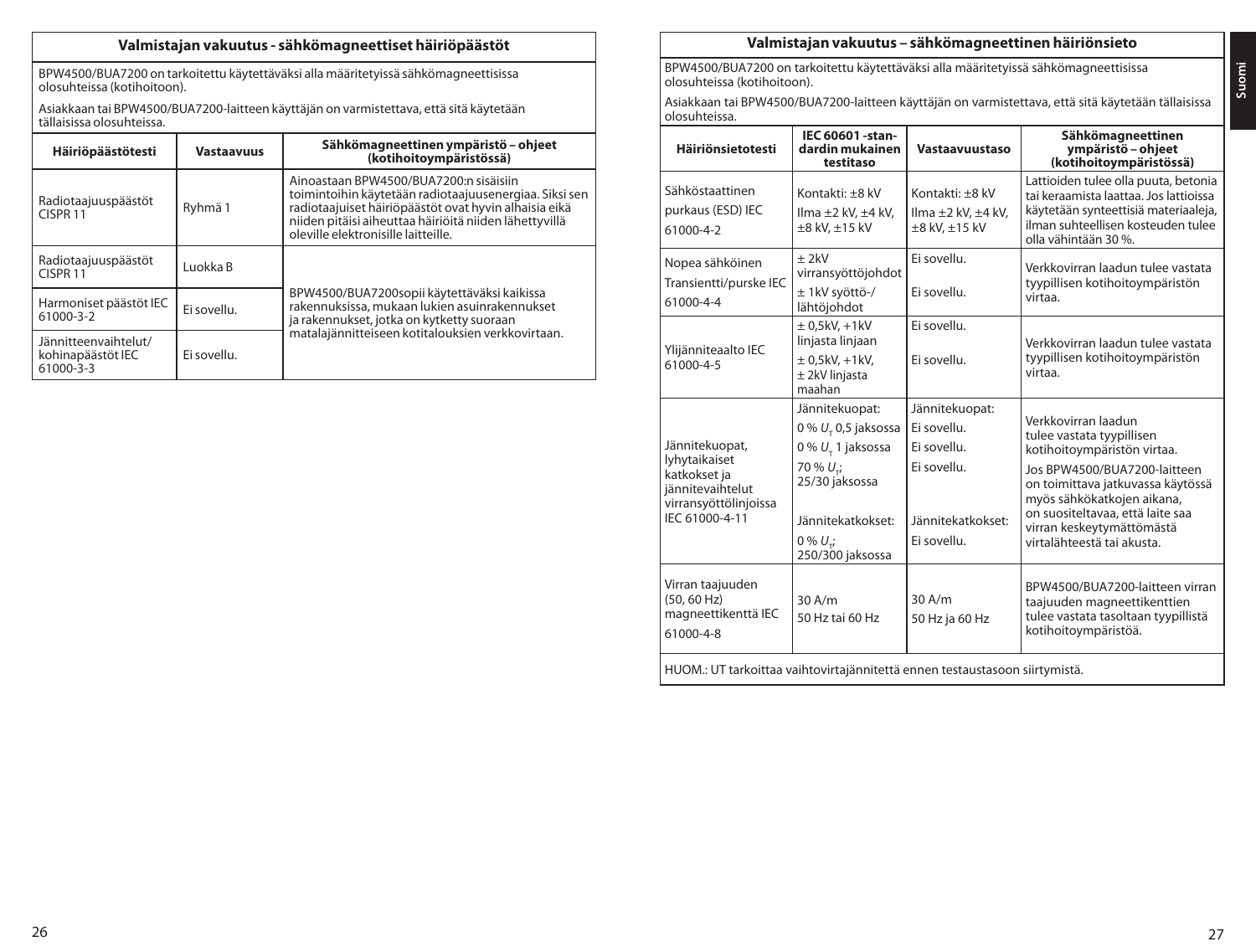## Valmistajan vakuutus - sähkömagneettiset häiriöpäästöt

BPW4500/BUA7200 on tarkoitettu käytettäväksi alla määritetyissä sähkömagneettisissa olosuhteissa (kotihoitoon).

Asiakkaan tai BPW4500/BUA7200-laitteen käyttäjän on varmistettava, että sitä käytetään tällaisissa olosuhteissa.

| Häiriöpäästötesti | Vastaavuus | Sähkömagneettinen ympäristö – ohjeet (kotihoitoympäristössä) |
|---|---|---|
| Radiotaajuuspäästöt CISPR 11 | Ryhmä 1 | Ainoastaan BPW4500/BUA7200:n sisäisiin toimintoihin käytetään radiotaajuusenergiaa. Siksi sen radiotaajuiset häiriöpäästöt ovat hyvin alhaisia eikä niiden pitäisi aiheuttaa häiriöitä niiden lähettyvillä oleville elektronisille laitteille. |
| Radiotaajuuspäästöt CISPR 11 | Luokka B | BPW4500/BUA7200sopii käytettäväksi kaikissa rakennuksissa, mukaan lukien asuinrakennukset ja rakennukset, jotka on kytketty suoraan matalajännitteiseen kotitalouksien verkkovirtaan. |
| Harmoniset päästöt IEC 61000-3-2 | Ei sovellu. | |
| Jännitteenvaihtelut/ kohinapäästöt IEC 61000-3-3 | Ei sovellu. | |

## Valmistajan vakuutus – sähkömagneettinen häiriönsieto

BPW4500/BUA7200 on tarkoitettu käytettäväksi alla määritetyissä sähkömagneettisissa olosuhteissa (kotihoitoon).

Asiakkaan tai BPW4500/BUA7200-laitteen käyttäjän on varmistettava, että sitä käytetään tällaisissa olosuhteissa.

| Häiriönsietotesti | IEC 60601 -standardin mukainen testitaso | Vastaavuustaso | Sähkömagneettinen ympäristö – ohjeet (kotihoitoympäristössä) |
|---|---|---|---|
| Sähköstaattinen purkaus (ESD) IEC 61000-4-2 | Kontakti: ±8 kV<br>Ilma ±2 kV, ±4 kV, ±8 kV, ±15 kV | Kontakti: ±8 kV<br>Ilma ±2 kV, ±4 kV, ±8 kV, ±15 kV | Lattioiden tulee olla puuta, betonia tai keraamista laattaa. Jos lattioissa käytetään synteettisiä materiaaleja, ilman suhteellisen kosteuden tulee olla vähintään 30 %. |
| Nopea sähköinen Transientti/purske IEC 61000-4-4 | ± 2kV virransyöttöjohdot<br>± 1kV syöttö-/ lähtöjohdot | Ei sovellu.<br>Ei sovellu. | Verkkovirran laadun tulee vastata tyypillisen kotihoitoympäristön virtaa. |
| Ylijänniteaalto IEC 61000-4-5 | ± 0,5kV, +1kV linjasta linjaan<br>± 0,5kV, +1kV, ± 2kV linjasta maahan | Ei sovellu.<br>Ei sovellu. | Verkkovirran laadun tulee vastata tyypillisen kotihoitoympäristön virtaa. |
| Jännitekuopat, lyhytaikaiset katkokset ja jännitevaihtelut virransyöttölinjoissa IEC 61000-4-11 | Jännitekuopat:<br>0 % $U_T$ 0,5 jaksossa<br>0 % $U_T$ 1 jaksossa<br>70 % $U_T$; 25/30 jaksossa<br>Jännitekatkokset:<br>0 % $U_T$; 250/300 jaksossa | Jännitekuopat:<br>Ei sovellu.<br>Ei sovellu.<br>Ei sovellu.<br>Jännitekatkokset:<br>Ei sovellu. | Verkkovirran laadun tulee vastata tyypillisen kotihoitoympäristön virtaa.<br>Jos BPW4500/BUA7200-laitteen on toimittava jatkuvassa käytössä myös sähkökatkojen aikana, on suositeltavaa, että laite saa virran keskeytymättömästä virtalähteestä tai akusta. |
| Virran taajuuden (50, 60 Hz) magneettikenttä IEC 61000-4-8 | 30 A/m<br>50 Hz tai 60 Hz | 30 A/m<br>50 Hz ja 60 Hz | BPW4500/BUA7200-laitteen virran taajuuden magneettikenttien tulee vastata tasoltaan tyypillistä kotihoitoympäristöä. |

HUOM.: UT tarkoittaa vaihtovirtajännitettä ennen testaustasoon siirtymistä.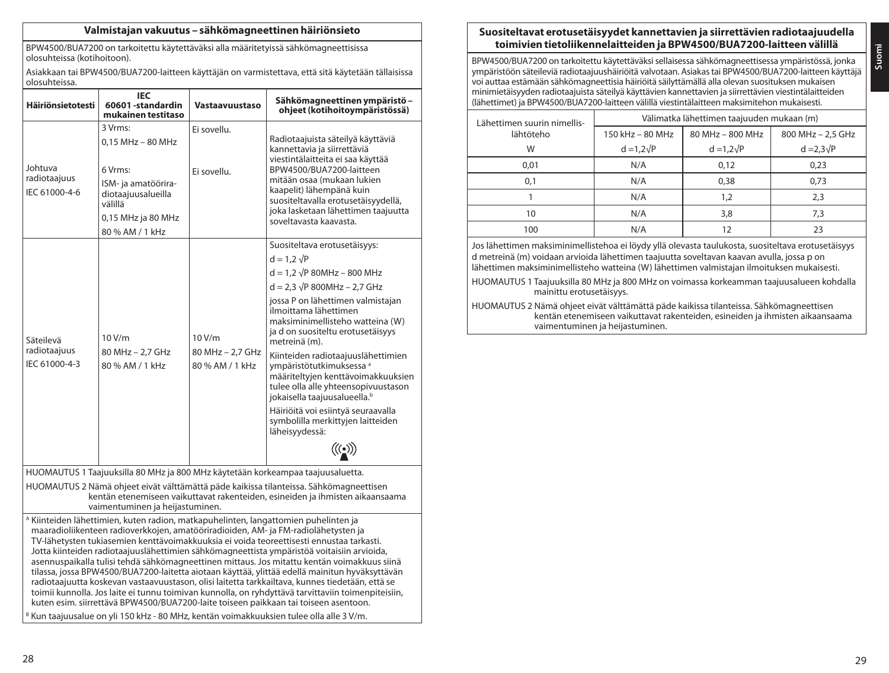## Valmistajan vakuutus – sähkömagneettinen häiriönsieto

BPW4500/BUA7200 on tarkoitettu käytettäväksi alla määritetyissä sähkömagneettisissa olosuhteissa (kotihoitoon).

Asiakkaan tai BPW4500/BUA7200-laitteen käyttäjän on varmistettava, että sitä käytetään tällaisissa olosuhteissa.

| Häiriönsietotesti | IEC 60601 -standardin mukainen testitaso | Vastaavuustaso | Sähkömagneettinen ympäristö – ohjeet (kotihoitoympäristössä) |
|---|---|---|---|
| Johtuva radiotaajuus IEC 61000-4-6 | 3 Vrms:<br>0,15 MHz – 80 MHz<br><br>6 Vrms:<br>ISM- ja amatööriradiotaajuusalueilla välillä<br>0,15 MHz ja 80 MHz<br>80 % AM / 1 kHz | Ei sovellu.<br><br>Ei sovellu. | Radiotaajuisia säteilyä käyttäviä kannettavia ja siirrettäviä viestintälaitteita ei saa käyttää BPW4500/BUA7200-laitteen mitään osaa (mukaan lukien kaapelit) lähempänä kuin suositeltavalla erotusetäisyydellä, joka lasketaan lähettimen taajuutta soveltavasta kaavasta. |
| Säteilevä radiotaajuus IEC 61000-4-3 | 10 V/m<br>80 MHz – 2,7 GHz<br>80 % AM / 1 kHz | 10 V/m<br>80 MHz – 2,7 GHz<br>80 % AM / 1 kHz | Suositeltava erotusetäisyys:<br>$d = 1{,}2\sqrt{P}$<br>$d = 1{,}2\sqrt{P}$ 80MHz – 800 MHz<br>$d = 2{,}3\sqrt{P}$ 800MHz – 2,7 GHz<br>jossa P on lähettimen valmistajan ilmoittama lähettimen maksiminimellisteho watteina (W) ja d on suositeltu erotusetäisyys metreinä (m).<br>Kiinteiden radiotaajuuslähettimien ympäristötutkimuksessa [a] määriteltyjen kenttävoimakkuuksien tulee olla alle yhteensopivuustason jokaisella taajuusalueella.[b]<br>Häiriöitä voi esiintyä seuraavalla symbolilla merkittyjen laitteiden läheisyydessä:<br>((•)) |

HUOMAUTUS 1 Taajuuksilla 80 MHz ja 800 MHz käytetään korkeampaa taajuusaluetta.

HUOMAUTUS 2 Nämä ohjeet eivät välttämättä päde kaikissa tilanteissa. Sähkömagneettisen kentän etenemiseen vaikuttavat rakenteiden, esineiden ja ihmisten aikaansaama vaimentuminen ja heijastuminen.

[A] Kiinteiden lähettimien, kuten radion, matkapuhelinten, langattomien puhelinten ja maaradioliikenteen radioverkkojen, amatööriradioiden, AM- ja FM-radiolähetysten ja TV-lähetysten tukiasemien kenttävoimakkuuksia ei voida teoreettisesti ennustaa tarkasti. Jotta kiinteiden radiotaajuuslähettimien sähkömagneettista ympäristöä voitaisiin arvioida, asennuspaikalla tulisi tehdä sähkömagneettinen mittaus. Jos mitattu kentän voimakkuus siinä tilassa, jossa BPW4500/BUA7200-laitetta aiotaan käyttää, ylittää edellä mainitun hyväksyttävän radiotaajuutta koskevan vastaavuustason, olisi laitetta tarkkailtava, kunnes tiedetään, että se toimii kunnolla. Jos laite ei tunnu toimivan kunnolla, on ryhdyttävä tarvittaviin toimenpiteisiin, kuten esim. siirrettävä BPW4500/BUA7200-laite toiseen paikkaan tai toiseen asentoon.

[B] Kun taajuusalue on yli 150 kHz - 80 MHz, kentän voimakkuuksien tulee olla alle 3 V/m.

## Suositeltavat erotusetäisyydet kannettavien ja siirrettävien radiotaajuudella toimivien tietoliikennelaitteiden ja BPW4500/BUA7200-laitteen välillä

BPW4500/BUA7200 on tarkoitettu käytettäväksi sellaisessa sähkömagneettisessa ympäristössä, jonka ympäristöön säteileviä radiotaajuushäiriöitä valvotaan. Asiakas tai BPW4500/BUA7200-laitteen käyttäjä voi auttaa estämään sähkömagneettisia häiriöitä säilyttämällä alla olevan suosituksen mukaisen minimietäisyyden radiotaajuista säteilyä käyttävien kannettavien ja siirrettävien viestintälaitteiden (lähettimet) ja BPW4500/BUA7200-laitteen välillä viestintälaitteen maksimitehon mukaisesti.

| Lähettimen suurin nimellislähtöteho | Välimatka lähettimen taajuuden mukaan (m) | | |
|---|---|---|---|
| | 150 kHz – 80 MHz | 80 MHz – 800 MHz | 800 MHz – 2,5 GHz |
| W | $d = 1{,}2\sqrt{P}$ | $d = 1{,}2\sqrt{P}$ | $d = 2{,}3\sqrt{P}$ |
| 0,01 | N/A | 0,12 | 0,23 |
| 0,1 | N/A | 0,38 | 0,73 |
| 1 | N/A | 1,2 | 2,3 |
| 10 | N/A | 3,8 | 7,3 |
| 100 | N/A | 12 | 23 |

Jos lähettimen maksiminimellistehoa ei löydy yllä olevasta taulukosta, suositeltava erotusetäisyys d metreinä (m) voidaan arvioida lähettimen taajuutta soveltavan kaavan avulla, jossa p on lähettimen maksiminimellisteho watteina (W) lähettimen valmistajan ilmoituksen mukaisesti.

HUOMAUTUS 1 Taajuuksilla 80 MHz ja 800 MHz on voimassa korkeamman taajuusalueen kohdalla mainittu erotusetäisyys.

HUOMAUTUS 2 Nämä ohjeet eivät välttämättä päde kaikissa tilanteissa. Sähkömagneettisen kentän etenemiseen vaikuttavat rakenteiden, esineiden ja ihmisten aikaansaama vaimentuminen ja heijastuminen.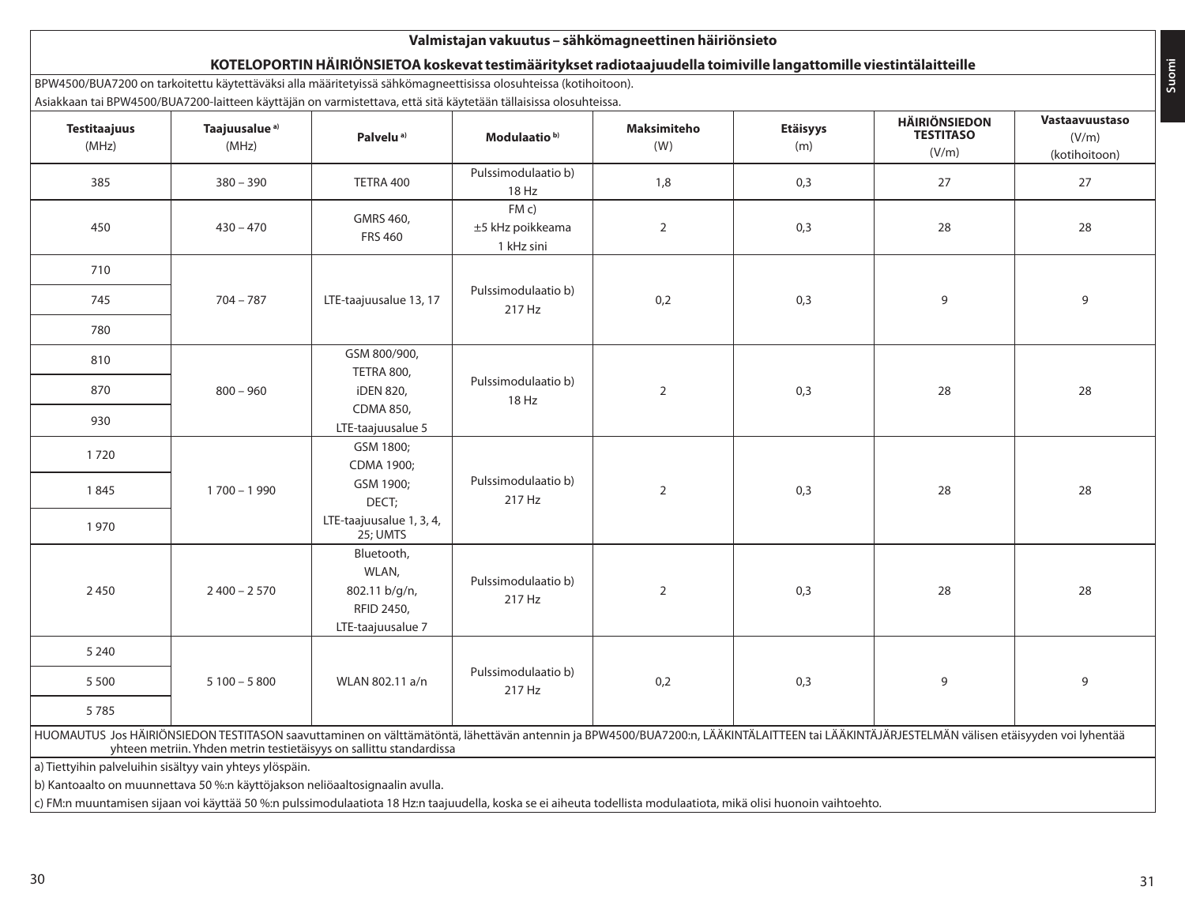## Valmistajan vakuutus – sähkömagneettinen häiriönsieto

### KOTELOPORTIN HÄIRIÖNSIETOA koskevat testimääritykset radiotaajuudella toimiville langattomille viestintälaitteille

BPW4500/BUA7200 on tarkoitettu käytettäväksi alla määritetyissä sähkömagneettisissa olosuhteissa (kotihoitoon).
Asiakkaan tai BPW4500/BUA7200-laitteen käyttäjän on varmistettava, että sitä käytetään tällaisissa olosuhteissa.

| Testitaajuus (MHz) | Taajuusalue [a] (MHz) | Palvelu [a] | Modulaatio [b] | Maksimiteho (W) | Etäisyys (m) | HÄIRIÖNSIEDON TESTITASO (V/m) | Vastaavuustaso (V/m) (kotihoitoon) |
|---|---|---|---|---|---|---|---|
| 385 | 380 – 390 | TETRA 400 | Pulssimodulaatio b) 18 Hz | 1,8 | 0,3 | 27 | 27 |
| 450 | 430 – 470 | GMRS 460, FRS 460 | FM c) ±5 kHz poikkeama 1 kHz sini | 2 | 0,3 | 28 | 28 |
| 710 | 704 – 787 | LTE-taajuusalue 13, 17 | Pulssimodulaatio b) 217 Hz | 0,2 | 0,3 | 9 | 9 |
| 745 | | | | | | | |
| 780 | | | | | | | |
| 810 | 800 – 960 | GSM 800/900, TETRA 800, iDEN 820, CDMA 850, LTE-taajuusalue 5 | Pulssimodulaatio b) 18 Hz | 2 | 0,3 | 28 | 28 |
| 870 | | | | | | | |
| 930 | | | | | | | |
| 1 720 | 1 700 – 1 990 | GSM 1800; CDMA 1900; GSM 1900; DECT; LTE-taajuusalue 1, 3, 4, 25; UMTS | Pulssimodulaatio b) 217 Hz | 2 | 0,3 | 28 | 28 |
| 1 845 | | | | | | | |
| 1 970 | | | | | | | |
| 2 450 | 2 400 – 2 570 | Bluetooth, WLAN, 802.11 b/g/n, RFID 2450, LTE-taajuusalue 7 | Pulssimodulaatio b) 217 Hz | 2 | 0,3 | 28 | 28 |
| 5 240 | 5 100 – 5 800 | WLAN 802.11 a/n | Pulssimodulaatio b) 217 Hz | 0,2 | 0,3 | 9 | 9 |
| 5 500 | | | | | | | |
| 5 785 | | | | | | | |

HUOMAUTUS Jos HÄIRIÖNSIEDON TESTITASON saavuttaminen on välttämätöntä, lähettävän antennin ja BPW4500/BUA7200:n, LÄÄKINTÄLAITTEEN tai LÄÄKINTÄJÄRJESTELMÄN välisen etäisyyden voi lyhentää yhteen metriin. Yhden metrin testietäisyys on sallittu standardissa

a) Tiettyihin palveluihin sisältyy vain yhteys ylöspäin.

b) Kantoaalto on muunnettava 50 %:n käyttöjakson neliöaaltosignaalin avulla.

c) FM:n muuntamisen sijaan voi käyttää 50 %:n pulssimodulaatiota 18 Hz:n taajuudella, koska se ei aiheuta todellista modulaatiota, mikä olisi huonoin vaihtoehto.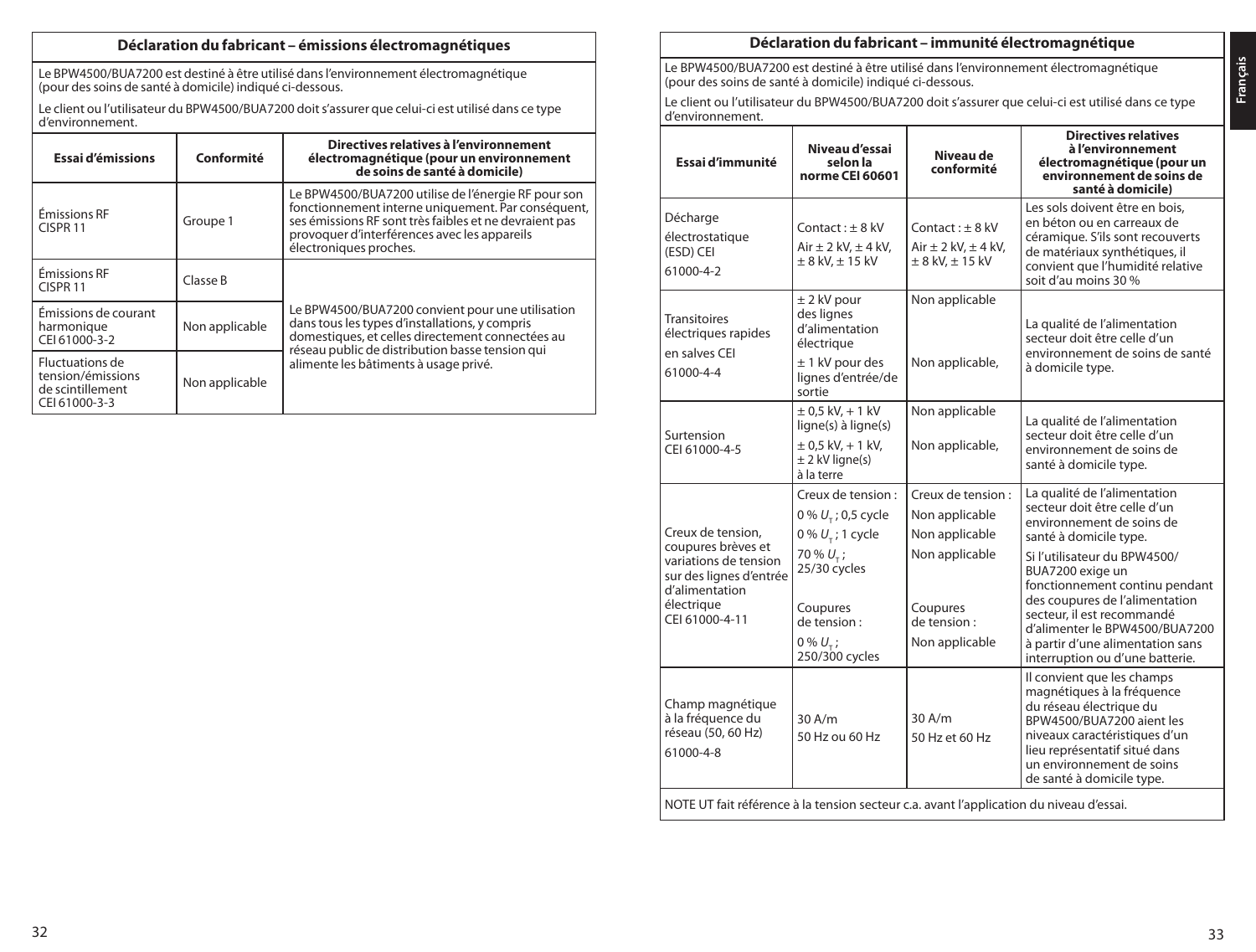## Déclaration du fabricant – émissions électromagnétiques

Le BPW4500/BUA7200 est destiné à être utilisé dans l'environnement électromagnétique (pour des soins de santé à domicile) indiqué ci-dessous.

Le client ou l'utilisateur du BPW4500/BUA7200 doit s'assurer que celui-ci est utilisé dans ce type d'environnement.

| Essai d'émissions | Conformité | Directives relatives à l'environnement électromagnétique (pour un environnement de soins de santé à domicile) |
|---|---|---|
| Émissions RF CISPR 11 | Groupe 1 | Le BPW4500/BUA7200 utilise de l'énergie RF pour son fonctionnement interne uniquement. Par conséquent, ses émissions RF sont très faibles et ne devraient pas provoquer d'interférences avec les appareils électroniques proches. |
| Émissions RF CISPR 11 | Classe B | Le BPW4500/BUA7200 convient pour une utilisation dans tous les types d'installations, y compris domestiques, et celles directement connectées au réseau public de distribution basse tension qui alimente les bâtiments à usage privé. |
| Émissions de courant harmonique CEI 61000-3-2 | Non applicable | |
| Fluctuations de tension/émissions de scintillement CEI 61000-3-3 | Non applicable | |

## Déclaration du fabricant – immunité électromagnétique

Le BPW4500/BUA7200 est destiné à être utilisé dans l'environnement électromagnétique (pour des soins de santé à domicile) indiqué ci-dessous.

Le client ou l'utilisateur du BPW4500/BUA7200 doit s'assurer que celui-ci est utilisé dans ce type d'environnement.

| Essai d'immunité | Niveau d'essai selon la norme CEI 60601 | Niveau de conformité | Directives relatives à l'environnement électromagnétique (pour un environnement de soins de santé à domicile) |
|---|---|---|---|
| Décharge électrostatique (ESD) CEI 61000-4-2 | Contact : ± 8 kV<br>Air ± 2 kV, ± 4 kV, ± 8 kV, ± 15 kV | Contact : ± 8 kV<br>Air ± 2 kV, ± 4 kV, ± 8 kV, ± 15 kV | Les sols doivent être en bois, en béton ou en carreaux de céramique. S'ils sont recouverts de matériaux synthétiques, il convient que l'humidité relative soit d'au moins 30 % |
| Transitoires électriques rapides en salves CEI 61000-4-4 | ± 2 kV pour des lignes d'alimentation électrique<br>± 1 kV pour des lignes d'entrée/de sortie | Non applicable<br>Non applicable, | La qualité de l'alimentation secteur doit être celle d'un environnement de soins de santé à domicile type. |
| Surtension CEI 61000-4-5 | ± 0,5 kV, + 1 kV ligne(s) à ligne(s)<br>± 0,5 kV, + 1 kV, ± 2 kV ligne(s) à la terre | Non applicable<br>Non applicable, | La qualité de l'alimentation secteur doit être celle d'un environnement de soins de santé à domicile type. |
| Creux de tension, coupures brèves et variations de tension sur des lignes d'entrée d'alimentation électrique CEI 61000-4-11 | Creux de tension :<br>0 % $U_T$ ; 0,5 cycle<br>0 % $U_T$ ; 1 cycle<br>70 % $U_T$ ; 25/30 cycles<br>Coupures de tension :<br>0 % $U_T$ ; 250/300 cycles | Creux de tension :<br>Non applicable<br>Non applicable<br>Non applicable<br>Coupures de tension :<br>Non applicable | La qualité de l'alimentation secteur doit être celle d'un environnement de soins de santé à domicile type.<br>Si l'utilisateur du BPW4500/BUA7200 exige un fonctionnement continu pendant des coupures de l'alimentation secteur, il est recommandé d'alimenter le BPW4500/BUA7200 à partir d'une alimentation sans interruption ou d'une batterie. |
| Champ magnétique à la fréquence du réseau (50, 60 Hz) 61000-4-8 | 30 A/m<br>50 Hz ou 60 Hz | 30 A/m<br>50 Hz et 60 Hz | Il convient que les champs magnétiques à la fréquence du réseau électrique du BPW4500/BUA7200 aient les niveaux caractéristiques d'un lieu représentatif situé dans un environnement de soins de santé à domicile type. |

NOTE UT fait référence à la tension secteur c.a. avant l'application du niveau d'essai.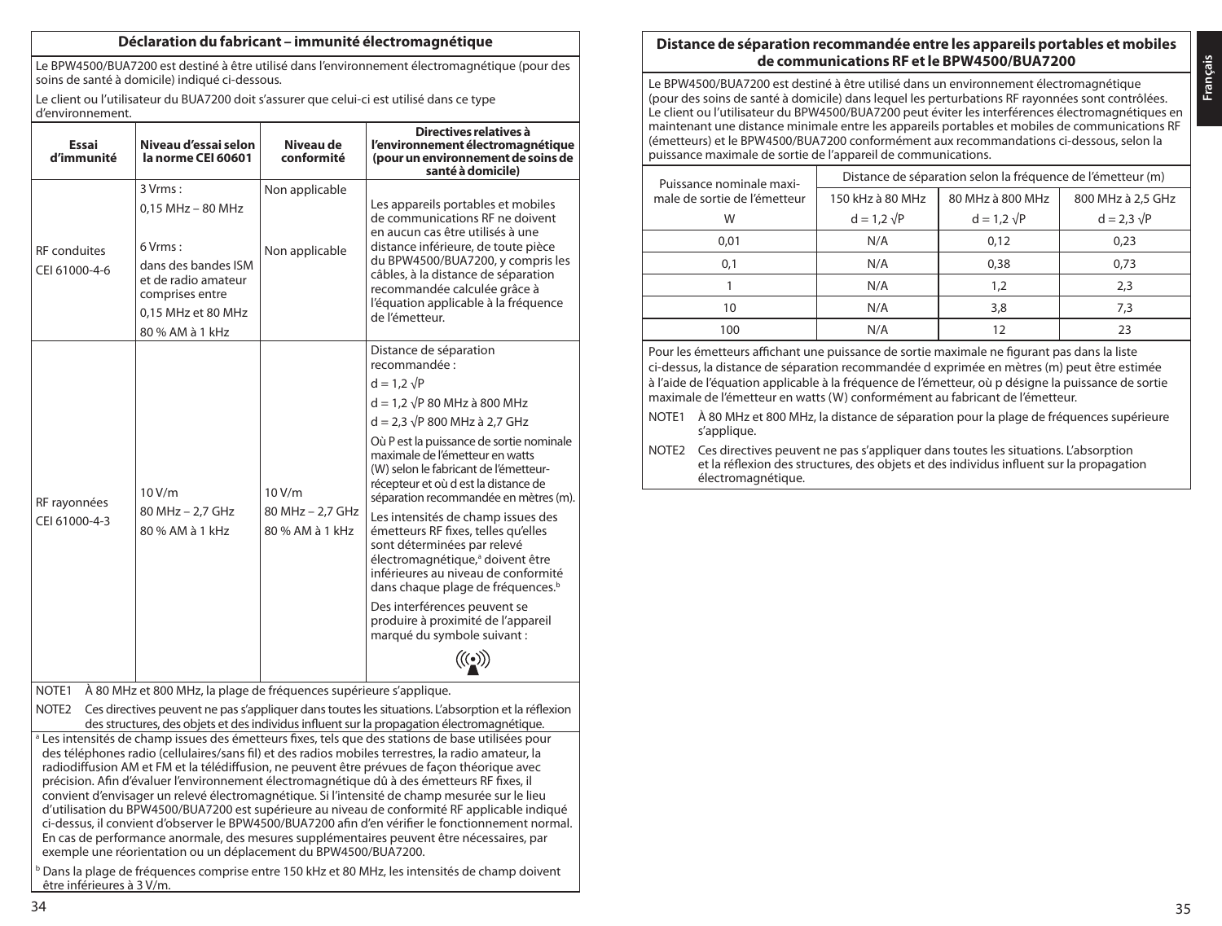## Déclaration du fabricant – immunité électromagnétique

Le BPW4500/BUA7200 est destiné à être utilisé dans l'environnement électromagnétique (pour des soins de santé à domicile) indiqué ci-dessous.

Le client ou l'utilisateur du BUA7200 doit s'assurer que celui-ci est utilisé dans ce type d'environnement.

| Essai d'immunité | Niveau d'essai selon la norme CEI 60601 | Niveau de conformité | Directives relatives à l'environnement électromagnétique (pour un environnement de soins de santé à domicile) |
|---|---|---|---|
| RF conduites CEI 61000-4-6 | 3 Vrms : 0,15 MHz – 80 MHz<br><br>6 Vrms : dans des bandes ISM et de radio amateur comprises entre 0,15 MHz et 80 MHz<br>80 % AM à 1 kHz | Non applicable<br><br>Non applicable | Les appareils portables et mobiles de communications RF ne doivent en aucun cas être utilisés à une distance inférieure, de toute pièce du BPW4500/BUA7200, y compris les câbles, à la distance de séparation recommandée calculée grâce à l'équation applicable à la fréquence de l'émetteur. |
| RF rayonnées CEI 61000-4-3 | 10 V/m<br>80 MHz – 2,7 GHz<br>80 % AM à 1 kHz | 10 V/m<br>80 MHz – 2,7 GHz<br>80 % AM à 1 kHz | Distance de séparation recommandée :<br>$d = 1,2 \sqrt{P}$<br>$d = 1,2 \sqrt{P}$ 80 MHz à 800 MHz<br>$d = 2,3 \sqrt{P}$ 800 MHz à 2,7 GHz<br>Où P est la puissance de sortie nominale maximale de l'émetteur en watts (W) selon le fabricant de l'émetteur-récepteur et où d est la distance de séparation recommandée en mètres (m).<br>Les intensités de champ issues des émetteurs RF fixes, telles qu'elles sont déterminées par relevé électromagnétique,[a] doivent être inférieures au niveau de conformité dans chaque plage de fréquences.[b]<br>Des interférences peuvent se produire à proximité de l'appareil marqué du symbole suivant : |

NOTE1 À 80 MHz et 800 MHz, la plage de fréquences supérieure s'applique.

NOTE2 Ces directives peuvent ne pas s'appliquer dans toutes les situations. L'absorption et la réflexion des structures, des objets et des individus influent sur la propagation électromagnétique.

[a] Les intensités de champ issues des émetteurs fixes, tels que des stations de base utilisées pour des téléphones radio (cellulaires/sans fil) et des radios mobiles terrestres, la radio amateur, la radiodiffusion AM et FM et la télédiffusion, ne peuvent être prévues de façon théorique avec précision. Afin d'évaluer l'environnement électromagnétique dû à des émetteurs RF fixes, il convient d'envisager un relevé électromagnétique. Si l'intensité de champ mesurée sur le lieu d'utilisation du BPW4500/BUA7200 est supérieure au niveau de conformité RF applicable indiqué ci-dessus, il convient d'observer le BPW4500/BUA7200 afin d'en vérifier le fonctionnement normal. En cas de performance anormale, des mesures supplémentaires peuvent être nécessaires, par exemple une réorientation ou un déplacement du BPW4500/BUA7200.

[b] Dans la plage de fréquences comprise entre 150 kHz et 80 MHz, les intensités de champ doivent être inférieures à 3 V/m.

## Distance de séparation recommandée entre les appareils portables et mobiles de communications RF et le BPW4500/BUA7200

Le BPW4500/BUA7200 est destiné à être utilisé dans un environnement électromagnétique (pour des soins de santé à domicile) dans lequel les perturbations RF rayonnées sont contrôlées. Le client ou l'utilisateur du BPW4500/BUA7200 peut éviter les interférences électromagnétiques en maintenant une distance minimale entre les appareils portables et mobiles de communications RF (émetteurs) et le BPW4500/BUA7200 conformément aux recommandations ci-dessous, selon la puissance maximale de sortie de l'appareil de communications.

| Puissance nominale maximale de sortie de l'émetteur | Distance de séparation selon la fréquence de l'émetteur (m) | | |
|---|---|---|---|
| | 150 kHz à 80 MHz | 80 MHz à 800 MHz | 800 MHz à 2,5 GHz |
| W | $d = 1,2 \sqrt{P}$ | $d = 1,2 \sqrt{P}$ | $d = 2,3 \sqrt{P}$ |
| 0,01 | N/A | 0,12 | 0,23 |
| 0,1 | N/A | 0,38 | 0,73 |
| 1 | N/A | 1,2 | 2,3 |
| 10 | N/A | 3,8 | 7,3 |
| 100 | N/A | 12 | 23 |

Pour les émetteurs affichant une puissance de sortie maximale ne figurant pas dans la liste ci-dessus, la distance de séparation recommandée d exprimée en mètres (m) peut être estimée à l'aide de l'équation applicable à la fréquence de l'émetteur, où p désigne la puissance de sortie maximale de l'émetteur en watts (W) conformément au fabricant de l'émetteur.

NOTE1 À 80 MHz et 800 MHz, la distance de séparation pour la plage de fréquences supérieure s'applique.

NOTE2 Ces directives peuvent ne pas s'appliquer dans toutes les situations. L'absorption et la réflexion des structures, des objets et des individus influent sur la propagation électromagnétique.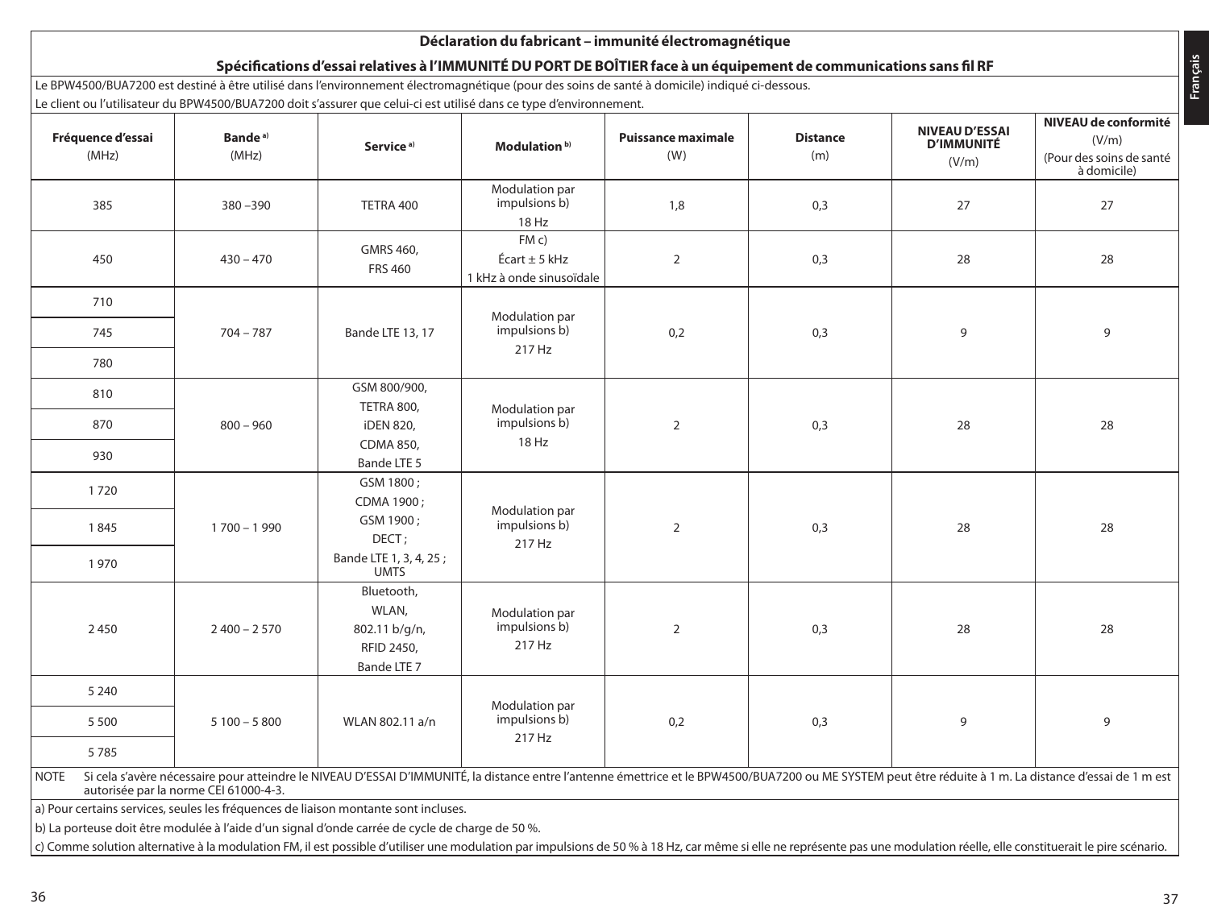## Déclaration du fabricant – immunité électromagnétique

### Spécifications d'essai relatives à l'IMMUNITÉ DU PORT DE BOÎTIER face à un équipement de communications sans fil RF

Le BPW4500/BUA7200 est destiné à être utilisé dans l'environnement électromagnétique (pour des soins de santé à domicile) indiqué ci-dessous.
Le client ou l'utilisateur du BPW4500/BUA7200 doit s'assurer que celui-ci est utilisé dans ce type d'environnement.

| Fréquence d'essai (MHz) | Bande [a)] (MHz) | Service [a)] | Modulation [b)] | Puissance maximale (W) | Distance (m) | NIVEAU D'ESSAI D'IMMUNITÉ (V/m) | NIVEAU de conformité (V/m) (Pour des soins de santé à domicile) |
|---|---|---|---|---|---|---|---|
| 385 | 380 –390 | TETRA 400 | Modulation par impulsions b) 18 Hz | 1,8 | 0,3 | 27 | 27 |
| 450 | 430 – 470 | GMRS 460, FRS 460 | FM c) Écart ± 5 kHz 1 kHz à onde sinusoïdale | 2 | 0,3 | 28 | 28 |
| 710 | 704 – 787 | Bande LTE 13, 17 | Modulation par impulsions b) 217 Hz | 0,2 | 0,3 | 9 | 9 |
| 745 | | | | | | | |
| 780 | | | | | | | |
| 810 | 800 – 960 | GSM 800/900, TETRA 800, iDEN 820, CDMA 850, Bande LTE 5 | Modulation par impulsions b) 18 Hz | 2 | 0,3 | 28 | 28 |
| 870 | | | | | | | |
| 930 | | | | | | | |
| 1 720 | 1 700 – 1 990 | GSM 1800 ; CDMA 1900 ; GSM 1900 ; DECT ; Bande LTE 1, 3, 4, 25 ; UMTS | Modulation par impulsions b) 217 Hz | 2 | 0,3 | 28 | 28 |
| 1 845 | | | | | | | |
| 1 970 | | | | | | | |
| 2 450 | 2 400 – 2 570 | Bluetooth, WLAN, 802.11 b/g/n, RFID 2450, Bande LTE 7 | Modulation par impulsions b) 217 Hz | 2 | 0,3 | 28 | 28 |
| 5 240 | 5 100 – 5 800 | WLAN 802.11 a/n | Modulation par impulsions b) 217 Hz | 0,2 | 0,3 | 9 | 9 |
| 5 500 | | | | | | | |
| 5 785 | | | | | | | |

NOTE Si cela s'avère nécessaire pour atteindre le NIVEAU D'ESSAI D'IMMUNITÉ, la distance entre l'antenne émettrice et le BPW4500/BUA7200 ou ME SYSTEM peut être réduite à 1 m. La distance d'essai de 1 m est autorisée par la norme CEI 61000-4-3.

a) Pour certains services, seules les fréquences de liaison montante sont incluses.

b) La porteuse doit être modulée à l'aide d'un signal d'onde carrée de cycle de charge de 50 %.

c) Comme solution alternative à la modulation FM, il est possible d'utiliser une modulation par impulsions de 50 % à 18 Hz, car même si elle ne représente pas une modulation réelle, elle constituerait le pire scénario.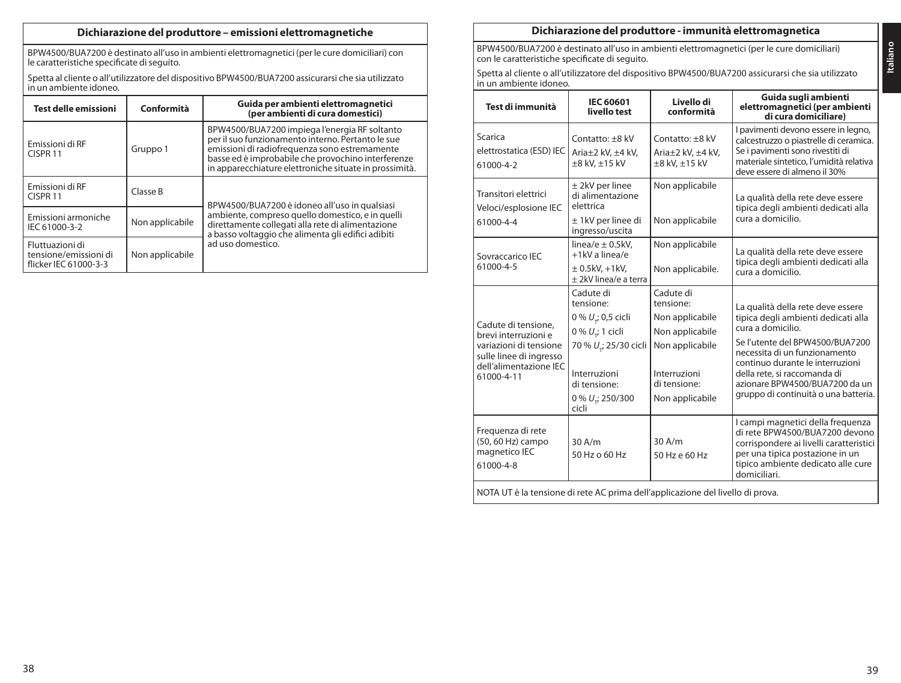## Dichiarazione del produttore – emissioni elettromagnetiche

BPW4500/BUA7200 è destinato all'uso in ambienti elettromagnetici (per le cure domiciliari) con le caratteristiche specificate di seguito.

Spetta al cliente o all'utilizzatore del dispositivo BPW4500/BUA7200 assicurarsi che sia utilizzato in un ambiente idoneo.

| Test delle emissioni | Conformità | Guida per ambienti elettromagnetici (per ambienti di cura domestici) |
|---|---|---|
| Emissioni di RF CISPR 11 | Gruppo 1 | BPW4500/BUA7200 impiega l'energia RF soltanto per il suo funzionamento interno. Pertanto le sue emissioni di radiofrequenza sono estremamente basse ed è improbabile che provochino interferenze in apparecchiature elettroniche situate in prossimità. |
| Emissioni di RF CISPR 11 | Classe B | BPW4500/BUA7200 è idoneo all'uso in qualsiasi ambiente, compreso quello domestico, e in quelli direttamente collegati alla rete di alimentazione a basso voltaggio che alimenta gli edifici adibiti ad uso domestico. |
| Emissioni armoniche IEC 61000-3-2 | Non applicabile | |
| Fluttuazioni di tensione/emissioni di flicker IEC 61000-3-3 | Non applicabile | |

## Dichiarazione del produttore - immunità elettromagnetica

BPW4500/BUA7200 è destinato all'uso in ambienti elettromagnetici (per le cure domiciliari) con le caratteristiche specificate di seguito.

Spetta al cliente o all'utilizzatore del dispositivo BPW4500/BUA7200 assicurarsi che sia utilizzato in un ambiente idoneo.

| Test di immunità | IEC 60601 livello test | Livello di conformità | Guida sugli ambienti elettromagnetici (per ambienti di cura domiciliare) |
|---|---|---|---|
| Scarica elettrostatica (ESD) IEC 61000-4-2 | Contatto: ±8 kV<br>Aria±2 kV, ±4 kV, ±8 kV, ±15 kV | Contatto: ±8 kV<br>Aria±2 kV, ±4 kV, ±8 kV, ±15 kV | I pavimenti devono essere in legno, calcestruzzo o piastrelle di ceramica. Se i pavimenti sono rivestiti di materiale sintetico, l'umidità relativa deve essere di almeno il 30% |
| Transitori elettrici Veloci/esplosione IEC 61000-4-4 | ± 2kV per linee di alimentazione elettrica<br>± 1kV per linee di ingresso/uscita | Non applicabile<br>Non applicabile | La qualità della rete deve essere tipica degli ambienti dedicati alla cura a domicilio. |
| Sovraccarico IEC 61000-4-5 | linea/e ± 0.5kV, +1kV a linea/e<br>± 0.5kV, +1kV, ± 2kV linea/e a terra | Non applicabile<br>Non applicabile. | La qualità della rete deve essere tipica degli ambienti dedicati alla cura a domicilio. |
| Cadute di tensione, brevi interruzioni e variazioni di tensione sulle linee di ingresso dell'alimentazione IEC 61000-4-11 | Cadute di tensione:<br>0 % $U_T$; 0,5 cicli<br>0 % $U_T$; 1 cicli<br>70 % $U_T$; 25/30 cicli<br>Interruzioni di tensione:<br>0 % $U_T$; 250/300 cicli | Cadute di tensione:<br>Non applicabile<br>Non applicabile<br>Non applicabile<br>Interruzioni di tensione:<br>Non applicabile | La qualità della rete deve essere tipica degli ambienti dedicati alla cura a domicilio.<br>Se l'utente del BPW4500/BUA7200 necessita di un funzionamento continuo durante le interruzioni della rete, si raccomanda di azionare BPW4500/BUA7200 da un gruppo di continuità o una batteria. |
| Frequenza di rete (50, 60 Hz) campo magnetico IEC 61000-4-8 | 30 A/m<br>50 Hz o 60 Hz | 30 A/m<br>50 Hz e 60 Hz | I campi magnetici della frequenza di rete BPW4500/BUA7200 devono corrispondere ai livelli caratteristici per una tipica postazione in un tipico ambiente dedicato alle cure domiciliari. |

NOTA UT è la tensione di rete AC prima dell'applicazione del livello di prova.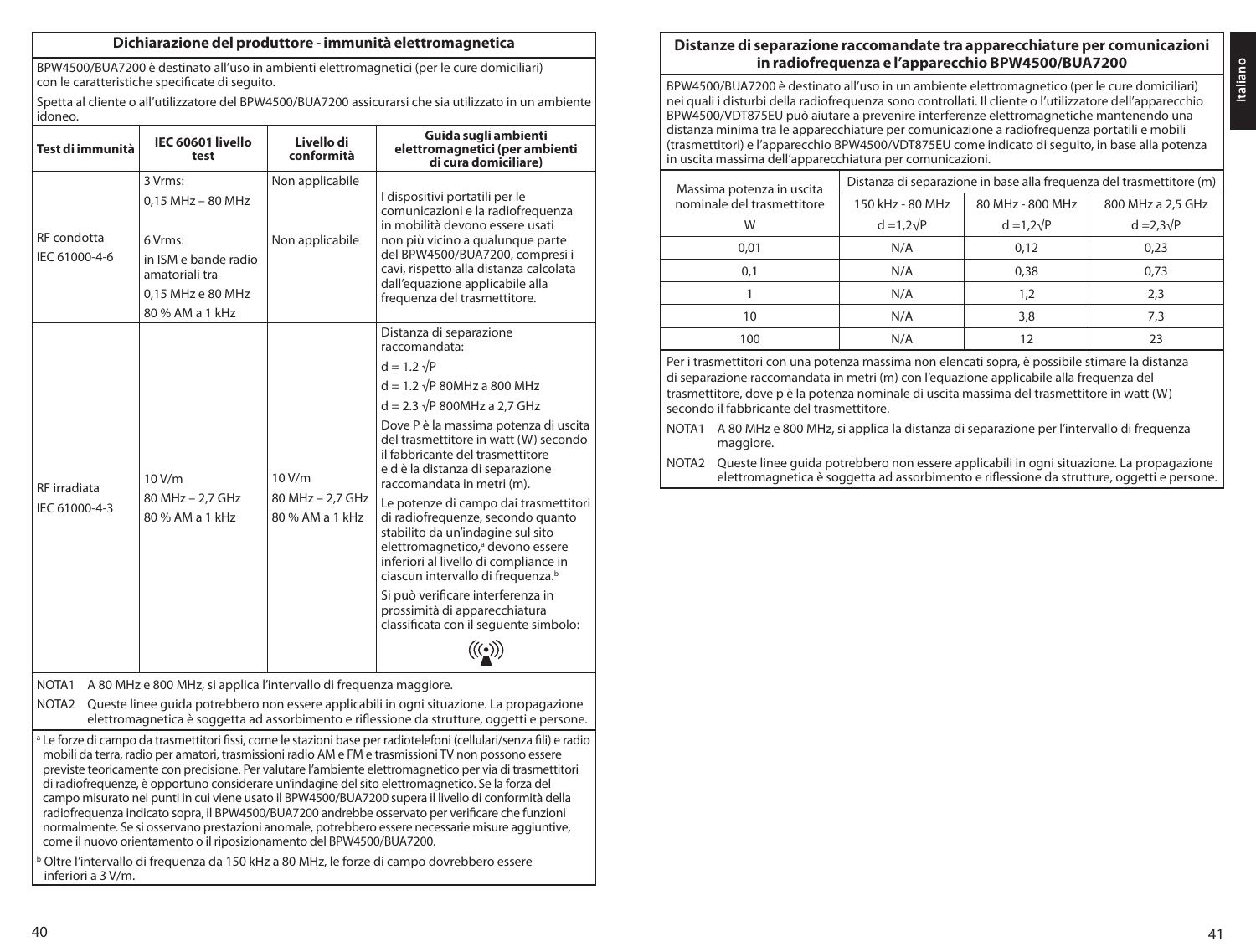## Dichiarazione del produttore - immunità elettromagnetica

BPW4500/BUA7200 è destinato all'uso in ambienti elettromagnetici (per le cure domiciliari) con le caratteristiche specificate di seguito.

Spetta al cliente o all'utilizzatore del BPW4500/BUA7200 assicurarsi che sia utilizzato in un ambiente idoneo.

| Test di immunità | IEC 60601 livello test | Livello di conformità | Guida sugli ambienti elettromagnetici (per ambienti di cura domiciliare) |
|---|---|---|---|
| RF condotta IEC 61000-4-6 | 3 Vrms: 0,15 MHz – 80 MHz<br>6 Vrms: in ISM e bande radio amatoriali tra 0,15 MHz e 80 MHz 80 % AM a 1 kHz | Non applicabile<br>Non applicabile | I dispositivi portatili per le comunicazioni e la radiofrequenza in mobilità devono essere usati non più vicino a qualunque parte del BPW4500/BUA7200, compresi i cavi, rispetto alla distanza calcolata dall'equazione applicabile alla frequenza del trasmettitore. |
| RF irradiata IEC 61000-4-3 | 10 V/m 80 MHz – 2,7 GHz 80 % AM a 1 kHz | 10 V/m 80 MHz – 2,7 GHz 80 % AM a 1 kHz | Distanza di separazione raccomandata:<br>$d = 1.2 \sqrt{P}$<br>$d = 1.2 \sqrt{P}$ 80MHz a 800 MHz<br>$d = 2.3 \sqrt{P}$ 800MHz a 2,7 GHz<br>Dove P è la massima potenza di uscita del trasmettitore in watt (W) secondo il fabbricante del trasmettitore e d è la distanza di separazione raccomandata in metri (m).<br>Le potenze di campo dai trasmettitori di radiofrequenze, secondo quanto stabilito da un'indagine sul sito elettromagnetico,[a] devono essere inferiori al livello di compliance in ciascun intervallo di frequenza.[b]<br>Si può verificare interferenza in prossimità di apparecchiatura classificata con il seguente simbolo: ((•)) |

NOTA1 A 80 MHz e 800 MHz, si applica l'intervallo di frequenza maggiore.

NOTA2 Queste linee guida potrebbero non essere applicabili in ogni situazione. La propagazione elettromagnetica è soggetta ad assorbimento e riflessione da strutture, oggetti e persone.

[a] Le forze di campo da trasmettitori fissi, come le stazioni base per radiotelefoni (cellulari/senza fili) e radio mobili da terra, radio per amatori, trasmissioni radio AM e FM e trasmissioni TV non possono essere previste teoricamente con precisione. Per valutare l'ambiente elettromagnetico per via di trasmettitori di radiofrequenze, è opportuno considerare un'indagine del sito elettromagnetico. Se la forza del campo misurato nei punti in cui viene usato il BPW4500/BUA7200 supera il livello di conformità della radiofrequenza indicato sopra, il BPW4500/BUA7200 andrebbe osservato per verificare che funzioni normalmente. Se si osservano prestazioni anomale, potrebbero essere necessarie misure aggiuntive, come il nuovo orientamento o il riposizionamento del BPW4500/BUA7200.

[b] Oltre l'intervallo di frequenza da 150 kHz a 80 MHz, le forze di campo dovrebbero essere inferiori a 3 V/m.

## Distanze di separazione raccomandate tra apparecchiature per comunicazioni in radiofrequenza e l'apparecchio BPW4500/BUA7200

BPW4500/BUA7200 è destinato all'uso in un ambiente elettromagnetico (per le cure domiciliari) nei quali i disturbi della radiofrequenza sono controllati. Il cliente o l'utilizzatore dell'apparecchio BPW4500/VDT875EU può aiutare a prevenire interferenze elettromagnetiche mantenendo una distanza minima tra le apparecchiature per comunicazione a radiofrequenza portatili e mobili (trasmettitori) e l'apparecchio BPW4500/VDT875EU come indicato di seguito, in base alla potenza in uscita massima dell'apparecchiatura per comunicazioni.

| Massima potenza in uscita nominale del trasmettitore | Distanza di separazione in base alla frequenza del trasmettitore (m) | | |
|---|---|---|---|
| | 150 kHz - 80 MHz | 80 MHz - 800 MHz | 800 MHz a 2,5 GHz |
| W | $d = 1{,}2\sqrt{P}$ | $d = 1{,}2\sqrt{P}$ | $d = 2{,}3\sqrt{P}$ |
| 0,01 | N/A | 0,12 | 0,23 |
| 0,1 | N/A | 0,38 | 0,73 |
| 1 | N/A | 1,2 | 2,3 |
| 10 | N/A | 3,8 | 7,3 |
| 100 | N/A | 12 | 23 |

Per i trasmettitori con una potenza massima non elencati sopra, è possibile stimare la distanza di separazione raccomandata in metri (m) con l'equazione applicabile alla frequenza del trasmettitore, dove p è la potenza nominale di uscita massima del trasmettitore in watt (W) secondo il fabbricante del trasmettitore.

NOTA1 A 80 MHz e 800 MHz, si applica la distanza di separazione per l'intervallo di frequenza maggiore.

NOTA2 Queste linee guida potrebbero non essere applicabili in ogni situazione. La propagazione elettromagnetica è soggetta ad assorbimento e riflessione da strutture, oggetti e persone.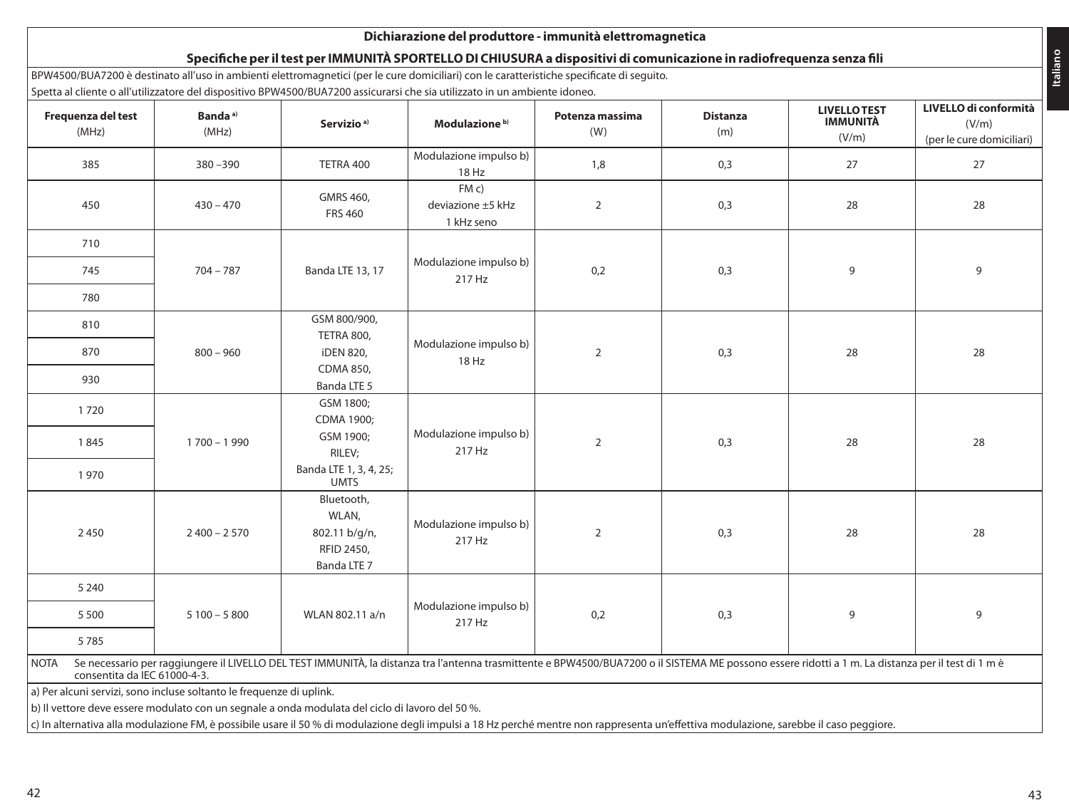## Dichiarazione del produttore - immunità elettromagnetica

### Specifiche per il test per IMMUNITÀ SPORTELLO DI CHIUSURA a dispositivi di comunicazione in radiofrequenza senza fili

BPW4500/BUA7200 è destinato all'uso in ambienti elettromagnetici (per le cure domiciliari) con le caratteristiche specificate di seguito.
Spetta al cliente o all'utilizzatore del dispositivo BPW4500/BUA7200 assicurarsi che sia utilizzato in un ambiente idoneo.

| Frequenza del test (MHz) | Banda [a)] (MHz) | Servizio [a)] | Modulazione [b)] | Potenza massima (W) | Distanza (m) | LIVELLO TEST IMMUNITÀ (V/m) | LIVELLO di conformità (V/m) (per le cure domiciliari) |
|---|---|---|---|---|---|---|---|
| 385 | 380 –390 | TETRA 400 | Modulazione impulso b) 18 Hz | 1,8 | 0,3 | 27 | 27 |
| 450 | 430 – 470 | GMRS 460, FRS 460 | FM c) deviazione ±5 kHz 1 kHz seno | 2 | 0,3 | 28 | 28 |
| 710 | 704 – 787 | Banda LTE 13, 17 | Modulazione impulso b) 217 Hz | 0,2 | 0,3 | 9 | 9 |
| 745 | | | | | | | |
| 780 | | | | | | | |
| 810 | 800 – 960 | GSM 800/900, TETRA 800, iDEN 820, CDMA 850, Banda LTE 5 | Modulazione impulso b) 18 Hz | 2 | 0,3 | 28 | 28 |
| 870 | | | | | | | |
| 930 | | | | | | | |
| 1 720 | 1 700 – 1 990 | GSM 1800; CDMA 1900; GSM 1900; RILEV; Banda LTE 1, 3, 4, 25; UMTS | Modulazione impulso b) 217 Hz | 2 | 0,3 | 28 | 28 |
| 1 845 | | | | | | | |
| 1 970 | | | | | | | |
| 2 450 | 2 400 – 2 570 | Bluetooth, WLAN, 802.11 b/g/n, RFID 2450, Banda LTE 7 | Modulazione impulso b) 217 Hz | 2 | 0,3 | 28 | 28 |
| 5 240 | 5 100 – 5 800 | WLAN 802.11 a/n | Modulazione impulso b) 217 Hz | 0,2 | 0,3 | 9 | 9 |
| 5 500 | | | | | | | |
| 5 785 | | | | | | | |

NOTA Se necessario per raggiungere il LIVELLO DEL TEST IMMUNITÀ, la distanza tra l'antenna trasmittente e BPW4500/BUA7200 o il SISTEMA ME possono essere ridotti a 1 m. La distanza per il test di 1 m è consentita da IEC 61000-4-3.

a) Per alcuni servizi, sono incluse soltanto le frequenze di uplink.

b) Il vettore deve essere modulato con un segnale a onda modulata del ciclo di lavoro del 50 %.

c) In alternativa alla modulazione FM, è possibile usare il 50 % di modulazione degli impulsi a 18 Hz perché mentre non rappresenta un'effettiva modulazione, sarebbe il caso peggiore.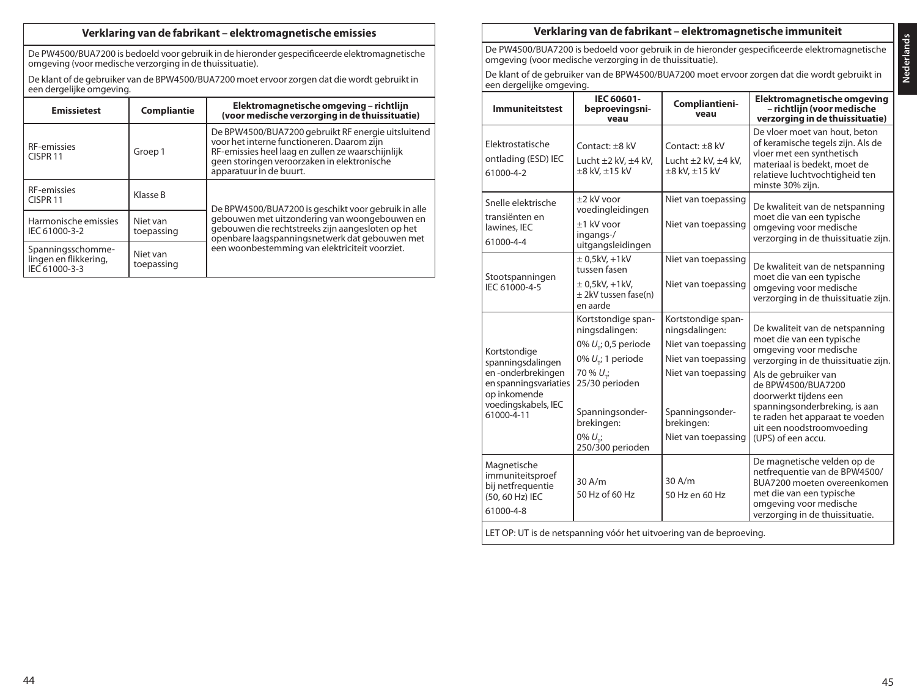## Verklaring van de fabrikant – elektromagnetische emissies

De PW4500/BUA7200 is bedoeld voor gebruik in de hieronder gespecificeerde elektromagnetische omgeving (voor medische verzorging in de thuissituatie).

De klant of de gebruiker van de BPW4500/BUA7200 moet ervoor zorgen dat die wordt gebruikt in een dergelijke omgeving.

| Emissietest | Compliantie | Elektromagnetische omgeving – richtlijn (voor medische verzorging in de thuissituatie) |
|---|---|---|
| RF-emissies CISPR 11 | Groep 1 | De BPW4500/BUA7200 gebruikt RF energie uitsluitend voor het interne functioneren. Daarom zijn RF-emissies heel laag en zullen ze waarschijnlijk geen storingen veroorzaken in elektronische apparatuur in de buurt. |
| RF-emissies CISPR 11 | Klasse B | De BPW4500/BUA7200 is geschikt voor gebruik in alle gebouwen met uitzondering van woongebouwen en gebouwen die rechtstreeks zijn aangesloten op het openbare laagspanningsnetwerk dat gebouwen met een woonbestemming van elektriciteit voorziet. |
| Harmonische emissies IEC 61000-3-2 | Niet van toepassing | |
| Spanningsschommelingen en flikkering, IEC 61000-3-3 | Niet van toepassing | |

## Verklaring van de fabrikant – elektromagnetische immuniteit

De PW4500/BUA7200 is bedoeld voor gebruik in de hieronder gespecificeerde elektromagnetische omgeving (voor medische verzorging in de thuissituatie).

De klant of de gebruiker van de BPW4500/BUA7200 moet ervoor zorgen dat die wordt gebruikt in een dergelijke omgeving.

| Immuniteitstest | IEC 60601-beproevingsniveau | Compliantieniveau | Elektromagnetische omgeving – richtlijn (voor medische verzorging in de thuissituatie) |
|---|---|---|---|
| Elektrostatische ontlading (ESD) IEC 61000-4-2 | Contact: ±8 kV<br>Lucht ±2 kV, ±4 kV, ±8 kV, ±15 kV | Contact: ±8 kV<br>Lucht ±2 kV, ±4 kV, ±8 kV, ±15 kV | De vloer moet van hout, beton of keramische tegels zijn. Als de vloer met een synthetisch materiaal is bedekt, moet de relatieve luchtvochtigheid ten minste 30% zijn. |
| Snelle elektrische transiënten en lawines, IEC 61000-4-4 | ±2 kV voor voedingleidingen<br>±1 kV voor ingangs-/uitgangsleidingen | Niet van toepassing<br>Niet van toepassing | De kwaliteit van de netspanning moet die van een typische omgeving voor medische verzorging in de thuissituatie zijn. |
| Stootspanningen IEC 61000-4-5 | ± 0,5kV, +1kV tussen fasen<br>± 0,5kV, +1kV, ± 2kV tussen fase(n) en aarde | Niet van toepassing<br>Niet van toepassing | De kwaliteit van de netspanning moet die van een typische omgeving voor medische verzorging in de thuissituatie zijn. |
| Kortstondige spanningsdalingen en -onderbrekingen en spanningsvariaties op inkomende voedingskabels, IEC 61000-4-11 | Kortstondige spanningsdalingen:<br>0% $U_T$; 0,5 periode<br>0% $U_T$; 1 periode<br>70 % $U_T$; 25/30 perioden<br>Spanningsonderbrekingen:<br>0% $U_T$; 250/300 perioden | Kortstondige spanningsdalingen:<br>Niet van toepassing<br>Niet van toepassing<br>Niet van toepassing<br>Spanningsonderbrekingen:<br>Niet van toepassing | De kwaliteit van de netspanning moet die van een typische omgeving voor medische verzorging in de thuissituatie zijn.<br>Als de gebruiker van de BPW4500/BUA7200 doorwerkt tijdens een spanningsonderbreking, is aan te raden het apparaat te voeden uit een noodstroomvoeding (UPS) of een accu. |
| Magnetische immuniteitsproef bij netfrequentie (50, 60 Hz) IEC 61000-4-8 | 30 A/m<br>50 Hz of 60 Hz | 30 A/m<br>50 Hz en 60 Hz | De magnetische velden op de netfrequentie van de BPW4500/BUA7200 moeten overeenkomen met die van een typische omgeving voor medische verzorging in de thuissituatie. |

LET OP: UT is de netspanning vóór het uitvoering van de beproeving.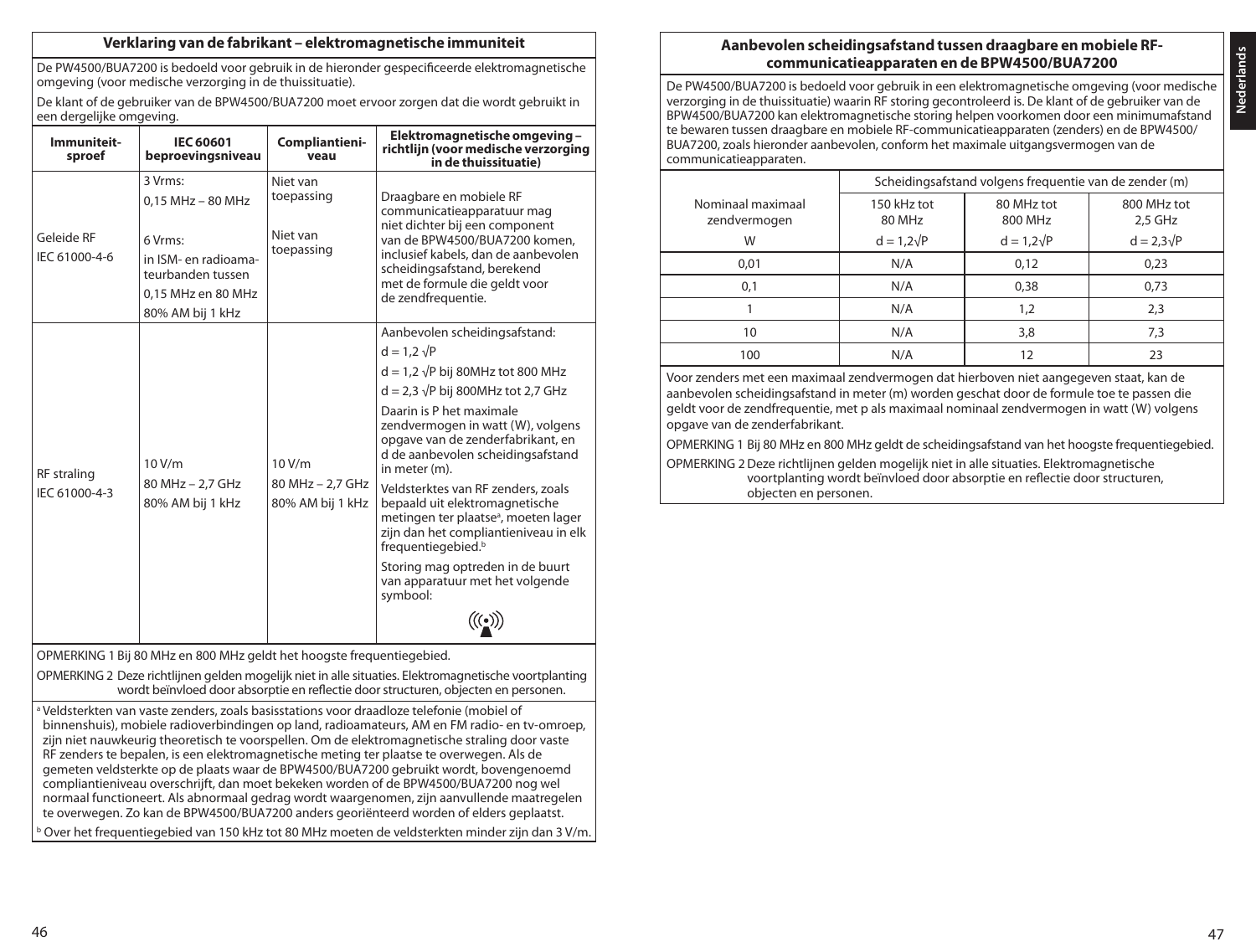## Verklaring van de fabrikant – elektromagnetische immuniteit

De PW4500/BUA7200 is bedoeld voor gebruik in de hieronder gespecificeerde elektromagnetische omgeving (voor medische verzorging in de thuissituatie).

De klant of de gebruiker van de BPW4500/BUA7200 moet ervoor zorgen dat die wordt gebruikt in een dergelijke omgeving.

| Immuniteit­sproef | IEC 60601 beproevingsniveau | Compliantieni­veau | Elektromagnetische omgeving – richtlijn (voor medische verzorging in de thuissituatie) |
|---|---|---|---|
| Geleide RF<br>IEC 61000-4-6 | 3 Vrms:<br>0,15 MHz – 80 MHz<br><br>6 Vrms:<br>in ISM- en radioama­teurbanden tussen<br>0,15 MHz en 80 MHz<br>80% AM bij 1 kHz | Niet van toepassing<br><br>Niet van toepassing | Draagbare en mobiele RF communicatieapparatuur mag niet dichter bij een component van de BPW4500/BUA7200 komen, inclusief kabels, dan de aanbevolen scheidingsafstand, berekend met de formule die geldt voor de zendfrequentie. |
| RF straling<br>IEC 61000-4-3 | 10 V/m<br>80 MHz – 2,7 GHz<br>80% AM bij 1 kHz | 10 V/m<br>80 MHz – 2,7 GHz<br>80% AM bij 1 kHz | Aanbevolen scheidingsafstand:<br>$d = 1,2 \sqrt{P}$<br>$d = 1,2 \sqrt{P}$ bij 80MHz tot 800 MHz<br>$d = 2,3 \sqrt{P}$ bij 800MHz tot 2,7 GHz<br>Daarin is P het maximale zendvermogen in watt (W), volgens opgave van de zenderfabrikant, en d de aanbevolen scheidingsafstand in meter (m).<br>Veldsterktes van RF zenders, zoals bepaald uit elektromagnetische metingen ter plaatse[a], moeten lager zijn dan het compliantieniveau in elk frequentiegebied.[b]<br>Storing mag optreden in de buurt van apparatuur met het volgende symbool: |

OPMERKING 1 Bij 80 MHz en 800 MHz geldt het hoogste frequentiegebied.

OPMERKING 2 Deze richtlijnen gelden mogelijk niet in alle situaties. Elektromagnetische voortplanting wordt beïnvloed door absorptie en reflectie door structuren, objecten en personen.

[a] Veldsterkten van vaste zenders, zoals basisstations voor draadloze telefonie (mobiel of binnenshuis), mobiele radioverbindingen op land, radioamateurs, AM en FM radio- en tv-omroep, zijn niet nauwkeurig theoretisch te voorspellen. Om de elektromagnetische straling door vaste RF zenders te bepalen, is een elektromagnetische meting ter plaatse te overwegen. Als de gemeten veldsterkte op de plaats waar de BPW4500/BUA7200 gebruikt wordt, bovengenoemd compliantieniveau overschrijft, dan moet bekeken worden of de BPW4500/BUA7200 nog wel normaal functioneert. Als abnormaal gedrag wordt waargenomen, zijn aanvullende maatregelen te overwegen. Zo kan de BPW4500/BUA7200 anders georiënteerd worden of elders geplaatst.

[b] Over het frequentiegebied van 150 kHz tot 80 MHz moeten de veldsterkten minder zijn dan 3 V/m.

## Aanbevolen scheidingsafstand tussen draagbare en mobiele RF-communicatieapparaten en de BPW4500/BUA7200

De PW4500/BUA7200 is bedoeld voor gebruik in een elektromagnetische omgeving (voor medische verzorging in de thuissituatie) waarin RF storing gecontroleerd is. De klant of de gebruiker van de BPW4500/BUA7200 kan elektromagnetische storing helpen voorkomen door een minimumafstand te bewaren tussen draagbare en mobiele RF-communicatieapparaten (zenders) en de BPW4500/BUA7200, zoals hieronder aanbevolen, conform het maximale uitgangsvermogen van de communicatieapparaten.

| Nominaal maximaal zendvermogen | Scheidingsafstand volgens frequentie van de zender (m) | | |
|---|---|---|---|
| | 150 kHz tot 80 MHz | 80 MHz tot 800 MHz | 800 MHz tot 2,5 GHz |
| W | $d = 1,2\sqrt{P}$ | $d = 1,2\sqrt{P}$ | $d = 2,3\sqrt{P}$ |
| 0,01 | N/A | 0,12 | 0,23 |
| 0,1 | N/A | 0,38 | 0,73 |
| 1 | N/A | 1,2 | 2,3 |
| 10 | N/A | 3,8 | 7,3 |
| 100 | N/A | 12 | 23 |

Voor zenders met een maximaal zendvermogen dat hierboven niet aangegeven staat, kan de aanbevolen scheidingsafstand in meter (m) worden geschat door de formule toe te passen die geldt voor de zendfrequentie, met p als maximaal nominaal zendvermogen in watt (W) volgens opgave van de zenderfabrikant.

OPMERKING 1 Bij 80 MHz en 800 MHz geldt de scheidingsafstand van het hoogste frequentiegebied.

OPMERKING 2 Deze richtlijnen gelden mogelijk niet in alle situaties. Elektromagnetische voortplanting wordt beïnvloed door absorptie en reflectie door structuren, objecten en personen.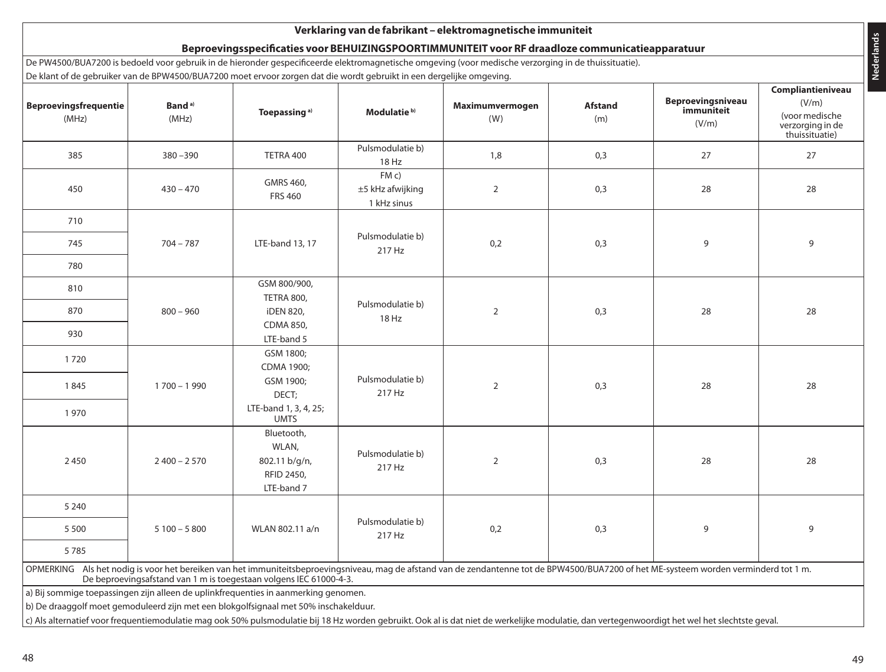## Verklaring van de fabrikant – elektromagnetische immuniteit

### Beproevingsspecificaties voor BEHUIZINGSPOORTIMMUNITEIT voor RF draadloze communicatieapparatuur

De PW4500/BUA7200 is bedoeld voor gebruik in de hieronder gespecificeerde elektromagnetische omgeving (voor medische verzorging in de thuissituatie).

De klant of de gebruiker van de BPW4500/BUA7200 moet ervoor zorgen dat die wordt gebruikt in een dergelijke omgeving.

| **Beproevingsfrequentie** (MHz) | **Band** [a] (MHz) | **Toepassing** [a] | **Modulatie** [b] | **Maximumvermogen** (W) | **Afstand** (m) | **Beproevingsniveau immuniteit** (V/m) | **Compliantieniveau** (V/m) (voor medische verzorging in de thuissituatie) |
|---|---|---|---|---|---|---|---|
| 385 | 380 –390 | TETRA 400 | Pulsmodulatie b) 18 Hz | 1,8 | 0,3 | 27 | 27 |
| 450 | 430 – 470 | GMRS 460, FRS 460 | FM c) ±5 kHz afwijking 1 kHz sinus | 2 | 0,3 | 28 | 28 |
| 710 | 704 – 787 | LTE-band 13, 17 | Pulsmodulatie b) 217 Hz | 0,2 | 0,3 | 9 | 9 |
| 745 | | | | | | | |
| 780 | | | | | | | |
| 810 | 800 – 960 | GSM 800/900, TETRA 800, iDEN 820, CDMA 850, LTE-band 5 | Pulsmodulatie b) 18 Hz | 2 | 0,3 | 28 | 28 |
| 870 | | | | | | | |
| 930 | | | | | | | |
| 1 720 | 1 700 – 1 990 | GSM 1800; CDMA 1900; GSM 1900; DECT; LTE-band 1, 3, 4, 25; UMTS | Pulsmodulatie b) 217 Hz | 2 | 0,3 | 28 | 28 |
| 1 845 | | | | | | | |
| 1 970 | | | | | | | |
| 2 450 | 2 400 – 2 570 | Bluetooth, WLAN, 802.11 b/g/n, RFID 2450, LTE-band 7 | Pulsmodulatie b) 217 Hz | 2 | 0,3 | 28 | 28 |
| 5 240 | 5 100 – 5 800 | WLAN 802.11 a/n | Pulsmodulatie b) 217 Hz | 0,2 | 0,3 | 9 | 9 |
| 5 500 | | | | | | | |
| 5 785 | | | | | | | |

OPMERKING Als het nodig is voor het bereiken van het immuniteitsbeproevingsniveau, mag de afstand van de zendantenne tot de BPW4500/BUA7200 of het ME-systeem worden verminderd tot 1 m. De beproevingsafstand van 1 m is toegestaan volgens IEC 61000-4-3.

a) Bij sommige toepassingen zijn alleen de uplinkfrequenties in aanmerking genomen.

b) De draaggolf moet gemoduleerd zijn met een blokgolfsignaal met 50% inschakelduur.

c) Als alternatief voor frequentiemodulatie mag ook 50% pulsmodulatie bij 18 Hz worden gebruikt. Ook al is dat niet de werkelijke modulatie, dan vertegenwoordigt het wel het slechtste geval.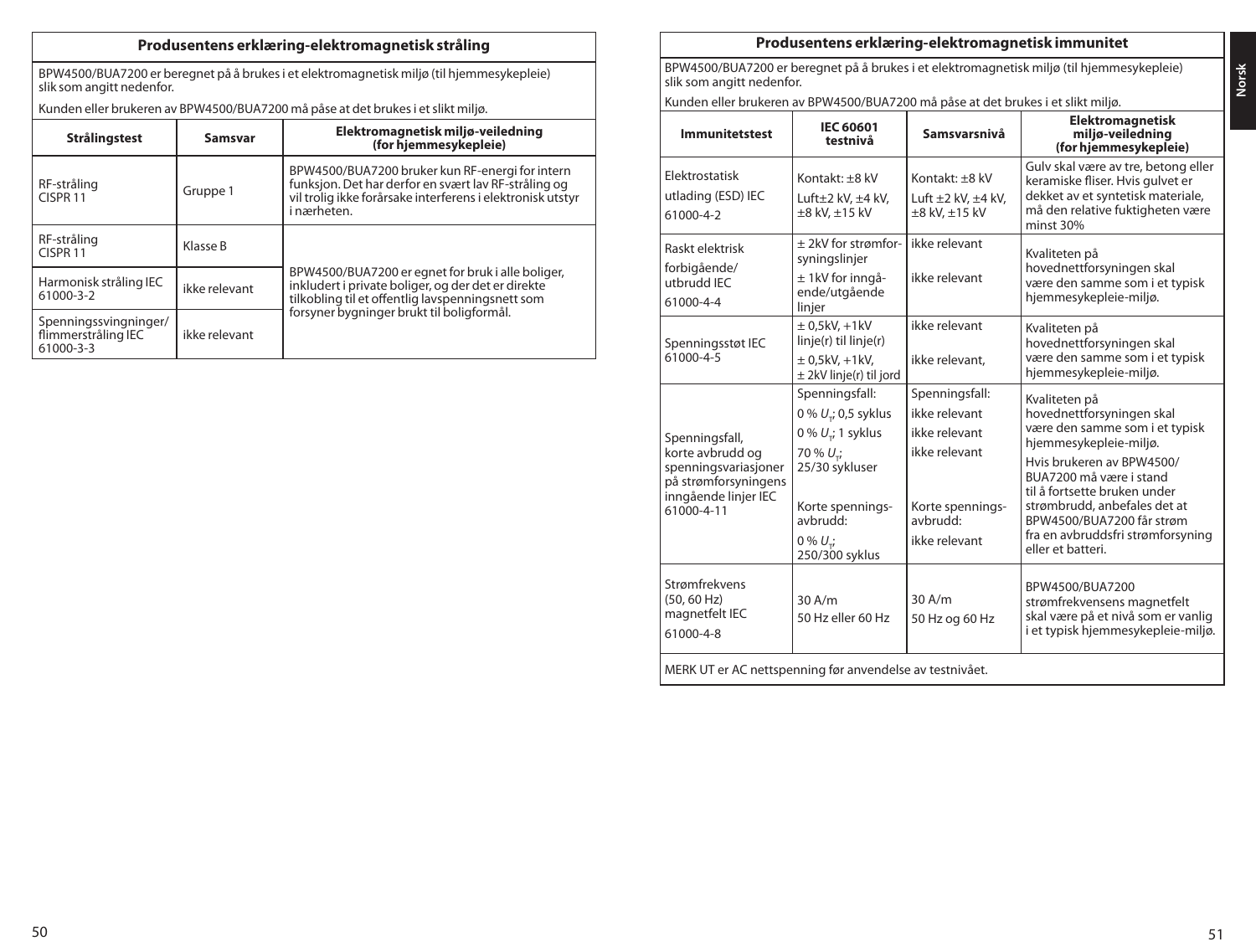## Produsentens erklæring-elektromagnetisk stråling

BPW4500/BUA7200 er beregnet på å brukes i et elektromagnetisk miljø (til hjemmesykepleie) slik som angitt nedenfor.

Kunden eller brukeren av BPW4500/BUA7200 må påse at det brukes i et slikt miljø.

| Strålingstest | Samsvar | Elektromagnetisk miljø-veiledning (for hjemmesykepleie) |
|---|---|---|
| RF-stråling CISPR 11 | Gruppe 1 | BPW4500/BUA7200 bruker kun RF-energi for intern funksjon. Det har derfor en svært lav RF-stråling og vil trolig ikke forårsake interferens i elektronisk utstyr i nærheten. |
| RF-stråling CISPR 11 | Klasse B | BPW4500/BUA7200 er egnet for bruk i alle boliger, inkludert i private boliger, og der det er direkte tilkobling til et offentlig lavspenningsnett som forsyner bygninger brukt til boligformål. |
| Harmonisk stråling IEC 61000-3-2 | ikke relevant | |
| Spenningssvingninger/ flimmerstråling IEC 61000-3-3 | ikke relevant | |

## Produsentens erklæring-elektromagnetisk immunitet

BPW4500/BUA7200 er beregnet på å brukes i et elektromagnetisk miljø (til hjemmesykepleie) slik som angitt nedenfor.

Kunden eller brukeren av BPW4500/BUA7200 må påse at det brukes i et slikt miljø.

| Immunitetstest | IEC 60601 testnivå | Samsvarsnivå | Elektromagnetisk miljø-veiledning (for hjemmesykepleie) |
|---|---|---|---|
| Elektrostatisk utlading (ESD) IEC 61000-4-2 | Kontakt: ±8 kV<br>Luft±2 kV, ±4 kV, ±8 kV, ±15 kV | Kontakt: ±8 kV<br>Luft ±2 kV, ±4 kV, ±8 kV, ±15 kV | Gulv skal være av tre, betong eller keramiske fliser. Hvis gulvet er dekket av et syntetisk materiale, må den relative fuktigheten være minst 30% |
| Raskt elektrisk forbigående/ utbrudd IEC 61000-4-4 | ± 2kV for strømforsyningslinjer<br>± 1kV for inngående/utgående linjer | ikke relevant<br>ikke relevant | Kvaliteten på hovednettforsyningen skal være den samme som i et typisk hjemmesykepleie-miljø. |
| Spenningsstøt IEC 61000-4-5 | ± 0,5kV, +1kV linje(r) til linje(r)<br>± 0,5kV, +1kV, ± 2kV linje(r) til jord | ikke relevant<br>ikke relevant, | Kvaliteten på hovednettforsyningen skal være den samme som i et typisk hjemmesykepleie-miljø. |
| Spenningsfall, korte avbrudd og spenningsvariasjoner på strømforsyningens inngående linjer IEC 61000-4-11 | Spenningsfall:<br>0 % $U_T$; 0,5 syklus<br>0 % $U_T$; 1 syklus<br>70 % $U_T$; 25/30 sykluser<br>Korte spenningsavbrudd:<br>0 % $U_T$; 250/300 syklus | Spenningsfall:<br>ikke relevant<br>ikke relevant<br>ikke relevant<br>Korte spenningsavbrudd:<br>ikke relevant | Kvaliteten på hovednettforsyningen skal være den samme som i et typisk hjemmesykepleie-miljø.<br>Hvis brukeren av BPW4500/ BUA7200 må være i stand til å fortsette bruken under strømbrudd, anbefales det at BPW4500/BUA7200 får strøm fra en avbruddsfri strømforsyning eller et batteri. |
| Strømfrekvens (50, 60 Hz) magnetfelt IEC 61000-4-8 | 30 A/m<br>50 Hz eller 60 Hz | 30 A/m<br>50 Hz og 60 Hz | BPW4500/BUA7200 strømfrekvensens magnetfelt skal være på et nivå som er vanlig i et typisk hjemmesykepleie-miljø. |

MERK UT er AC nettspenning før anvendelse av testnivået.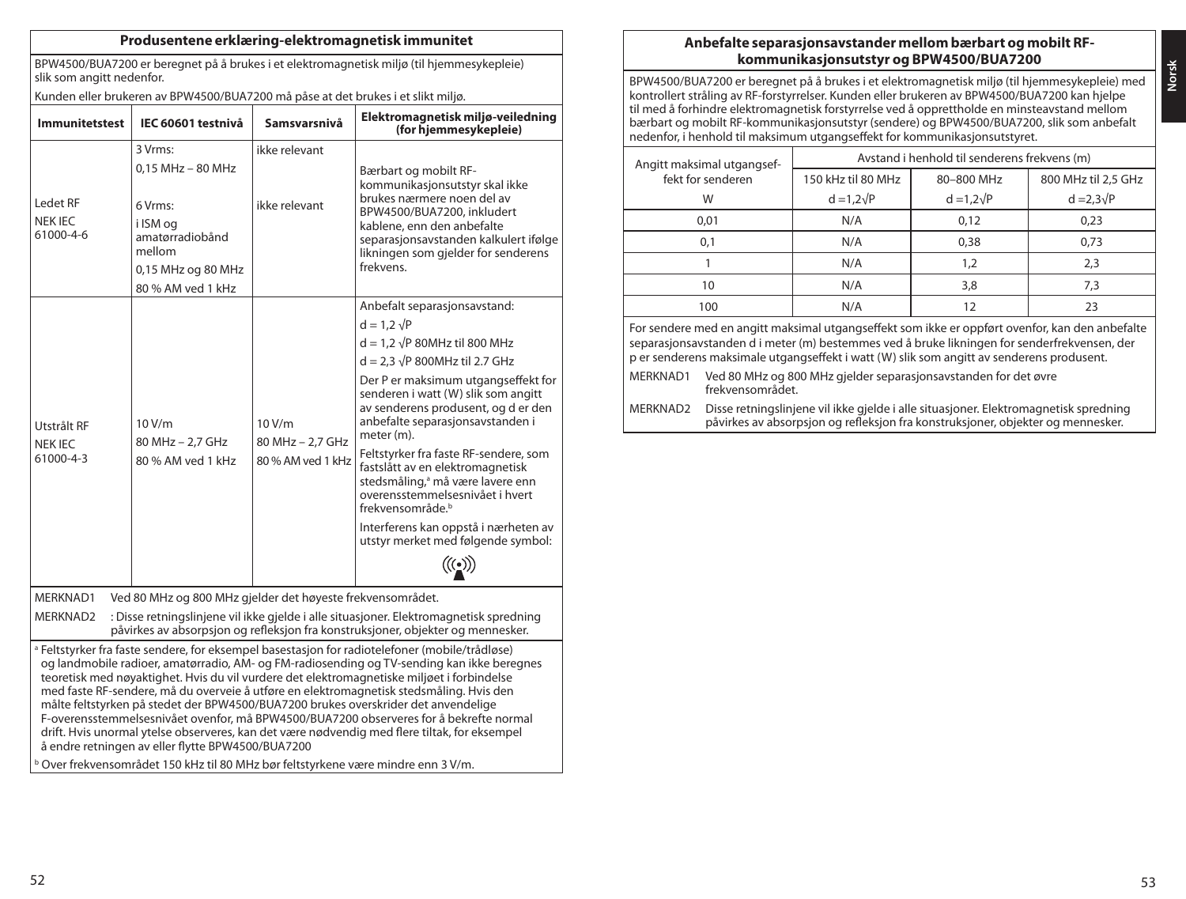## Produsentene erklæring-elektromagnetisk immunitet

BPW4500/BUA7200 er beregnet på å brukes i et elektromagnetisk miljø (til hjemmesykepleie) slik som angitt nedenfor.

Kunden eller brukeren av BPW4500/BUA7200 må påse at det brukes i et slikt miljø.

| Immunitetstest | IEC 60601 testnivå | Samsvarsnivå | Elektromagnetisk miljø-veiledning (for hjemmesykepleie) |
|---|---|---|---|
| Ledet RF<br>NEK IEC 61000-4-6 | 3 Vrms:<br>0,15 MHz – 80 MHz<br><br>6 Vrms:<br>i ISM og amatørradiobånd mellom<br>0,15 MHz og 80 MHz<br>80 % AM ved 1 kHz | ikke relevant<br><br>ikke relevant | Bærbart og mobilt RF-kommunikasjonsutstyr skal ikke brukes nærmere noen del av BPW4500/BUA7200, inkludert kablene, enn den anbefalte separasjonsavstanden kalkulert ifølge likningen som gjelder for senderens frekvens. |
| Utstrålt RF<br>NEK IEC 61000-4-3 | 10 V/m<br>80 MHz – 2,7 GHz<br>80 % AM ved 1 kHz | 10 V/m<br>80 MHz – 2,7 GHz<br>80 % AM ved 1 kHz | Anbefalt separasjonsavstand:<br>$d = 1,2 \sqrt{P}$<br>$d = 1,2 \sqrt{P}$ 80MHz til 800 MHz<br>$d = 2,3 \sqrt{P}$ 800MHz til 2.7 GHz<br>Der P er maksimum utgangseffekt for senderen i watt (W) slik som angitt av senderens produsent, og d er den anbefalte separasjonsavstanden i meter (m).<br>Feltstyrker fra faste RF-sendere, som fastslått av en elektromagnetisk stedsmåling,[a] må være lavere enn overensstemmelsesnivået i hvert frekvensområde.[b]<br>Interferens kan oppstå i nærheten av utstyr merket med følgende symbol: |

MERKNAD1 Ved 80 MHz og 800 MHz gjelder det høyeste frekvensområdet.

MERKNAD2 : Disse retningslinjene vil ikke gjelde i alle situasjoner. Elektromagnetisk spredning påvirkes av absorpsjon og refleksjon fra konstruksjoner, objekter og mennesker.

[a] Feltstyrker fra faste sendere, for eksempel basestasjon for radiotelefoner (mobile/trådløse) og landmobile radioer, amatørradio, AM- og FM-radiosending og TV-sending kan ikke beregnes teoretisk med nøyaktighet. Hvis du vil vurdere det elektromagnetiske miljøet i forbindelse med faste RF-sendere, må du overveie å utføre en elektromagnetisk stedsmåling. Hvis den målte feltstyrken på stedet der BPW4500/BUA7200 brukes overskrider det anvendelige F-overensstemmelsesnivået ovenfor, må BPW4500/BUA7200 observeres for å bekrefte normal drift. Hvis unormal ytelse observeres, kan det være nødvendig med flere tiltak, for eksempel å endre retningen av eller flytte BPW4500/BUA7200

[b] Over frekvensområdet 150 kHz til 80 MHz bør feltstyrkene være mindre enn 3 V/m.

## Anbefalte separasjonsavstander mellom bærbart og mobilt RF-kommunikasjonsutstyr og BPW4500/BUA7200

BPW4500/BUA7200 er beregnet på å brukes i et elektromagnetisk miljø (til hjemmesykepleie) med kontrollert stråling av RF-forstyrrelser. Kunden eller brukeren av BPW4500/BUA7200 kan hjelpe til med å forhindre elektromagnetisk forstyrrelse ved å opprettholde en minsteavstand mellom bærbart og mobilt RF-kommunikasjonsutstyr (sendere) og BPW4500/BUA7200, slik som anbefalt nedenfor, i henhold til maksimum utgangseffekt for kommunikasjonsutstyret.

| Angitt maksimal utgangseffekt for senderen | Avstand i henhold til senderens frekvens (m) | | |
|---|---|---|---|
| W | 150 kHz til 80 MHz<br>$d = 1,2\sqrt{P}$ | 80–800 MHz<br>$d = 1,2\sqrt{P}$ | 800 MHz til 2,5 GHz<br>$d = 2,3\sqrt{P}$ |
| 0,01 | N/A | 0,12 | 0,23 |
| 0,1 | N/A | 0,38 | 0,73 |
| 1 | N/A | 1,2 | 2,3 |
| 10 | N/A | 3,8 | 7,3 |
| 100 | N/A | 12 | 23 |

For sendere med en angitt maksimal utgangseffekt som ikke er oppført ovenfor, kan den anbefalte separasjonsavstanden d i meter (m) bestemmes ved å bruke likningen for senderfrekvensen, der p er senderens maksimale utgangseffekt i watt (W) slik som angitt av senderens produsent.

MERKNAD1 Ved 80 MHz og 800 MHz gjelder separasjonsavstanden for det øvre frekvensområdet.

MERKNAD2 Disse retningslinjene vil ikke gjelde i alle situasjoner. Elektromagnetisk spredning påvirkes av absorpsjon og refleksjon fra konstruksjoner, objekter og mennesker.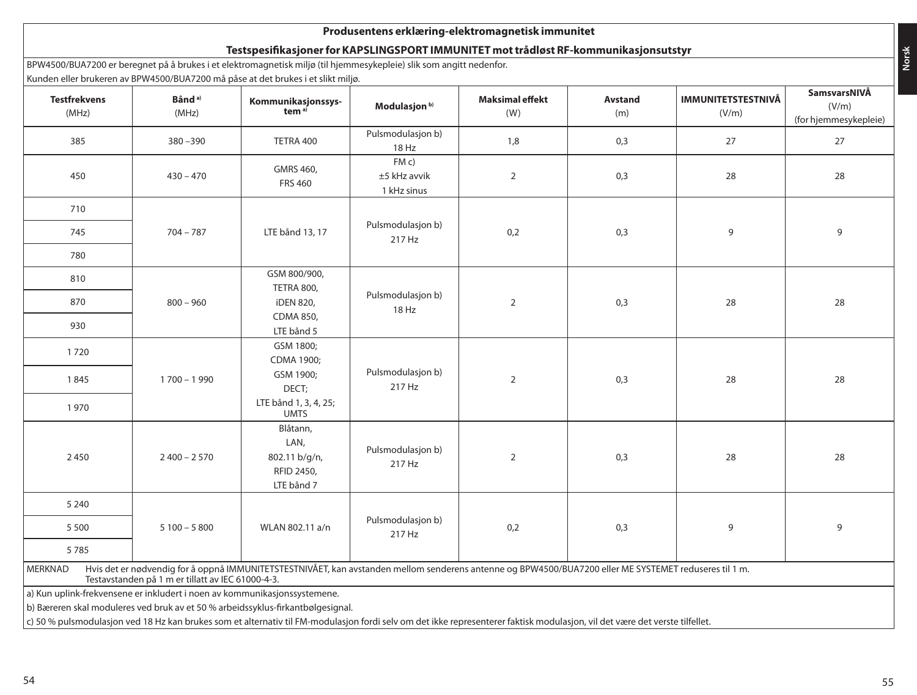## Produsentens erklæring-elektromagnetisk immunitet

### Testspesifikasjoner for KAPSLINGSPORT IMMUNITET mot trådløst RF-kommunikasjonsutstyr

BPW4500/BUA7200 er beregnet på å brukes i et elektromagnetisk miljø (til hjemmesykepleie) slik som angitt nedenfor.

Kunden eller brukeren av BPW4500/BUA7200 må påse at det brukes i et slikt miljø.

| **Testfrekvens** (MHz) | **Bånd** [a)] (MHz) | **Kommunikasjonssys-tem** [a)] | **Modulasjon** [b)] | **Maksimal effekt** (W) | **Avstand** (m) | **IMMUNITETSTESTNIVÅ** (V/m) | **SamsvarsNIVÅ** (V/m) (for hjemmesykepleie) |
|---|---|---|---|---|---|---|---|
| 385 | 380 –390 | TETRA 400 | Pulsmodulasjon b) 18 Hz | 1,8 | 0,3 | 27 | 27 |
| 450 | 430 – 470 | GMRS 460, FRS 460 | FM c) ±5 kHz avvik 1 kHz sinus | 2 | 0,3 | 28 | 28 |
| 710 | 704 – 787 | LTE bånd 13, 17 | Pulsmodulasjon b) 217 Hz | 0,2 | 0,3 | 9 | 9 |
| 745 | | | | | | | |
| 780 | | | | | | | |
| 810 | 800 – 960 | GSM 800/900, TETRA 800, iDEN 820, CDMA 850, LTE bånd 5 | Pulsmodulasjon b) 18 Hz | 2 | 0,3 | 28 | 28 |
| 870 | | | | | | | |
| 930 | | | | | | | |
| 1 720 | 1 700 – 1 990 | GSM 1800; CDMA 1900; GSM 1900; DECT; LTE bånd 1, 3, 4, 25; UMTS | Pulsmodulasjon b) 217 Hz | 2 | 0,3 | 28 | 28 |
| 1 845 | | | | | | | |
| 1 970 | | | | | | | |
| 2 450 | 2 400 – 2 570 | Blåtann, LAN, 802.11 b/g/n, RFID 2450, LTE bånd 7 | Pulsmodulasjon b) 217 Hz | 2 | 0,3 | 28 | 28 |
| 5 240 | 5 100 – 5 800 | WLAN 802.11 a/n | Pulsmodulasjon b) 217 Hz | 0,2 | 0,3 | 9 | 9 |
| 5 500 | | | | | | | |
| 5 785 | | | | | | | |

MERKNAD Hvis det er nødvendig for å oppnå IMMUNITETSTESTNIVÅET, kan avstanden mellom senderens antenne og BPW4500/BUA7200 eller ME SYSTEMET reduseres til 1 m. Testavstanden på 1 m er tillatt av IEC 61000-4-3.

a) Kun uplink-frekvensene er inkludert i noen av kommunikasjonssystemene.

b) Bæreren skal moduleres ved bruk av et 50 % arbeidssyklus-firkantbølgesignal.

c) 50 % pulsmodulasjon ved 18 Hz kan brukes som et alternativ til FM-modulasjon fordi selv om det ikke representerer faktisk modulasjon, vil det være det verste tilfellet.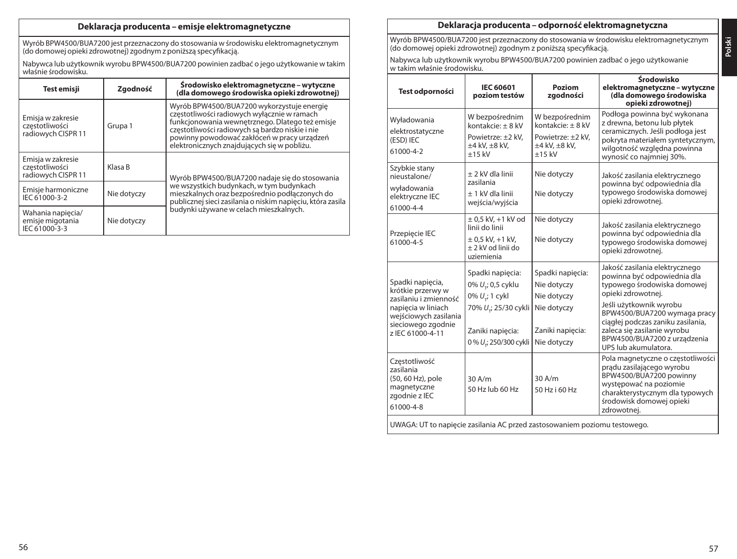## Deklaracja producenta – emisje elektromagnetyczne

Wyrób BPW4500/BUA7200 jest przeznaczony do stosowania w środowisku elektromagnetycznym (do domowej opieki zdrowotnej) zgodnym z poniższą specyfikacją.

Nabywca lub użytkownik wyrobu BPW4500/BUA7200 powinien zadbać o jego użytkowanie w takim właśnie środowisku.

| Test emisji | Zgodność | Środowisko elektromagnetyczne – wytyczne (dla domowego środowiska opieki zdrowotnej) |
|---|---|---|
| Emisja w zakresie częstotliwości radiowych CISPR 11 | Grupa 1 | Wyrób BPW4500/BUA7200 wykorzystuje energię częstotliwości radiowych wyłącznie w ramach funkcjonowania wewnętrznego. Dlatego też emisje częstotliwości radiowych są bardzo niskie i nie powinny powodować zakłóceń w pracy urządzeń elektronicznych znajdujących się w pobliżu. |
| Emisja w zakresie częstotliwości radiowych CISPR 11 | Klasa B | Wyrób BPW4500/BUA7200 nadaje się do stosowania we wszystkich budynkach, w tym budynkach mieszkalnych oraz bezpośrednio podłączonych do publicznej sieci zasilania o niskim napięciu, która zasila budynki używane w celach mieszkalnych. |
| Emisje harmoniczne IEC 61000-3-2 | Nie dotyczy | |
| Wahania napięcia/ emisje migotania IEC 61000-3-3 | Nie dotyczy | |

## Deklaracja producenta – odporność elektromagnetyczna

Wyrób BPW4500/BUA7200 jest przeznaczony do stosowania w środowisku elektromagnetycznym (do domowej opieki zdrowotnej) zgodnym z poniższą specyfikacją.

Nabywca lub użytkownik wyrobu BPW4500/BUA7200 powinien zadbać o jego użytkowanie w takim właśnie środowisku.

| Test odporności | IEC 60601 poziom testów | Poziom zgodności | Środowisko elektromagnetyczne – wytyczne (dla domowego środowiska opieki zdrowotnej) |
|---|---|---|---|
| Wyładowania elektrostatyczne (ESD) IEC 61000-4-2 | W bezpośrednim kontakcie: ± 8 kV<br>Powietrze: ±2 kV, ±4 kV, ±8 kV, ±15 kV | W bezpośrednim kontakcie: ± 8 kV<br>Powietrze: ±2 kV, ±4 kV, ±8 kV, ±15 kV | Podłoga powinna być wykonana z drewna, betonu lub płytek ceramicznych. Jeśli podłoga jest pokryta materiałem syntetycznym, wilgotność względna powinna wynosić co najmniej 30%. |
| Szybkie stany nieustalone/ wyładowania elektryczne IEC 61000-4-4 | ± 2 kV dla linii zasilania<br>± 1 kV dla linii wejścia/wyjścia | Nie dotyczy<br>Nie dotyczy | Jakość zasilania elektrycznego powinna być odpowiednia dla typowego środowiska domowej opieki zdrowotnej. |
| Przepięcie IEC 61000-4-5 | ± 0,5 kV, +1 kV od linii do linii<br>± 0,5 kV, +1 kV, ± 2 kV od linii do uziemienia | Nie dotyczy<br>Nie dotyczy | Jakość zasilania elektrycznego powinna być odpowiednia dla typowego środowiska domowej opieki zdrowotnej. |
| Spadki napięcia, krótkie przerwy w zasilaniu i zmienność napięcia w liniach wejściowych zasilania sieciowego zgodnie z IEC 61000-4-11 | Spadki napięcia:<br>0% $U_T$; 0,5 cyklu<br>0% $U_T$; 1 cykl<br>70% $U_T$; 25/30 cykli<br>Zaniki napięcia:<br>0 % $U_T$; 250/300 cykli | Spadki napięcia:<br>Nie dotyczy<br>Nie dotyczy<br>Nie dotyczy<br>Zaniki napięcia:<br>Nie dotyczy | Jakość zasilania elektrycznego powinna być odpowiednia dla typowego środowiska domowej opieki zdrowotnej.<br>Jeśli użytkownik wyrobu BPW4500/BUA7200 wymaga pracy ciągłej podczas zaniku zasilania, zaleca się zasilanie wyrobu BPW4500/BUA7200 z urządzenia UPS lub akumulatora. |
| Częstotliwość zasilania (50, 60 Hz), pole magnetyczne zgodnie z IEC 61000-4-8 | 30 A/m<br>50 Hz lub 60 Hz | 30 A/m<br>50 Hz i 60 Hz | Pola magnetyczne o częstotliwości prądu zasilającego wyrobu BPW4500/BUA7200 powinny występować na poziomie charakterystycznym dla typowych środowisk domowej opieki zdrowotnej. |

UWAGA: UT to napięcie zasilania AC przed zastosowaniem poziomu testowego.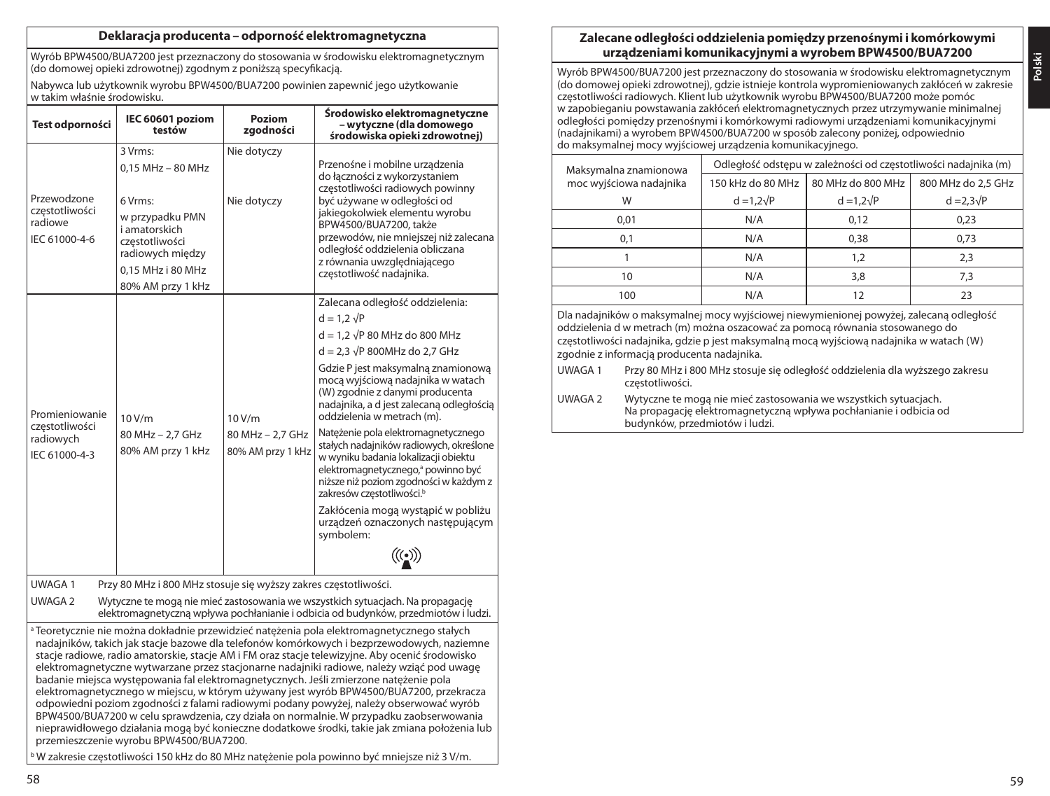## Deklaracja producenta – odporność elektromagnetyczna

Wyrób BPW4500/BUA7200 jest przeznaczony do stosowania w środowisku elektromagnetycznym (do domowej opieki zdrowotnej) zgodnym z poniższą specyfikacją.

Nabywca lub użytkownik wyrobu BPW4500/BUA7200 powinien zapewnić jego użytkowanie w takim właśnie środowisku.

| Test odporności | IEC 60601 poziom testów | Poziom zgodności | Środowisko elektromagnetyczne – wytyczne (dla domowego środowiska opieki zdrowotnej) |
|---|---|---|---|
| Przewodzone częstotliwości radiowe IEC 61000-4-6 | 3 Vrms: 0,15 MHz – 80 MHz<br>6 Vrms: w przypadku PMN i amatorskich częstotliwości radiowych między 0,15 MHz i 80 MHz<br>80% AM przy 1 kHz | Nie dotyczy<br>Nie dotyczy | Przenośne i mobilne urządzenia do łączności z wykorzystaniem częstotliwości radiowych powinny być używane w odległości od jakiegokolwiek elementu wyrobu BPW4500/BUA7200, także przewodów, nie mniejszej niż zalecana odległość oddzielenia obliczana z równania uwzględniającego częstotliwość nadajnika. |
| Promieniowanie częstotliwości radiowych IEC 61000-4-3 | 10 V/m<br>80 MHz – 2,7 GHz<br>80% AM przy 1 kHz | 10 V/m<br>80 MHz – 2,7 GHz<br>80% AM przy 1 kHz | Zalecana odległość oddzielenia:<br>d = 1,2 √P<br>d = 1,2 √P 80 MHz do 800 MHz<br>d = 2,3 √P 800MHz do 2,7 GHz<br>Gdzie P jest maksymalną znamionową mocą wyjściową nadajnika w watach (W) zgodnie z danymi producenta nadajnika, a d jest zalecaną odległością oddzielenia w metrach (m).<br>Natężenie pola elektromagnetycznego stałych nadajników radiowych, określone w wyniku badania lokalizacji obiektu elektromagnetycznego,[a] powinno być niższe niż poziom zgodności w każdym z zakresów częstotliwości.[b]<br>Zakłócenia mogą wystąpić w pobliżu urządzeń oznaczonych następującym symbolem: ((•)) |

UWAGA 1 Przy 80 MHz i 800 MHz stosuje się wyższy zakres częstotliwości.

UWAGA 2 Wytyczne te mogą nie mieć zastosowania we wszystkich sytuacjach. Na propagację elektromagnetyczną wpływa pochłanianie i odbicia od budynków, przedmiotów i ludzi.

[a] Teoretycznie nie można dokładnie przewidzieć natężenia pola elektromagnetycznego stałych nadajników, takich jak stacje bazowe dla telefonów komórkowych i bezprzewodowych, naziemne stacje radiowe, radio amatorskie, stacje AM i FM oraz stacje telewizyjne. Aby ocenić środowisko elektromagnetyczne wytwarzane przez stacjonarne nadajniki radiowe, należy wziąć pod uwagę badanie miejsca występowania fal elektromagnetycznych. Jeśli zmierzone natężenie pola elektromagnetycznego w miejscu, w którym używany jest wyrób BPW4500/BUA7200, przekracza odpowiedni poziom zgodności z falami radiowymi podany powyżej, należy obserwować wyrób BPW4500/BUA7200 w celu sprawdzenia, czy działa on normalnie. W przypadku zaobserwowania nieprawidłowego działania mogą być konieczne dodatkowe środki, takie jak zmiana położenia lub przemieszczenie wyrobu BPW4500/BUA7200.

[b] W zakresie częstotliwości 150 kHz do 80 MHz natężenie pola powinno być mniejsze niż 3 V/m.

## Zalecane odległości oddzielenia pomiędzy przenośnymi i komórkowymi urządzeniami komunikacyjnymi a wyrobem BPW4500/BUA7200

Wyrób BPW4500/BUA7200 jest przeznaczony do stosowania w środowisku elektromagnetycznym (do domowej opieki zdrowotnej), gdzie istnieje kontrola wypromieniowanych zakłóceń w zakresie częstotliwości radiowych. Klient lub użytkownik wyrobu BPW4500/BUA7200 może pomóc w zapobieganiu powstawania zakłóceń elektromagnetycznych przez utrzymywanie minimalnej odległości pomiędzy przenośnymi i komórkowymi radiowymi urządzeniami komunikacyjnymi (nadajnikami) a wyrobem BPW4500/BUA7200 w sposób zalecony poniżej, odpowiednio do maksymalnej mocy wyjściowej urządzenia komunikacyjnego.

| Maksymalna znamionowa moc wyjściowa nadajnika | Odległość odstępu w zależności od częstotliwości nadajnika (m) | | |
|---|---|---|---|
| | 150 kHz do 80 MHz | 80 MHz do 800 MHz | 800 MHz do 2,5 GHz |
| W | d =1,2√P | d =1,2√P | d =2,3√P |
| 0,01 | N/A | 0,12 | 0,23 |
| 0,1 | N/A | 0,38 | 0,73 |
| 1 | N/A | 1,2 | 2,3 |
| 10 | N/A | 3,8 | 7,3 |
| 100 | N/A | 12 | 23 |

Dla nadajników o maksymalnej mocy wyjściowej niewymienionej powyżej, zalecaną odległość oddzielenia d w metrach (m) można oszacować za pomocą równania stosowanego do częstotliwości nadajnika, gdzie p jest maksymalną mocą wyjściową nadajnika w watach (W) zgodnie z informacją producenta nadajnika.

UWAGA 1 Przy 80 MHz i 800 MHz stosuje się odległość oddzielenia dla wyższego zakresu częstotliwości.

UWAGA 2 Wytyczne te mogą nie mieć zastosowania we wszystkich sytuacjach. Na propagację elektromagnetyczną wpływa pochłanianie i odbicia od budynków, przedmiotów i ludzi.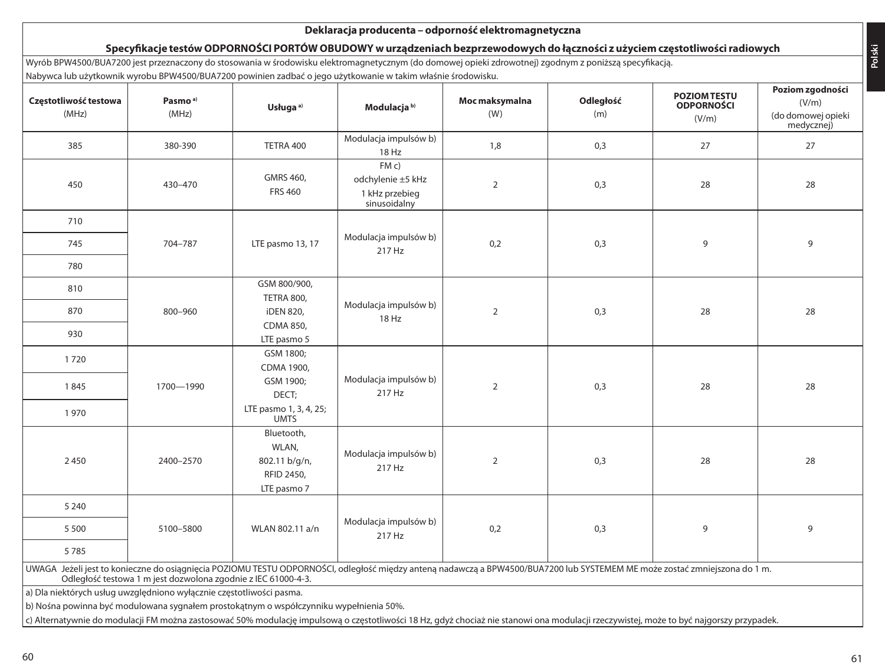## Deklaracja producenta – odporność elektromagnetyczna

### Specyfikacje testów ODPORNOŚCI PORTÓW OBUDOWY w urządzeniach bezprzewodowych do łączności z użyciem częstotliwości radiowych

Wyrób BPW4500/BUA7200 jest przeznaczony do stosowania w środowisku elektromagnetycznym (do domowej opieki zdrowotnej) zgodnym z poniższą specyfikacją.

Nabywca lub użytkownik wyrobu BPW4500/BUA7200 powinien zadbać o jego użytkowanie w takim właśnie środowisku.

| Częstotliwość testowa (MHz) | Pasmo [a] (MHz) | Usługa [a] | Modulacja [b] | Moc maksymalna (W) | Odległość (m) | POZIOM TESTU ODPORNOŚCI (V/m) | Poziom zgodności (V/m) (do domowej opieki medycznej) |
|---|---|---|---|---|---|---|---|
| 385 | 380-390 | TETRA 400 | Modulacja impulsów b) 18 Hz | 1,8 | 0,3 | 27 | 27 |
| 450 | 430–470 | GMRS 460, FRS 460 | FM c) odchylenie ±5 kHz 1 kHz przebieg sinusoidalny | 2 | 0,3 | 28 | 28 |
| 710 | 704–787 | LTE pasmo 13, 17 | Modulacja impulsów b) 217 Hz | 0,2 | 0,3 | 9 | 9 |
| 745 | | | | | | | |
| 780 | | | | | | | |
| 810 | 800–960 | GSM 800/900, TETRA 800, iDEN 820, CDMA 850, LTE pasmo 5 | Modulacja impulsów b) 18 Hz | 2 | 0,3 | 28 | 28 |
| 870 | | | | | | | |
| 930 | | | | | | | |
| 1 720 | 1700—1990 | GSM 1800; CDMA 1900, GSM 1900; DECT; LTE pasmo 1, 3, 4, 25; UMTS | Modulacja impulsów b) 217 Hz | 2 | 0,3 | 28 | 28 |
| 1 845 | | | | | | | |
| 1 970 | | | | | | | |
| 2 450 | 2400–2570 | Bluetooth, WLAN, 802.11 b/g/n, RFID 2450, LTE pasmo 7 | Modulacja impulsów b) 217 Hz | 2 | 0,3 | 28 | 28 |
| 5 240 | 5100–5800 | WLAN 802.11 a/n | Modulacja impulsów b) 217 Hz | 0,2 | 0,3 | 9 | 9 |
| 5 500 | | | | | | | |
| 5 785 | | | | | | | |

UWAGA Jeżeli jest to konieczne do osiągnięcia POZIOMU TESTU ODPORNOŚCI, odległość między anteną nadawczą a BPW4500/BUA7200 lub SYSTEMEM ME może zostać zmniejszona do 1 m. Odległość testowa 1 m jest dozwolona zgodnie z IEC 61000-4-3.

a) Dla niektórych usług uwzględniono wyłącznie częstotliwości pasma.

b) Nośna powinna być modulowana sygnałem prostokątnym o współczynniku wypełnienia 50%.

c) Alternatywnie do modulacji FM można zastosować 50% modulację impulsową o częstotliwości 18 Hz, gdyż chociaż nie stanowi ona modulacji rzeczywistej, może to być najgorszy przypadek.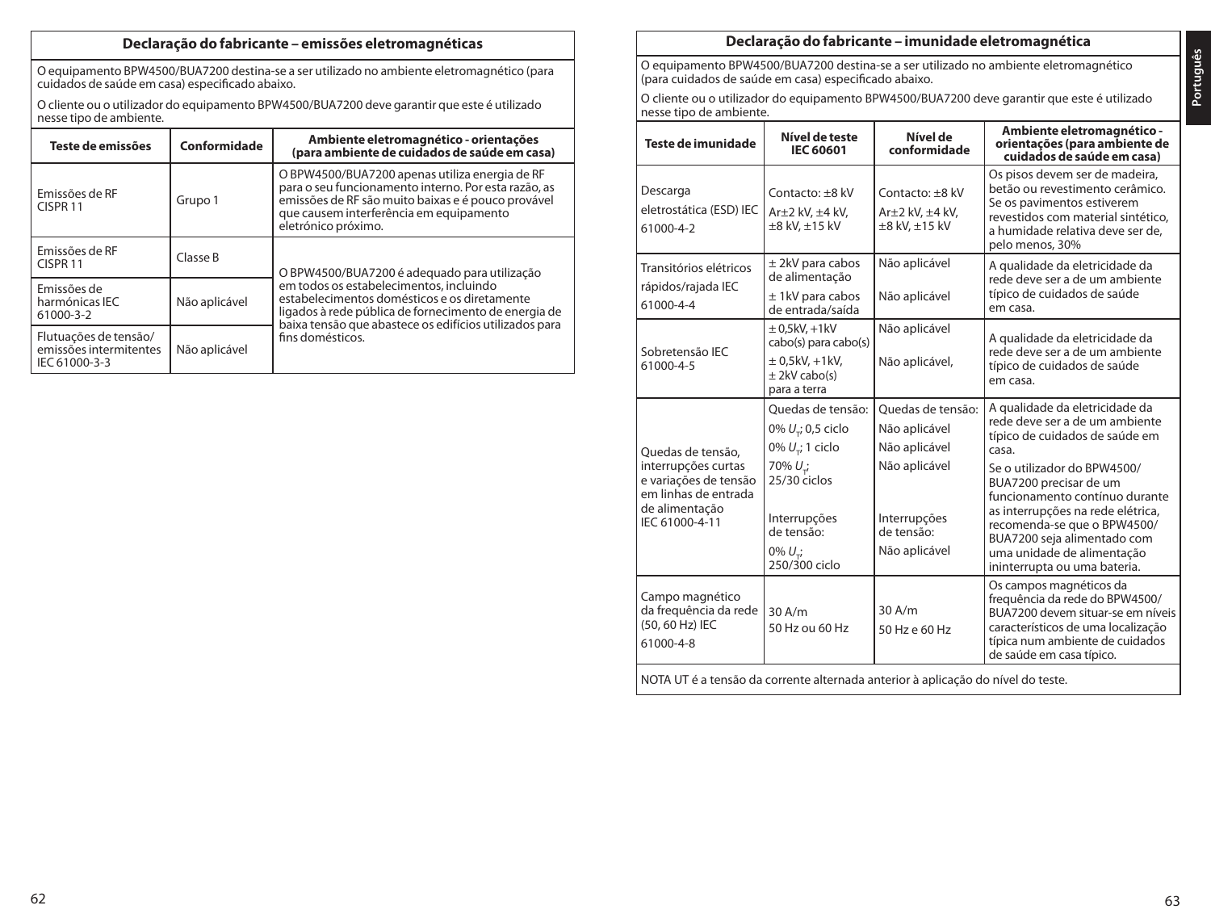## Declaração do fabricante – emissões eletromagnéticas

O equipamento BPW4500/BUA7200 destina-se a ser utilizado no ambiente eletromagnético (para cuidados de saúde em casa) especificado abaixo.

O cliente ou o utilizador do equipamento BPW4500/BUA7200 deve garantir que este é utilizado nesse tipo de ambiente.

| Teste de emissões | Conformidade | Ambiente eletromagnético - orientações (para ambiente de cuidados de saúde em casa) |
|---|---|---|
| Emissões de RF CISPR 11 | Grupo 1 | O BPW4500/BUA7200 apenas utiliza energia de RF para o seu funcionamento interno. Por esta razão, as emissões de RF são muito baixas e é pouco provável que causem interferência em equipamento eletrónico próximo. |
| Emissões de RF CISPR 11 | Classe B | O BPW4500/BUA7200 é adequado para utilização em todos os estabelecimentos, incluindo estabelecimentos domésticos e os diretamente ligados à rede pública de fornecimento de energia de baixa tensão que abastece os edifícios utilizados para fins domésticos. |
| Emissões de harmónicas IEC 61000-3-2 | Não aplicável | |
| Flutuações de tensão/ emissões intermitentes IEC 61000-3-3 | Não aplicável | |

## Declaração do fabricante – imunidade eletromagnética

O equipamento BPW4500/BUA7200 destina-se a ser utilizado no ambiente eletromagnético (para cuidados de saúde em casa) especificado abaixo.

O cliente ou o utilizador do equipamento BPW4500/BUA7200 deve garantir que este é utilizado nesse tipo de ambiente.

| Teste de imunidade | Nível de teste IEC 60601 | Nível de conformidade | Ambiente eletromagnético - orientações (para ambiente de cuidados de saúde em casa) |
|---|---|---|---|
| Descarga eletrostática (ESD) IEC 61000-4-2 | Contacto: ±8 kV<br>Ar±2 kV, ±4 kV, ±8 kV, ±15 kV | Contacto: ±8 kV<br>Ar±2 kV, ±4 kV, ±8 kV, ±15 kV | Os pisos devem ser de madeira, betão ou revestimento cerâmico. Se os pavimentos estiverem revestidos com material sintético, a humidade relativa deve ser de, pelo menos, 30% |
| Transitórios elétricos rápidos/rajada IEC 61000-4-4 | ± 2kV para cabos de alimentação<br>± 1kV para cabos de entrada/saída | Não aplicável<br>Não aplicável | A qualidade da eletricidade da rede deve ser a de um ambiente típico de cuidados de saúde em casa. |
| Sobretensão IEC 61000-4-5 | ± 0,5kV, +1kV cabo(s) para cabo(s)<br>± 0,5kV, +1kV, ± 2kV cabo(s) para a terra | Não aplicável<br>Não aplicável, | A qualidade da eletricidade da rede deve ser a de um ambiente típico de cuidados de saúde em casa. |
| Quedas de tensão, interrupções curtas e variações de tensão em linhas de entrada de alimentação IEC 61000-4-11 | Quedas de tensão:<br>0% $U_T$; 0,5 ciclo<br>0% $U_T$; 1 ciclo<br>70% $U_T$; 25/30 ciclos<br>Interrupções de tensão:<br>0% $U_T$; 250/300 ciclo | Quedas de tensão:<br>Não aplicável<br>Não aplicável<br>Não aplicável<br>Interrupções de tensão:<br>Não aplicável | A qualidade da eletricidade da rede deve ser a de um ambiente típico de cuidados de saúde em casa.<br>Se o utilizador do BPW4500/BUA7200 precisar de um funcionamento contínuo durante as interrupções na rede elétrica, recomenda-se que o BPW4500/BUA7200 seja alimentado com uma unidade de alimentação ininterrupta ou uma bateria. |
| Campo magnético da frequência da rede (50, 60 Hz) IEC 61000-4-8 | 30 A/m<br>50 Hz ou 60 Hz | 30 A/m<br>50 Hz e 60 Hz | Os campos magnéticos da frequência da rede do BPW4500/BUA7200 devem situar-se em níveis característicos de uma localização típica num ambiente de cuidados de saúde em casa típico. |

NOTA UT é a tensão da corrente alternada anterior à aplicação do nível do teste.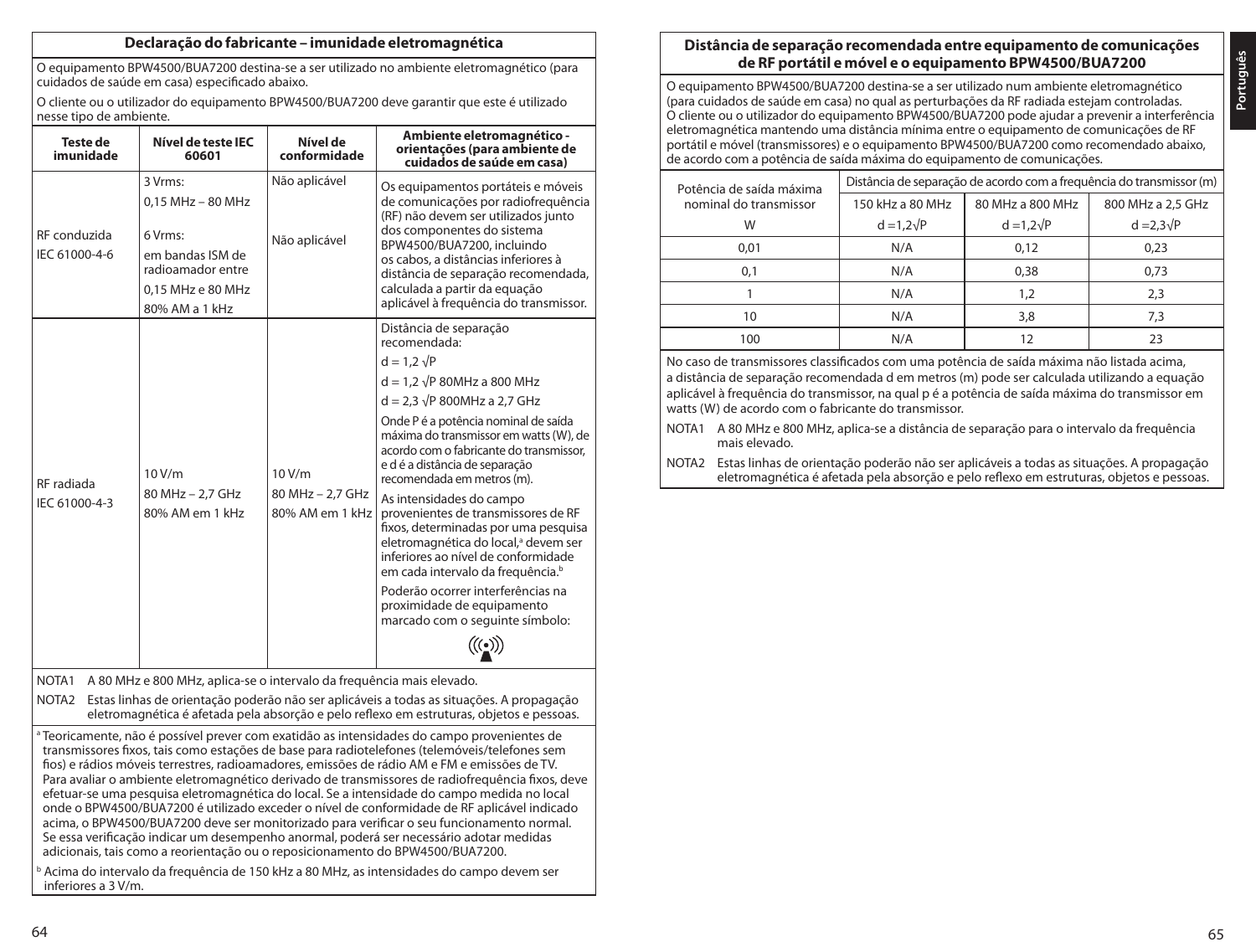## Declaração do fabricante – imunidade eletromagnética

O equipamento BPW4500/BUA7200 destina-se a ser utilizado no ambiente eletromagnético (para cuidados de saúde em casa) especificado abaixo.

O cliente ou o utilizador do equipamento BPW4500/BUA7200 deve garantir que este é utilizado nesse tipo de ambiente.

| Teste de imunidade | Nível de teste IEC 60601 | Nível de conformidade | Ambiente eletromagnético - orientações (para ambiente de cuidados de saúde em casa) |
|---|---|---|---|
| RF conduzida<br>IEC 61000-4-6 | 3 Vrms:<br>0,15 MHz – 80 MHz<br><br>6 Vrms:<br>em bandas ISM de radioamador entre<br>0,15 MHz e 80 MHz<br>80% AM a 1 kHz | Não aplicável<br><br>Não aplicável | Os equipamentos portáteis e móveis de comunicações por radiofrequência (RF) não devem ser utilizados junto dos componentes do sistema BPW4500/BUA7200, incluindo os cabos, a distâncias inferiores à distância de separação recomendada, calculada a partir da equação aplicável à frequência do transmissor. |
| RF radiada<br>IEC 61000-4-3 | 10 V/m<br>80 MHz – 2,7 GHz<br>80% AM em 1 kHz | 10 V/m<br>80 MHz – 2,7 GHz<br>80% AM em 1 kHz | Distância de separação recomendada:<br>$d = 1,2 \sqrt{P}$<br>$d = 1,2 \sqrt{P}$ 80MHz a 800 MHz<br>$d = 2,3 \sqrt{P}$ 800MHz a 2,7 GHz<br>Onde P é a potência nominal de saída máxima do transmissor em watts (W), de acordo com o fabricante do transmissor, e d é a distância de separação recomendada em metros (m).<br>As intensidades do campo provenientes de transmissores de RF fixos, determinadas por uma pesquisa eletromagnética do local,[a] devem ser inferiores ao nível de conformidade em cada intervalo da frequência.[b]<br>Poderão ocorrer interferências na proximidade de equipamento marcado com o seguinte símbolo: |

NOTA1 A 80 MHz e 800 MHz, aplica-se o intervalo da frequência mais elevado.

NOTA2 Estas linhas de orientação poderão não ser aplicáveis a todas as situações. A propagação eletromagnética é afetada pela absorção e pelo reflexo em estruturas, objetos e pessoas.

[a] Teoricamente, não é possível prever com exatidão as intensidades do campo provenientes de transmissores fixos, tais como estações de base para radiotelefones (telemóveis/telefones sem fios) e rádios móveis terrestres, radioamadores, emissões de rádio AM e FM e emissões de TV. Para avaliar o ambiente eletromagnético derivado de transmissores de radiofrequência fixos, deve efetuar-se uma pesquisa eletromagnética do local. Se a intensidade do campo medida no local onde o BPW4500/BUA7200 é utilizado exceder o nível de conformidade de RF aplicável indicado acima, o BPW4500/BUA7200 deve ser monitorizado para verificar o seu funcionamento normal. Se essa verificação indicar um desempenho anormal, poderá ser necessário adotar medidas adicionais, tais como a reorientação ou o reposicionamento do BPW4500/BUA7200.

[b] Acima do intervalo da frequência de 150 kHz a 80 MHz, as intensidades do campo devem ser inferiores a 3 V/m.

## Distância de separação recomendada entre equipamento de comunicações de RF portátil e móvel e o equipamento BPW4500/BUA7200

O equipamento BPW4500/BUA7200 destina-se a ser utilizado num ambiente eletromagnético (para cuidados de saúde em casa) no qual as perturbações da RF radiada estejam controladas. O cliente ou o utilizador do equipamento BPW4500/BUA7200 pode ajudar a prevenir a interferência eletromagnética mantendo uma distância mínima entre o equipamento de comunicações de RF portátil e móvel (transmissores) e o equipamento BPW4500/BUA7200 como recomendado abaixo, de acordo com a potência de saída máxima do equipamento de comunicações.

| Potência de saída máxima nominal do transmissor | Distância de separação de acordo com a frequência do transmissor (m) | | |
|---|---|---|---|
| | 150 kHz a 80 MHz | 80 MHz a 800 MHz | 800 MHz a 2,5 GHz |
| W | $d = 1,2\sqrt{P}$ | $d = 1,2\sqrt{P}$ | $d = 2,3\sqrt{P}$ |
| 0,01 | N/A | 0,12 | 0,23 |
| 0,1 | N/A | 0,38 | 0,73 |
| 1 | N/A | 1,2 | 2,3 |
| 10 | N/A | 3,8 | 7,3 |
| 100 | N/A | 12 | 23 |

No caso de transmissores classificados com uma potência de saída máxima não listada acima, a distância de separação recomendada d em metros (m) pode ser calculada utilizando a equação aplicável à frequência do transmissor, na qual p é a potência de saída máxima do transmissor em watts (W) de acordo com o fabricante do transmissor.

NOTA1 A 80 MHz e 800 MHz, aplica-se a distância de separação para o intervalo da frequência mais elevado.

NOTA2 Estas linhas de orientação poderão não ser aplicáveis a todas as situações. A propagação eletromagnética é afetada pela absorção e pelo reflexo em estruturas, objetos e pessoas.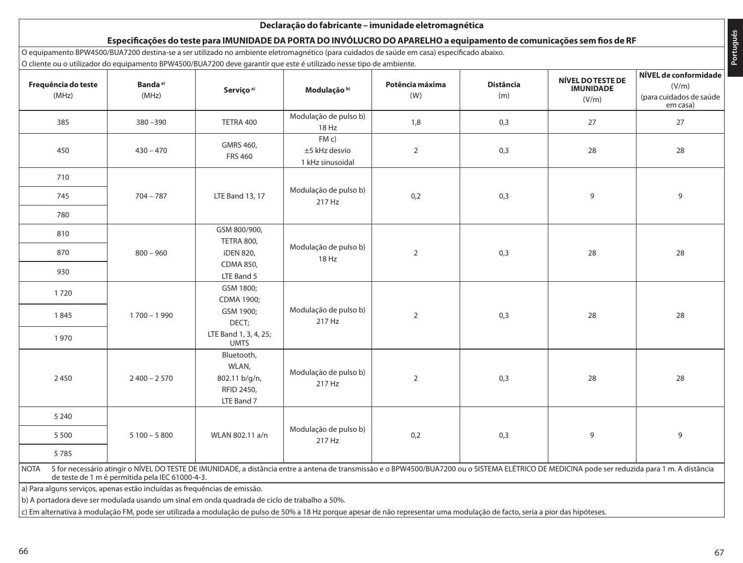## Declaração do fabricante – imunidade eletromagnética

### Especificações do teste para IMUNIDADE DA PORTA DO INVÓLUCRO DO APARELHO a equipamento de comunicações sem fios de RF

O equipamento BPW4500/BUA7200 destina-se a ser utilizado no ambiente eletromagnético (para cuidados de saúde em casa) especificado abaixo.

O cliente ou o utilizador do equipamento BPW4500/BUA7200 deve garantir que este é utilizado nesse tipo de ambiente.

| Frequência do teste (MHz) | Banda [a] (MHz) | Serviço [a] | Modulação [b] | Potência máxima (W) | Distância (m) | NÍVEL DO TESTE DE IMUNIDADE (V/m) | NÍVEL de conformidade (V/m) (para cuidados de saúde em casa) |
|---|---|---|---|---|---|---|---|
| 385 | 380 –390 | TETRA 400 | Modulação de pulso b) 18 Hz | 1,8 | 0,3 | 27 | 27 |
| 450 | 430 – 470 | GMRS 460, FRS 460 | FM c) ±5 kHz desvio 1 kHz sinusoidal | 2 | 0,3 | 28 | 28 |
| 710 | 704 – 787 | LTE Band 13, 17 | Modulação de pulso b) 217 Hz | 0,2 | 0,3 | 9 | 9 |
| 745 | | | | | | | |
| 780 | | | | | | | |
| 810 | 800 – 960 | GSM 800/900, TETRA 800, iDEN 820, CDMA 850, LTE Band 5 | Modulação de pulso b) 18 Hz | 2 | 0,3 | 28 | 28 |
| 870 | | | | | | | |
| 930 | | | | | | | |
| 1 720 | 1 700 – 1 990 | GSM 1800; CDMA 1900; GSM 1900; DECT; LTE Band 1, 3, 4, 25; UMTS | Modulação de pulso b) 217 Hz | 2 | 0,3 | 28 | 28 |
| 1 845 | | | | | | | |
| 1 970 | | | | | | | |
| 2 450 | 2 400 – 2 570 | Bluetooth, WLAN, 802.11 b/g/n, RFID 2450, LTE Band 7 | Modulação de pulso b) 217 Hz | 2 | 0,3 | 28 | 28 |
| 5 240 | 5 100 – 5 800 | WLAN 802.11 a/n | Modulação de pulso b) 217 Hz | 0,2 | 0,3 | 9 | 9 |
| 5 500 | | | | | | | |
| 5 785 | | | | | | | |

NOTA S for necessário atingir o NÍVEL DO TESTE DE IMUNIDADE, a distância entre a antena de transmissão e o BPW4500/BUA7200 ou o SISTEMA ELÉTRICO DE MEDICINA pode ser reduzida para 1 m. A distância de teste de 1 m é permitida pela IEC 61000-4-3.

a) Para alguns serviços, apenas estão incluídas as frequências de emissão.

b) A portadora deve ser modulada usando um sinal em onda quadrada de ciclo de trabalho a 50%.

c) Em alternativa à modulação FM, pode ser utilizada a modulação de pulso de 50% a 18 Hz porque apesar de não representar uma modulação de facto, seria a pior das hipóteses.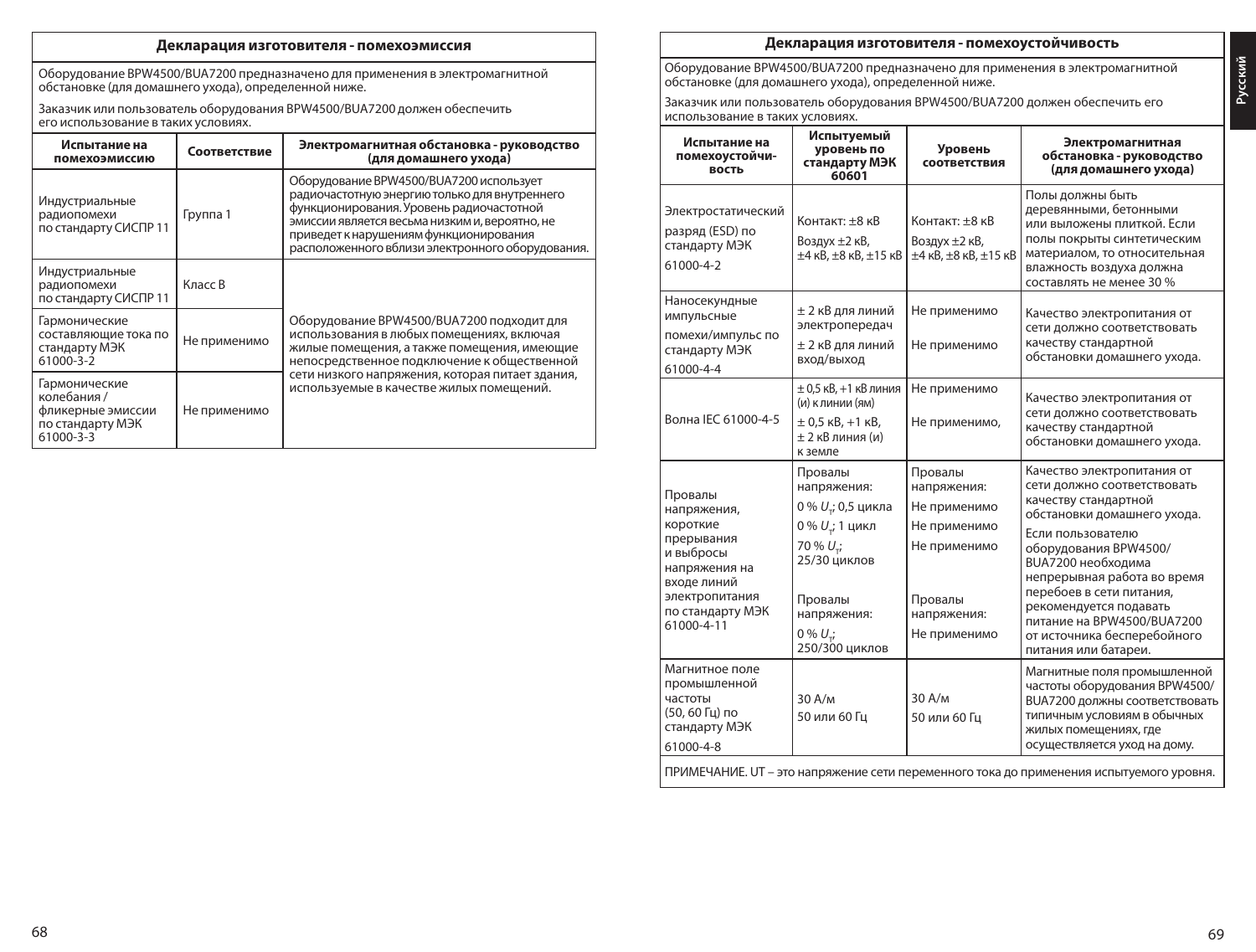## Декларация изготовителя - помехоэмиссия

Оборудование BPW4500/BUA7200 предназначено для применения в электромагнитной обстановке (для домашнего ухода), определенной ниже.

Заказчик или пользователь оборудования BPW4500/BUA7200 должен обеспечить его использование в таких условиях.

| Испытание на помехоэмиссию | Соответствие | Электромагнитная обстановка - руководство (для домашнего ухода) |
|---|---|---|
| Индустриальные радиопомехи по стандарту СИСПР 11 | Группа 1 | Оборудование BPW4500/BUA7200 использует радиочастотную энергию только для внутреннего функционирования. Уровень радиочастотной эмиссии является весьма низким и, вероятно, не приведет к нарушениям функционирования расположенного вблизи электронного оборудования. |
| Индустриальные радиопомехи по стандарту СИСПР 11 | Класс B | Оборудование BPW4500/BUA7200 подходит для использования в любых помещениях, включая жилые помещения, а также помещения, имеющие непосредственное подключение к общественной сети низкого напряжения, которая питает здания, используемые в качестве жилых помещений. |
| Гармонические составляющие тока по стандарту МЭК 61000-3-2 | Не применимо | |
| Гармонические колебания / фликерные эмиссии по стандарту МЭК 61000-3-3 | Не применимо | |

## Декларация изготовителя - помехоустойчивость

Оборудование BPW4500/BUA7200 предназначено для применения в электромагнитной обстановке (для домашнего ухода), определенной ниже.

Заказчик или пользователь оборудования BPW4500/BUA7200 должен обеспечить его использование в таких условиях.

| Испытание на помехоустойчивость | Испытуемый уровень по стандарту МЭК 60601 | Уровень соответствия | Электромагнитная обстановка - руководство (для домашнего ухода) |
|---|---|---|---|
| Электростатический разряд (ESD) по стандарту МЭК 61000-4-2 | Контакт: ±8 кВ<br>Воздух ±2 кВ, ±4 кВ, ±8 кВ, ±15 кВ | Контакт: ±8 кВ<br>Воздух ±2 кВ, ±4 кВ, ±8 кВ, ±15 кВ | Полы должны быть деревянными, бетонными или выложены плиткой. Если полы покрыты синтетическим материалом, то относительная влажность воздуха должна составлять не менее 30 % |
| Наносекундные импульсные помехи/импульс по стандарту МЭК 61000-4-4 | ± 2 кВ для линий электропередач<br>± 2 кВ для линий вход/выход | Не применимо<br>Не применимо | Качество электропитания от сети должно соответствовать качеству стандартной обстановки домашнего ухода. |
| Волна IEC 61000-4-5 | ± 0,5 кВ, +1 кВ линия (и) к линии (ям)<br>± 0,5 кВ, +1 кВ, ± 2 кВ линия (и) к земле | Не применимо<br>Не применимо, | Качество электропитания от сети должно соответствовать качеству стандартной обстановки домашнего ухода. |
| Провалы напряжения, короткие прерывания и выбросы напряжения на входе линий электропитания по стандарту МЭК 61000-4-11 | Провалы напряжения:<br>0 % $U_T$; 0,5 цикла<br>0 % $U_T$; 1 цикл<br>70 % $U_T$; 25/30 циклов<br>Провалы напряжения:<br>0 % $U_T$; 250/300 циклов | Провалы напряжения:<br>Не применимо<br>Не применимо<br>Не применимо<br>Провалы напряжения:<br>Не применимо | Качество электропитания от сети должно соответствовать качеству стандартной обстановки домашнего ухода.<br>Если пользователю оборудования BPW4500/BUA7200 необходима непрерывная работа во время перебоев в сети питания, рекомендуется подавать питание на BPW4500/BUA7200 от источника бесперебойного питания или батареи. |
| Магнитное поле промышленной частоты (50, 60 Гц) по стандарту МЭК 61000-4-8 | 30 А/м<br>50 или 60 Гц | 30 А/м<br>50 или 60 Гц | Магнитные поля промышленной частоты оборудования BPW4500/BUA7200 должны соответствовать типичным условиям в обычных жилых помещениях, где осуществляется уход на дому. |

ПРИМЕЧАНИЕ. UT – это напряжение сети переменного тока до применения испытуемого уровня.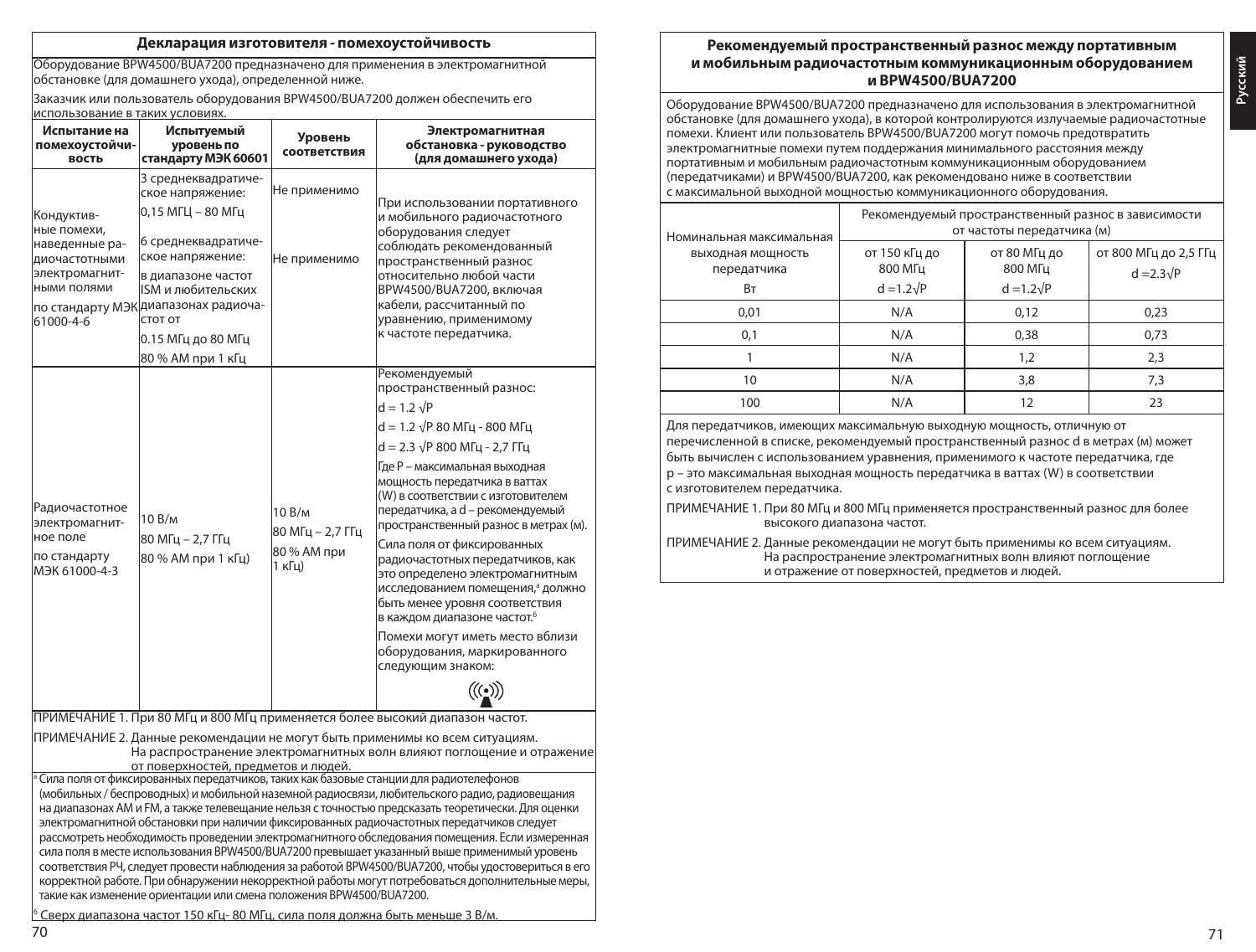## Декларация изготовителя - помехоустойчивость

Оборудование BPW4500/BUA7200 предназначено для применения в электромагнитной обстановке (для домашнего ухода), определенной ниже.

Заказчик или пользователь оборудования BPW4500/BUA7200 должен обеспечить его использование в таких условиях.

| Испытание на помехоустойчивость | Испытуемый уровень по стандарту МЭК 60601 | Уровень соответствия | Электромагнитная обстановка - руководство (для домашнего ухода) |
|---|---|---|---|
| Кондуктивные помехи, наведенные радиочастотными электромагнитными полями по стандарту МЭК 61000-4-6 | 3 среднеквадратическое напряжение: 0,15 МГЦ – 80 МГц<br>6 среднеквадратическое напряжение: в диапазоне частот ISM и любительских диапазонах радиочастот от 0.15 МГц до 80 МГц<br>80 % АМ при 1 кГц | Не применимо<br>Не применимо | При использовании портативного и мобильного радиочастотного оборудования следует соблюдать рекомендованный пространственный разнос относительно любой части BPW4500/BUA7200, включая кабели, рассчитанный по уравнению, применимому к частоте передатчика. |
| Радиочастотное электромагнитное поле по стандарту МЭК 61000-4-3 | 10 В/м<br>80 МГц – 2,7 ГГц<br>80 % АМ при 1 кГц) | 10 В/м<br>80 МГц – 2,7 ГГц<br>80 % АМ при 1 кГц) | Рекомендуемый пространственный разнос:<br>$d = 1.2 \sqrt{P}$<br>$d = 1.2 \sqrt{P}$ 80 МГц - 800 МГц<br>$d = 2.3 \sqrt{P}$ 800 МГц - 2,7 ГГц<br>Где P – максимальная выходная мощность передатчика в ваттах (W) в соответствии с изготовителем передатчика, а d – рекомендуемый пространственный разнос в метрах (м).<br>Сила поля от фиксированных радиочастотных передатчиков, как это определено электромагнитным исследованием помещения,[a] должно быть менее уровня соответствия в каждом диапазоне частот.[б]<br>Помехи могут иметь место вблизи оборудования, маркированного следующим знаком: |

ПРИМЕЧАНИЕ 1. При 80 МГц и 800 МГц применяется более высокий диапазон частот.

ПРИМЕЧАНИЕ 2. Данные рекомендации не могут быть применимы ко всем ситуациям. На распространение электромагнитных волн влияют поглощение и отражение от поверхностей, предметов и людей.

[a] Сила поля от фиксированных передатчиков, таких как базовые станции для радиотелефонов (мобильных / беспроводных) и мобильной наземной радиосвязи, любительского радио, радиовещания на диапазонах AM и FM, а также телевещание нельзя с точностью предсказать теоретически. Для оценки электромагнитной обстановки при наличии фиксированных радиочастотных передатчиков следует рассмотреть необходимость проведении электромагнитного обследования помещения. Если измеренная сила поля в месте использования BPW4500/BUA7200 превышает указанный выше применимый уровень соответствия РЧ, следует провести наблюдения за работой BPW4500/BUA7200, чтобы удостовериться в его корректной работе. При обнаружении некорректной работы могут потребоваться дополнительные меры, такие как изменение ориентации или смена положения BPW4500/BUA7200.

[б] Сверх диапазона частот 150 кГц- 80 МГц, сила поля должна быть меньше 3 В/м.

## Рекомендуемый пространственный разнос между портативным и мобильным радиочастотным коммуникационным оборудованием и BPW4500/BUA7200

Оборудование BPW4500/BUA7200 предназначено для использования в электромагнитной обстановке (для домашнего ухода), в которой контролируются излучаемые радиочастотные помехи. Клиент или пользователь BPW4500/BUA7200 могут помочь предотвратить электромагнитные помехи путем поддержания минимального расстояния между портативным и мобильным радиочастотным коммуникационным оборудованием (передатчиками) и BPW4500/BUA7200, как рекомендовано ниже в соответствии с максимальной выходной мощностью коммуникационного оборудования.

| Номинальная максимальная выходная мощность передатчика Вт | Рекомендуемый пространственный разнос в зависимости от частоты передатчика (м) | | |
|---|---|---|---|
| | от 150 кГц до 800 МГц $d = 1.2\sqrt{P}$ | от 80 МГц до 800 МГц $d = 1.2\sqrt{P}$ | от 800 МГц до 2,5 ГГц $d = 2.3\sqrt{P}$ |
| 0,01 | N/A | 0,12 | 0,23 |
| 0,1 | N/A | 0,38 | 0,73 |
| 1 | N/A | 1,2 | 2,3 |
| 10 | N/A | 3,8 | 7,3 |
| 100 | N/A | 12 | 23 |

Для передатчиков, имеющих максимальную выходную мощность, отличную от перечисленной в списке, рекомендуемый пространственный разнос d в метрах (м) может быть вычислен с использованием уравнения, применимого к частоте передатчика, где p – это максимальная выходная мощность передатчика в ваттах (W) в соответствии с изготовителем передатчика.

ПРИМЕЧАНИЕ 1. При 80 МГц и 800 МГц применяется пространственный разнос для более высокого диапазона частот.

ПРИМЕЧАНИЕ 2. Данные рекомендации не могут быть применимы ко всем ситуациям. На распространение электромагнитных волн влияют поглощение и отражение от поверхностей, предметов и людей.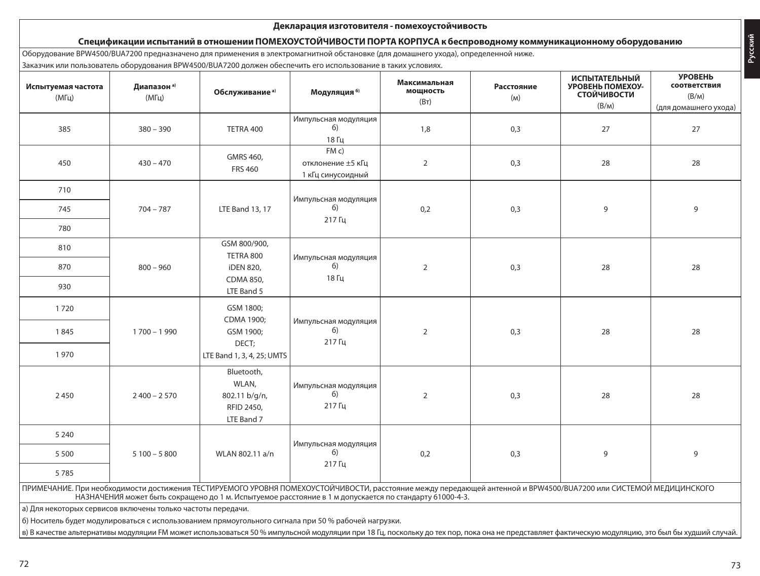## Декларация изготовителя - помехоустойчивость

### Спецификации испытаний в отношении ПОМЕХОУСТОЙЧИВОСТИ ПОРТА КОРПУСА к беспроводному коммуникационному оборудованию

Оборудование BPW4500/BUA7200 предназначено для применения в электромагнитной обстановке (для домашнего ухода), определенной ниже.

Заказчик или пользователь оборудования BPW4500/BUA7200 должен обеспечить его использование в таких условиях.

| Испытуемая частота (МГц) | Диапазон [а)] (МГц) | Обслуживание [а)] | Модуляция [б)] | Максимальная мощность (Вт) | Расстояние (м) | ИСПЫТАТЕЛЬНЫЙ УРОВЕНЬ ПОМЕХОУ-СТОЙЧИВОСТИ (В/м) | УРОВЕНЬ соответствия (В/м) (для домашнего ухода) |
|---|---|---|---|---|---|---|---|
| 385 | 380 – 390 | TETRA 400 | Импульсная модуляция б) 18 Гц | 1,8 | 0,3 | 27 | 27 |
| 450 | 430 – 470 | GMRS 460, FRS 460 | FM с) отклонение ±5 кГц 1 кГц синусоидный | 2 | 0,3 | 28 | 28 |
| 710 | 704 – 787 | LTE Band 13, 17 | Импульсная модуляция б) 217 Гц | 0,2 | 0,3 | 9 | 9 |
| 745 | | | | | | | |
| 780 | | | | | | | |
| 810 | 800 – 960 | GSM 800/900, TETRA 800 iDEN 820, CDMA 850, LTE Band 5 | Импульсная модуляция б) 18 Гц | 2 | 0,3 | 28 | 28 |
| 870 | | | | | | | |
| 930 | | | | | | | |
| 1 720 | 1 700 – 1 990 | GSM 1800; CDMA 1900; GSM 1900; DECT; LTE Band 1, 3, 4, 25; UMTS | Импульсная модуляция б) 217 Гц | 2 | 0,3 | 28 | 28 |
| 1 845 | | | | | | | |
| 1 970 | | | | | | | |
| 2 450 | 2 400 – 2 570 | Bluetooth, WLAN, 802.11 b/g/n, RFID 2450, LTE Band 7 | Импульсная модуляция б) 217 Гц | 2 | 0,3 | 28 | 28 |
| 5 240 | 5 100 – 5 800 | WLAN 802.11 a/n | Импульсная модуляция б) 217 Гц | 0,2 | 0,3 | 9 | 9 |
| 5 500 | | | | | | | |
| 5 785 | | | | | | | |

ПРИМЕЧАНИЕ. При необходимости достижения ТЕСТИРУЕМОГО УРОВНЯ ПОМЕХОУСТОЙЧИВОСТИ, расстояние между передающей антенной и BPW4500/BUA7200 или СИСТЕМОЙ МЕДИЦИНСКОГО НАЗНАЧЕНИЯ может быть сокращено до 1 м. Испытуемое расстояние в 1 м допускается по стандарту 61000-4-3.

а) Для некоторых сервисов включены только частоты передачи.

б) Носитель будет модулироваться с использованием прямоугольного сигнала при 50 % рабочей нагрузки.

в) В качестве альтернативы модуляции FM может использоваться 50 % импульсной модуляции при 18 Гц, поскольку до тех пор, пока она не представляет фактическую модуляцию, это был бы худший случай.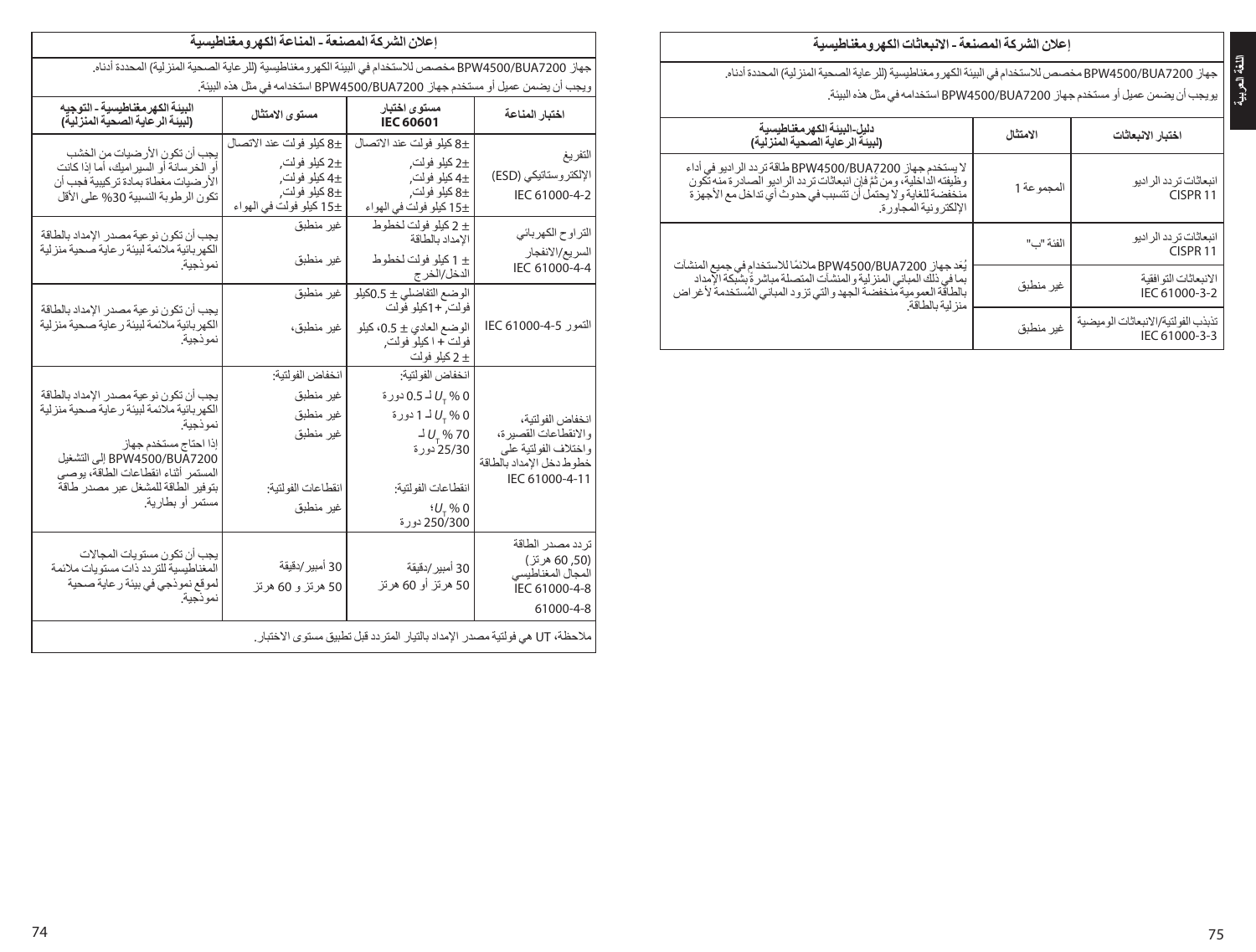## إعلان الشركة المصنعة - الانبعاثات الكهرومغناطيسية

جهاز BPW4500/BUA7200 مخصص للاستخدام في البيئة الكهرومغناطيسية (للرعاية الصحية المنزلية) المحددة أدناه.

يوجب أن يضمن عميل أو مستخدم جهاز BPW4500/BUA7200 استخدامه في مثل هذه البيئة.

| اختبار الانبعاثات | الامتثال | دليل-البيئة الكهرومغناطيسية (لبيئة الرعاية الصحية المنزلية) |
|---|---|---|
| انبعاثات تردد الراديو CISPR 11 | المجموعة 1 | لا يستخدم جهاز BPW4500/BUA7200 طاقة تردد الراديو في أداء وظيفته الداخلية، ومن ثمَّ فإن انبعاثات تردد الراديو الصادرة منه تكون منخفضة للغاية ولا يحتمل أن تتسبب في حدوث أي تداخل مع الأجهزة الإلكترونية المجاورة. |
| انبعاثات تردد الراديو CISPR 11 | الفئة "ب" | يُعد جهاز BPW4500/BUA7200 ملائمًا للاستخدام في جميع المنشآت بما في ذلك المباني المنزلية والمنشآت المتصلة مباشرةً بشبكة الإمداد بالطاقة العمومية منخفضة الجهد والتي تزود المباني المُستخدمة لأغراض منزلية بالطاقة. |
| الانبعاثات التوافقية IEC 61000-3-2 | غير منطبق | |
| تذبذب الفولتية/الانبعاثات الوميضية IEC 61000-3-3 | غير منطبق | |

## إعلان الشركة المصنعة - المناعة الكهرومغناطيسية

جهاز BPW4500/BUA7200 مخصص للاستخدام في البيئة الكهرومغناطيسية (للرعاية الصحية المنزلية) المحددة أدناه.

ويجب أن يضمن عميل أو مستخدم جهاز BPW4500/BUA7200 استخدامه في مثل هذه البيئة.

| اختبار المناعة | مستوى اختبار IEC 60601 | مستوى الامتثال | البيئة الكهرومغناطيسية - التوجيه (لبيئة الرعاية الصحية المنزلية) |
|---|---|---|---|
| التفريغ الإلكتروستاتيكي (ESD) IEC 61000-4-2 | ±8 كيلو فولت عند الاتصال ±2 كيلو فولت, ±4 كيلو فولت, ±8 كيلو فولت, ±15 كيلو فولت في الهواء | ±8 كيلو فولت عند الاتصال ±2 كيلو فولت, ±4 كيلو فولت, ±8 كيلو فولت, ±15 كيلو فولت في الهواء | يجب أن تكون الأرضيات من الخشب أو الخرسانة أو السيراميك، أما إذا كانت الأرضيات مغطاة بمادة تركيبية فيجب أن تكون الرطوبة النسبية 30% على الأقل |
| التراوح الكهربائي السريع/الانفجار IEC 61000-4-4 | ± 2 كيلو فولت لخطوط الإمداد بالطاقة ± 1 كيلو فولت لخطوط الدخل/الخرج | غير منطبق غير منطبق | يجب أن تكون نوعية مصدر الإمداد بالطاقة الكهربائية ملائمة لبيئة رعاية صحية منزلية نموذجية. |
| التمور IEC 61000-4-5 | الوضع التفاضلي ± 0.5كيلو فولت, +1كيلو فولت الوضع العادي ± 0.5، كيلو فولت + ا كيلو فولت, ± 2 كيلو فولت | غير منطبق غير منطبق، | يجب أن تكون نوعية مصدر الإمداد بالطاقة الكهربائية ملائمة لبيئة رعاية صحية منزلية نموذجية. |
| انخفاض الفولتية، والانقطاعات القصيرة، واختلاف الفولتية على خطوط دخل الإمداد بالطاقة IEC 61000-4-11 | انخفاض الفولتية: 0 % $U_T$ لـ 0.5 دورة 0 % $U_T$ لـ 1 دورة 70 % $U_T$ لـ 25/30 دورة انقطاعات الفولتية: 0 % $U_T$؛ 250/300 دورة | انخفاض الفولتية: غير منطبق غير منطبق غير منطبق انقطاعات الفولتية: غير منطبق | يجب أن تكون نوعية مصدر الإمداد بالطاقة الكهربائية ملائمة لبيئة رعاية صحية منزلية نموذجية. إذا احتاج مستخدم جهاز BPW4500/BUA7200 إلى التشغيل المستمر أثناء انقطاعات الطاقة، يوصى بتوفير الطاقة للمشغل عبر مصدر طاقة مستمر أو بطارية. |
| تردد مصدر الطاقة (50, 60 هرتز) المجال المغناطيسي IEC 61000-4-8 61000-4-8 | 30 أمبير/دقيقة 50 هرتز أو 60 هرتز | 30 أمبير/دقيقة 50 هرتز و 60 هرتز | يجب أن تكون مستويات المجالات المغناطيسية للتردد ذات مستويات ملائمة لموقع نموذجي في بيئة رعاية صحية نموذجية. |

ملاحظة، UT هي فولتية مصدر الإمداد بالتيار المتردد قبل تطبيق مستوى الاختبار.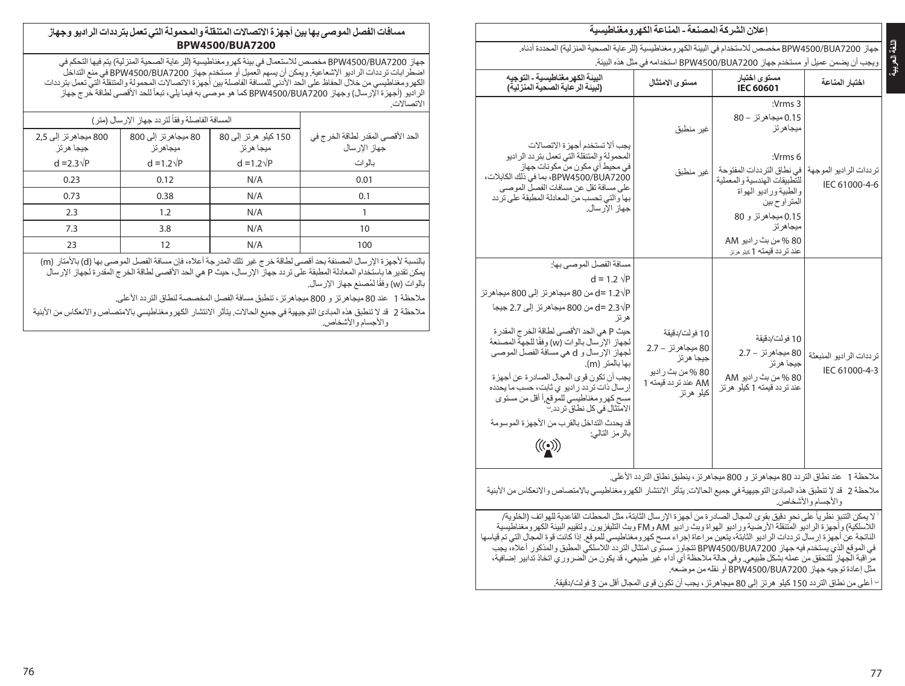## إعلان الشركة المصنعة - المناعة الكهرومغناطيسية

جهاز BPW4500/BUA7200 مخصص للاستخدام في البيئة الكهرومغناطيسية (للرعاية الصحية المنزلية) المحددة أدناه.

ويجب أن يضمن عميل أو مستخدم جهاز BPW4500/BUA7200 استخدامه في مثل هذه البيئة.

| اختبار المناعة | مستوى اختبار IEC 60601 | مستوى الامتثال | البيئة الكهرمغناطيسية - التوجيه (لبيئة الرعاية الصحية المنزلية) |
|---|---|---|---|
| ترددات الراديو الموجهة IEC 61000-4-6 | 3 Vrms: 0.15 ميجاهرتز – 80 ميجاهرتز 6 Vrms: في نطاق الترددات المفتوحة للتطبيقات الهندسية والمعملية والطبية وراديو الهواة المتراوح بين 0.15 ميجاهرتز و 80 ميجاهرتز 80 % من بث راديو AM عند تردد قيمته 1 كيلو هرتز | غير منطبق غير منطبق | يجب ألا تستخدم أجهزة الاتصالات المحمولة والمتنقلة التي تعمل بتردد الراديو في محيط أي مكون من مكونات جهاز BPW4500/BUA7200، بما في ذلك الكابلات، على مسافة تقل عن مسافات الفصل الموصى بها والتي تحسب من المعادلة المطبقة على تردد جهاز الإرسال. |
| ترددات الراديو المنبعثة IEC 61000-4-3 | 10 فولت/دقيقة 80 ميجاهرتز – 2.7 جيجا هرتز 80 % من بث راديو AM عند تردد قيمته 1 كيلو هرتز | 10 فولت/دقيقة 80 ميجاهرتز – 2.7 جيجا هرتز 80 % من بث راديو AM عند تردد قيمته 1 كيلو هرتز | مسافة الفصل الموصى بها: $d = 1.2 \sqrt{P}$ $d = 1.2\sqrt{P}$ من 80 ميجاهرتز إلى 800 ميجاهرتز $d = 2.3\sqrt{P}$ من 800 ميجاهرتز إلى 2.7 جيجا هرتز حيث P هي الحد الأقصى لطاقة الخرج المقدرة لجهاز الإرسال بالوات (w) وفقًا للجهة المصنعة لجهاز الإرسال و d هي مسافة الفصل الموصى بها بالمتر (m). يجب أن تكون قوى المجال الصادرة عن أجهزة إرسال ذات تردد راديو ي ثابت، حسب ما يحدده مسح كهرومغناطيسي للموقع،أ أقل من مستوى الامتثال في كل نطاق تردد.ب قد يحدث التداخل بالقرب من الأجهزة الموسومة بالرمز التالي: |

ملاحظة 1 عند نطاق التردد 80 ميجاهرتز و 800 ميجاهرتز، ينطبق نطاق التردد الأعلى.

ملاحظة 2 قد لا تنطبق هذه المبادئ التوجيهية في جميع الحالات. يتأثر الانتشار الكهرومغناطيسي بالامتصاص والانعكاس من الأبنية والأجسام والأشخاص.

أ لا يمكن التنبؤ نظرياً على نحو دقيق بقوى المجال الصادرة من أجهزة الإرسال الثابتة، مثل المحطات القاعدية للهواتف (الخلوية/اللاسلكية) وأجهزة الراديو المتنقلة الأرضية وراديو الهواة وبث راديو AM وFM وبث التليفزيون. ولتقييم البيئة الكهرومغناطيسية الناتجة عن أجهزة إرسال ترددات الراديو الثابتة، يتعين مراعاة إجراء مسح كهرومغناطيسي للموقع. إذا كانت قوة المجال التي تم قياسها في الموقع الذي يستخدم فيه جهاز BPW4500/BUA7200 تتجاوز مستوى امتثال التردد اللاسلكي المطبق والمذكور أعلاه، يجب مراقبة الجهاز للتحقق من عمله بشكل طبيعي. وفي حالة ملاحظة أي أداء غير طبيعي، قد يكون من الضروري اتخاذ تدابير إضافية، مثل إعادة توجيه جهاز BPW4500/BUA7200 أو نقله من موضعه.

ب أعلى من نطاق التردد 150 كيلو هرتز إلى 80 ميجاهرتز، يجب أن تكون قوى المجال أقل من 3 فولت/دقيقة.

## مسافات الفصل الموصى بها بين أجهزة الاتصالات المتنقلة والمحمولة التي تعمل بترددات الراديو وجهاز BPW4500/BUA7200

جهاز BPW4500/BUA7200 مخصص للاستعمال في بيئة كهرومغناطيسية (للرعاية الصحية المنزلية) يتم فيها التحكم في اضطرابات ترددات الراديو الإشعاعية. ويمكن أن يسهم العميل أو مستخدم جهاز BPW4500/BUA7200 في منع التداخل الكهرومغناطيسي من خلال الحفاظ على الحد الأدنى للمسافة الفاصلة بين أجهزة الاتصالات المحمولة والمتنقلة التي تعمل بترددات الراديو (أجهزة الإرسال) وجهاز BPW4500/BUA7200 كما هو موصى به فيما يلي، تبعاً للحد الأقصى لطاقة خرج جهاز الاتصالات.

| الحد الأقصى المقدر لطاقة الخرج في جهاز الإرسال | المسافة الفاصلة وفقاً لتردد جهاز الإرسال (متر) | | |
|---|---|---|---|
| | 150 كيلو هرتز إلى 80 ميجا هرتز | 80 ميجاهرتز إلى 800 ميجاهرتز | 800 ميجاهرتز إلى 2.5 جيجا هرتز |
| بالوات | $d = 1.2\sqrt{P}$ | $d = 1.2\sqrt{P}$ | $d = 2.3\sqrt{P}$ |
| 0.01 | N/A | 0.12 | 0.23 |
| 0.1 | N/A | 0.38 | 0.73 |
| 1 | N/A | 1.2 | 2.3 |
| 10 | N/A | 3.8 | 7.3 |
| 100 | N/A | 12 | 23 |

بالنسبة لأجهزة الإرسال المصنفة بحد أقصى لطاقة خرج غير تلك المدرجة أعلاه، فإن مسافة الفصل الموصى بها (d) بالأمتار (m) يمكن تقديرها باستخدام المعادلة المطبقة على تردد جهاز الإرسال، حيث P هي الحد الأقصى لطاقة الخرج المقدرة لجهاز الإرسال بالوات (w) وفقًا لمُصنع جهاز الإرسال.

ملاحظة 1 عند 80 ميجاهرتز و 800 ميجاهرتز، تنطبق مسافة الفصل المخصصة لنطاق التردد الأعلى.

ملاحظة 2 قد لا تنطبق هذه المبادئ التوجيهية في جميع الحالات. يتأثر الانتشار الكهرومغناطيسي بالامتصاص والانعكاس من الأبنية والأجسام والأشخاص.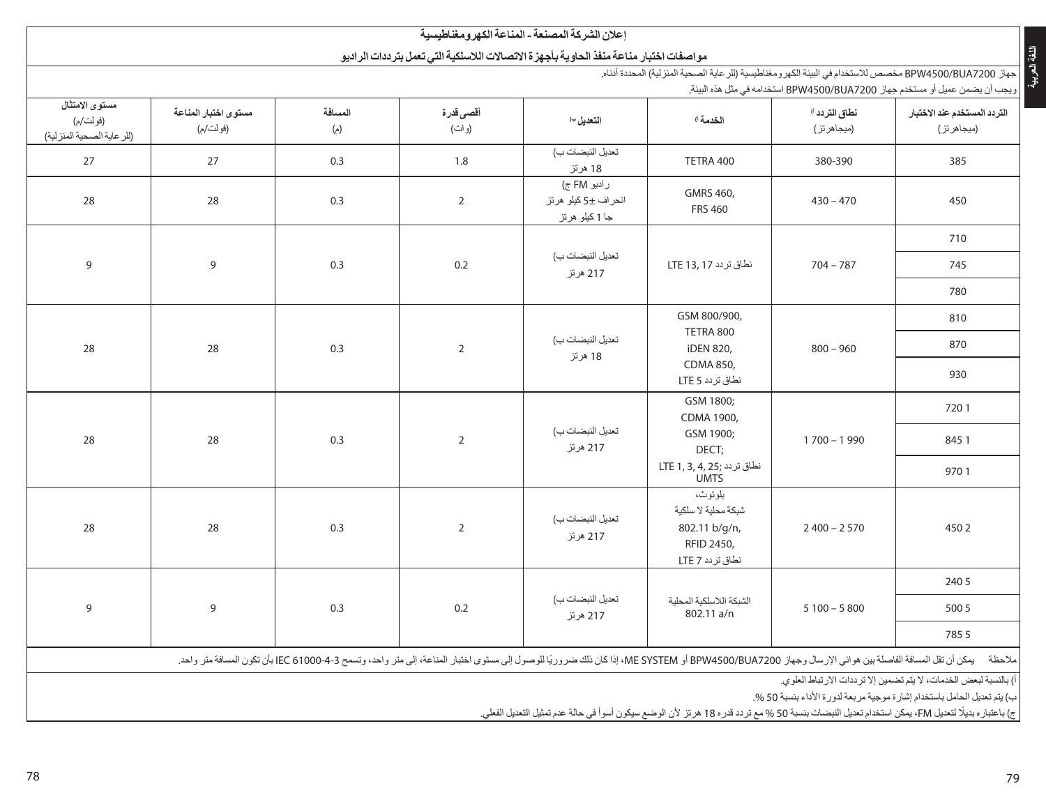## إعلان الشركة المصنعة - المناعة الكهرومغناطيسية

### مواصفات اختبار مناعة منفذ الحاوية بأجهزة الاتصالات اللاسلكية التي تعمل بترددات الراديو

جهاز BPW4500/BUA7200 مخصص للاستخدام في البيئة الكهرومغناطيسية (للرعاية الصحية المنزلية) المحددة أدناه.
ويجب أن يضمن عميل أو مستخدم جهاز BPW4500/BUA7200 استخدامه في مثل هذه البيئة.

| التردد المستخدم عند الاختبار (ميجاهرتز) | نطاق التردد أ) (ميجاهرتز) | الخدمة أ) | التعديل ب) | أقصى قدرة (وات) | المسافة (م) | مستوى اختبار المناعة (فولت/م) | مستوى الامتثال (فولت/م) (للرعاية الصحية المنزلية) |
|---|---|---|---|---|---|---|---|
| 385 | 380-390 | TETRA 400 | تعديل النبضات ب) 18 هرتز | 1.8 | 0.3 | 27 | 27 |
| 450 | 430 – 470 | GMRS 460, FRS 460 | راديو FM ج) انحراف ±5 كيلو هرتز جا 1 كيلو هرتز | 2 | 0.3 | 28 | 28 |
| 710 | 704 – 787 | نطاق تردد LTE 13, 17 | تعديل النبضات ب) 217 هرتز | 0.2 | 0.3 | 9 | 9 |
| 745 | | | | | | | |
| 780 | | | | | | | |
| 810 | 800 – 960 | GSM 800/900, TETRA 800 iDEN 820, CDMA 850, نطاق تردد LTE 5 | تعديل النبضات ب) 18 هرتز | 2 | 0.3 | 28 | 28 |
| 870 | | | | | | | |
| 930 | | | | | | | |
| 1 720 | 1 700 – 1 990 | GSM 1800; CDMA 1900, GSM 1900; DECT; نطاق تردد LTE 1, 3, 4, 25; UMTS | تعديل النبضات ب) 217 هرتز | 2 | 0.3 | 28 | 28 |
| 1 845 | | | | | | | |
| 1 970 | | | | | | | |
| 2 450 | 2 400 – 2 570 | بلوتوث، شبكة محلية لا سلكية 802.11 b/g/n, RFID 2450, نطاق تردد LTE 7 | تعديل النبضات ب) 217 هرتز | 2 | 0.3 | 28 | 28 |
| 5 240 | 5 100 – 5 800 | الشبكة اللاسلكية المحلية 802.11 a/n | تعديل النبضات ب) 217 هرتز | 0.2 | 0.3 | 9 | 9 |
| 5 500 | | | | | | | |
| 5 785 | | | | | | | |

ملاحظة يمكن أن تقل المسافة الفاصلة بين هوائي الإرسال وجهاز BPW4500/BUA7200 أو ME SYSTEM، إذا كان ذلك ضروريًا للوصول إلى مستوى اختبار المناعة، إلى متر واحد، وتسمح IEC 61000-4-3 بأن تكون المسافة متر واحد.

أ) بالنسبة لبعض الخدمات، لا يتم تضمين إلا ترددات الارتباط العلوي.

ب) يتم تعديل الحامل باستخدام إشارة موجية مربعة لدورة الأداء بنسبة 50 %.

ج) باعتباره بديلًا لتعديل FM، يمكن استخدام تعديل النبضات بنسبة 50 % مع تردد قدره 18 هرتز لأن الوضع سيكون أسوأ في حالة عدم تمثيل التعديل الفعلي.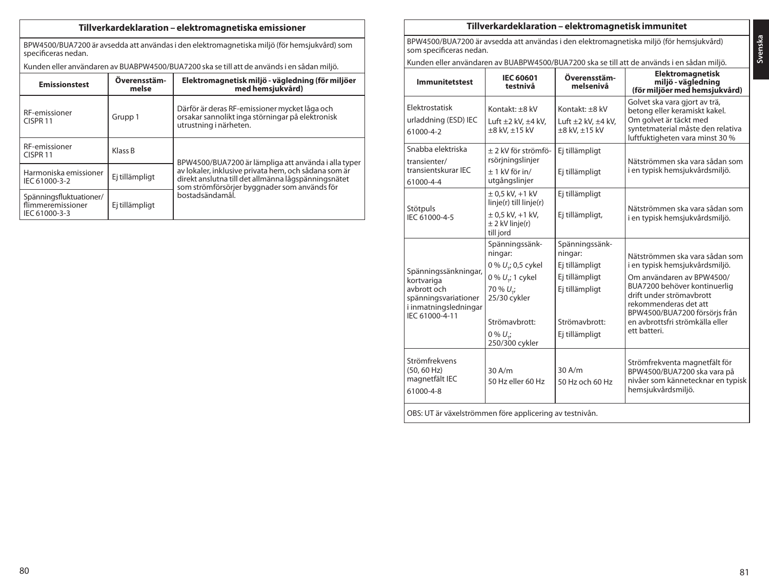## Tillverkardeklaration – elektromagnetiska emissioner

BPW4500/BUA7200 är avsedda att användas i den elektromagnetiska miljö (för hemsjukvård) som specificeras nedan.

Kunden eller användaren av BUABPW4500/BUA7200 ska se till att de används i en sådan miljö.

| Emissionstest | Överensstämmelse | Elektromagnetisk miljö - vägledning (för miljöer med hemsjukvård) |
|---|---|---|
| RF-emissioner CISPR 11 | Grupp 1 | Därför är deras RF-emissioner mycket låga och orsakar sannolikt inga störningar på elektronisk utrustning i närheten. |
| RF-emissioner CISPR 11 | Klass B | BPW4500/BUA7200 är lämpliga att använda i alla typer av lokaler, inklusive privata hem, och sådana som är direkt anslutna till det allmänna lågspänningsnätet som strömförsörjer byggnader som används för bostadsändamål. |
| Harmoniska emissioner IEC 61000-3-2 | Ej tillämpligt | |
| Spänningsfluktuationer/ flimmeremissioner IEC 61000-3-3 | Ej tillämpligt | |

## Tillverkardeklaration – elektromagnetisk immunitet

BPW4500/BUA7200 är avsedda att användas i den elektromagnetiska miljö (för hemsjukvård) som specificeras nedan.

Kunden eller användaren av BUABPW4500/BUA7200 ska se till att de används i en sådan miljö.

| Immunitetstest | IEC 60601 testnivå | Överensstämmelsenivå | Elektromagnetisk miljö - vägledning (för miljöer med hemsjukvård) |
|---|---|---|---|
| Elektrostatisk urladdning (ESD) IEC 61000-4-2 | Kontakt: ±8 kV<br>Luft ±2 kV, ±4 kV, ±8 kV, ±15 kV | Kontakt: ±8 kV<br>Luft ±2 kV, ±4 kV, ±8 kV, ±15 kV | Golvet ska vara gjort av trä, betong eller keramiskt kakel. Om golvet är täckt med syntetmaterial måste den relativa luftfuktigheten vara minst 30 % |
| Snabba elektriska transienter/ transientskurar IEC 61000-4-4 | ± 2 kV för strömförsörjningslinjer<br>± 1 kV för in/ utgångslinjer | Ej tillämpligt<br>Ej tillämpligt | Nätströmmen ska vara sådan som i en typisk hemsjukvårdsmiljö. |
| Stötpuls IEC 61000-4-5 | ± 0,5 kV, +1 kV linje(r) till linje(r)<br>± 0,5 kV, +1 kV, ± 2 kV linje(r) till jord | Ej tillämpligt<br>Ej tillämpligt, | Nätströmmen ska vara sådan som i en typisk hemsjukvårdsmiljö. |
| Spänningssänkningar, kortvariga avbrott och spänningsvariationer i inmatningsledningar IEC 61000-4-11 | Spänningssänkningar:<br>0 % $U_T$; 0,5 cykel<br>0 % $U_T$; 1 cykel<br>70 % $U_T$; 25/30 cykler<br>Strömavbrott:<br>0 % $U_T$; 250/300 cykler | Spänningssänkningar:<br>Ej tillämpligt<br>Ej tillämpligt<br>Ej tillämpligt<br>Strömavbrott:<br>Ej tillämpligt | Nätströmmen ska vara sådan som i en typisk hemsjukvårdsmiljö.<br>Om användaren av BPW4500/ BUA7200 behöver kontinuerlig drift under strömavbrott rekommenderas det att BPW4500/BUA7200 försörjs från en avbrottsfri strömkälla eller ett batteri. |
| Strömfrekvens (50, 60 Hz) magnetfält IEC 61000-4-8 | 30 A/m<br>50 Hz eller 60 Hz | 30 A/m<br>50 Hz och 60 Hz | Strömfrekventa magnetfält för BPW4500/BUA7200 ska vara på nivåer som kännetecknar en typisk hemsjukvårdsmiljö. |

OBS: UT är växelströmmen före applicering av testnivån.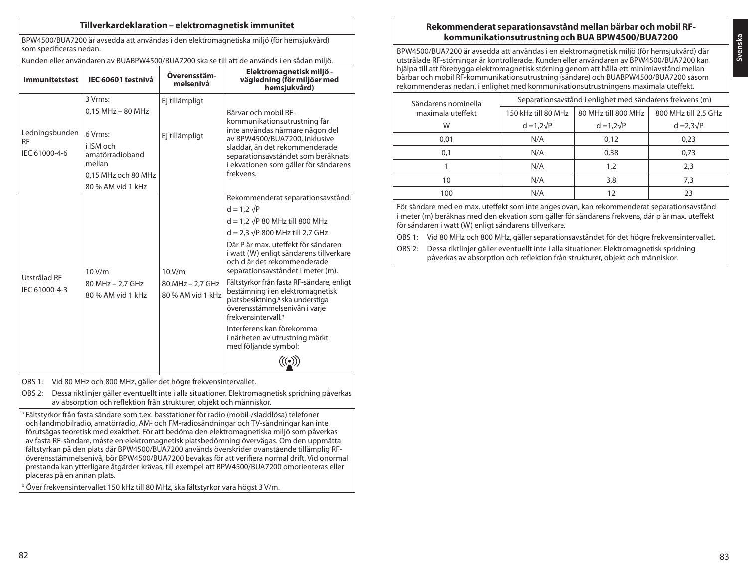## Tillverkardeklaration – elektromagnetisk immunitet

BPW4500/BUA7200 är avsedda att användas i den elektromagnetiska miljö (för hemsjukvård) som specificeras nedan.

Kunden eller användaren av BUABPW4500/BUA7200 ska se till att de används i en sådan miljö.

| Immunitetstest | IEC 60601 testnivå | Överensstämmelsenivå | Elektromagnetisk miljö - vägledning (för miljöer med hemsjukvård) |
|---|---|---|---|
| Ledningsbunden RF<br>IEC 61000-4-6 | 3 Vrms:<br>0,15 MHz – 80 MHz<br><br>6 Vrms:<br>i ISM och amatörradioband mellan<br>0,15 MHz och 80 MHz<br>80 % AM vid 1 kHz | Ej tillämpligt<br><br>Ej tillämpligt | Bärvar och mobil RF-kommunikationsutrustning får inte användas närmare någon del av BPW4500/BUA7200, inklusive sladdar, än det rekommenderade separationsavståndet som beräknats i ekvationen som gäller för sändarens frekvens. |
| Utstrålad RF<br>IEC 61000-4-3 | 10 V/m<br>80 MHz – 2,7 GHz<br>80 % AM vid 1 kHz | 10 V/m<br>80 MHz – 2,7 GHz<br>80 % AM vid 1 kHz | Rekommenderat separationsavstånd:<br>$d = 1,2\sqrt{P}$<br>$d = 1,2\sqrt{P}$ 80 MHz till 800 MHz<br>$d = 2,3\sqrt{P}$ 800 MHz till 2,7 GHz<br>Där P är max. uteffekt för sändaren i watt (W) enligt sändarens tillverkare och d är det rekommenderade separationsavståndet i meter (m).<br>Fältstyrkor från fasta RF-sändare, enligt bestämning i en elektromagnetisk platsbesiktning,[a] ska understiga överensstämmelsenivån i varje frekvensintervall.[b]<br>Interferens kan förekomma i närheten av utrustning märkt med följande symbol: |

OBS 1: Vid 80 MHz och 800 MHz, gäller det högre frekvensintervallet.

OBS 2: Dessa riktlinjer gäller eventuellt inte i alla situationer. Elektromagnetisk spridning påverkas av absorption och reflektion från strukturer, objekt och människor.

[a] Fältstyrkor från fasta sändare som t.ex. basstationer för radio (mobil-/sladdlösa) telefoner och landmobilradio, amatörradio, AM- och FM-radiosändningar och TV-sändningar kan inte förutsägas teoretisk med exakthet. För att bedöma den elektromagnetiska miljö som påverkas av fasta RF-sändare, måste en elektromagnetisk platsbedömning övervägas. Om den uppmätta fältstyrkan på den plats där BPW4500/BUA7200 används överskrider ovanstående tillämplig RF-överensstämmelsenivå, bör BPW4500/BUA7200 bevakas för att verifiera normal drift. Vid onormal prestanda kan ytterligare åtgärder krävas, till exempel att BPW4500/BUA7200 omorienteras eller placeras på en annan plats.

[b] Över frekvensintervallet 150 kHz till 80 MHz, ska fältstyrkor vara högst 3 V/m.

## Rekommenderat separationsavstånd mellan bärbar och mobil RF-kommunikationsutrustning och BUA BPW4500/BUA7200

BPW4500/BUA7200 är avsedda att användas i en elektromagnetisk miljö (för hemsjukvård) där utstrålade RF-störningar är kontrollerade. Kunden eller användaren av BPW4500/BUA7200 kan hjälpa till att förebygga elektromagnetisk störning genom att hålla ett minimiavstånd mellan bärbar och mobil RF-kommunikationsutrustning (sändare) och BUABPW4500/BUA7200 såsom rekommenderas nedan, i enlighet med kommunikationsutrustningens maximala uteffekt.

| Sändarens nominella maximala uteffekt | Separationsavstånd i enlighet med sändarens frekvens (m) | | |
|---|---|---|---|
| W | 150 kHz till 80 MHz<br>$d = 1,2\sqrt{P}$ | 80 MHz till 800 MHz<br>$d = 1,2\sqrt{P}$ | 800 MHz till 2,5 GHz<br>$d = 2,3\sqrt{P}$ |
| 0,01 | N/A | 0,12 | 0,23 |
| 0,1 | N/A | 0,38 | 0,73 |
| 1 | N/A | 1,2 | 2,3 |
| 10 | N/A | 3,8 | 7,3 |
| 100 | N/A | 12 | 23 |

För sändare med en max. uteffekt som inte anges ovan, kan rekommenderat separationsavstånd i meter (m) beräknas med den ekvation som gäller för sändarens frekvens, där p är max. uteffekt för sändaren i watt (W) enligt sändarens tillverkare.

OBS 1: Vid 80 MHz och 800 MHz, gäller separationsavståndet för det högre frekvensintervallet.

OBS 2: Dessa riktlinjer gäller eventuellt inte i alla situationer. Elektromagnetisk spridning påverkas av absorption och reflektion från strukturer, objekt och människor.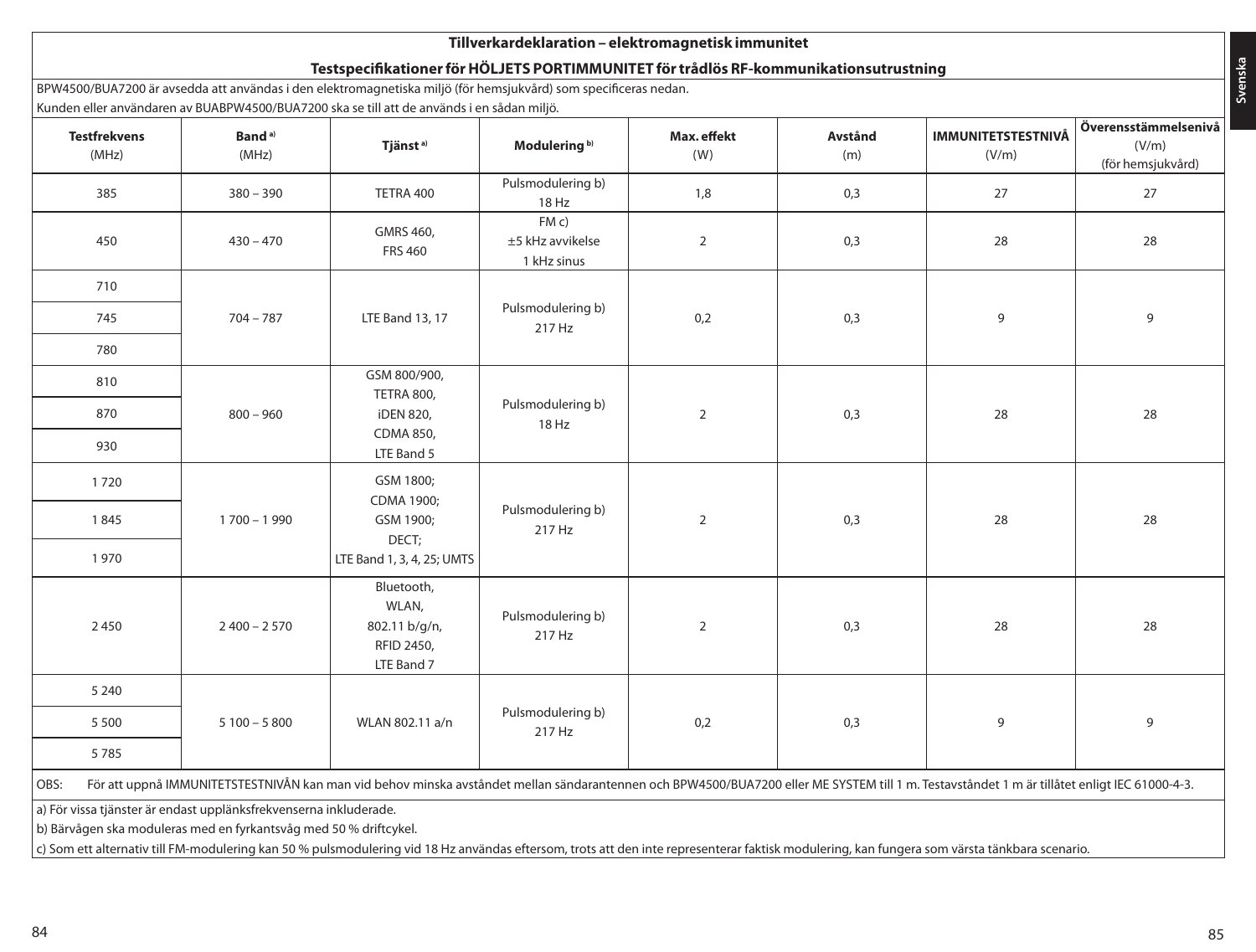**Tillverkardeklaration – elektromagnetisk immunitet**

**Testspecifikationer för HÖLJETS PORTIMMUNITET för trådlös RF-kommunikationsutrustning**

BPW4500/BUA7200 är avsedda att användas i den elektromagnetiska miljö (för hemsjukvård) som specificeras nedan.

Kunden eller användaren av BUABPW4500/BUA7200 ska se till att de används i en sådan miljö.

| **Testfrekvens** (MHz) | **Band** [a)] (MHz) | **Tjänst** [a)] | **Modulering** [b)] | **Max. effekt** (W) | **Avstånd** (m) | **IMMUNITETSTESTNIVÅ** (V/m) | **Överensstämmelsenivå** (V/m) (för hemsjukvård) |
|---|---|---|---|---|---|---|---|
| 385 | 380 – 390 | TETRA 400 | Pulsmodulering b) 18 Hz | 1,8 | 0,3 | 27 | 27 |
| 450 | 430 – 470 | GMRS 460, FRS 460 | FM c) ±5 kHz avvikelse 1 kHz sinus | 2 | 0,3 | 28 | 28 |
| 710 | 704 – 787 | LTE Band 13, 17 | Pulsmodulering b) 217 Hz | 0,2 | 0,3 | 9 | 9 |
| 745 | | | | | | | |
| 780 | | | | | | | |
| 810 | 800 – 960 | GSM 800/900, TETRA 800, iDEN 820, CDMA 850, LTE Band 5 | Pulsmodulering b) 18 Hz | 2 | 0,3 | 28 | 28 |
| 870 | | | | | | | |
| 930 | | | | | | | |
| 1 720 | 1 700 – 1 990 | GSM 1800; CDMA 1900; GSM 1900; DECT; LTE Band 1, 3, 4, 25; UMTS | Pulsmodulering b) 217 Hz | 2 | 0,3 | 28 | 28 |
| 1 845 | | | | | | | |
| 1 970 | | | | | | | |
| 2 450 | 2 400 – 2 570 | Bluetooth, WLAN, 802.11 b/g/n, RFID 2450, LTE Band 7 | Pulsmodulering b) 217 Hz | 2 | 0,3 | 28 | 28 |
| 5 240 | 5 100 – 5 800 | WLAN 802.11 a/n | Pulsmodulering b) 217 Hz | 0,2 | 0,3 | 9 | 9 |
| 5 500 | | | | | | | |
| 5 785 | | | | | | | |

OBS: För att uppnå IMMUNITETSTESTNIVÅN kan man vid behov minska avståndet mellan sändarantennen och BPW4500/BUA7200 eller ME SYSTEM till 1 m. Testavståndet 1 m är tillåtet enligt IEC 61000-4-3.

a) För vissa tjänster är endast upplänksfrekvenserna inkluderade.

b) Bärvågen ska moduleras med en fyrkantsvåg med 50 % driftcykel.

c) Som ett alternativ till FM-modulering kan 50 % pulsmodulering vid 18 Hz användas eftersom, trots att den inte representerar faktisk modulering, kan fungera som värsta tänkbara scenario.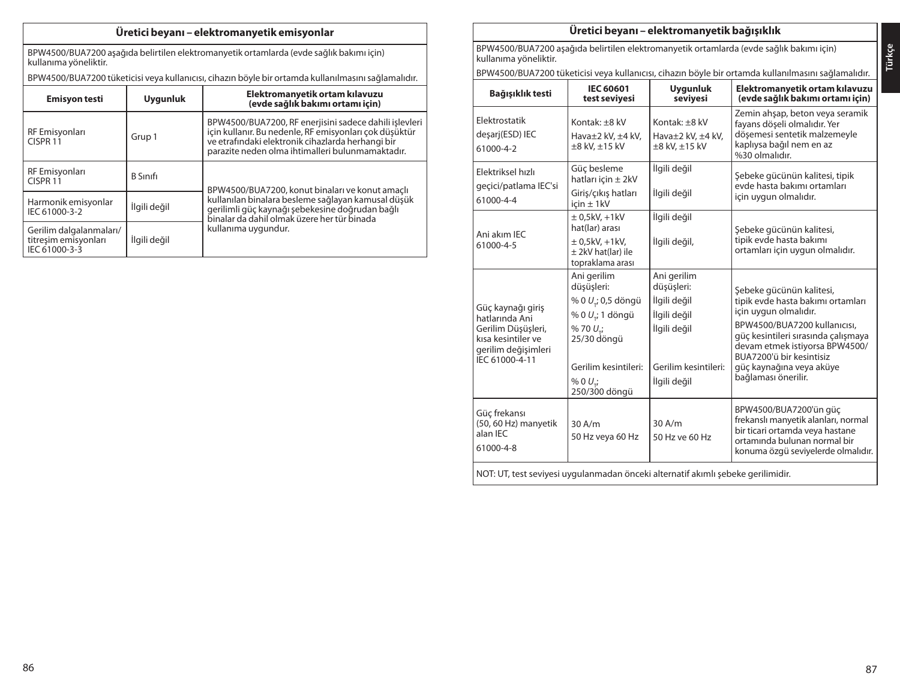## Üretici beyanı – elektromanyetik emisyonlar

BPW4500/BUA7200 aşağıda belirtilen elektromanyetik ortamlarda (evde sağlık bakımı için) kullanıma yöneliktir.

BPW4500/BUA7200 tüketicisi veya kullanıcısı, cihazın böyle bir ortamda kullanılmasını sağlamalıdır.

| Emisyon testi | Uygunluk | Elektromanyetik ortam kılavuzu (evde sağlık bakımı ortamı için) |
|---|---|---|
| RF Emisyonları CISPR 11 | Grup 1 | BPW4500/BUA7200, RF enerjisini sadece dahili işlevleri için kullanır. Bu nedenle, RF emisyonları çok düşüktür ve etrafındaki elektronik cihazlarda herhangi bir parazite neden olma ihtimalleri bulunmamaktadır. |
| RF Emisyonları CISPR 11 | B Sınıfı | BPW4500/BUA7200, konut binaları ve konut amaçlı kullanılan binalara besleme sağlayan kamusal düşük gerilimli güç kaynağı şebekesine doğrudan bağlı binalar da dahil olmak üzere her tür binada kullanıma uygundur. |
| Harmonik emisyonlar IEC 61000-3-2 | İlgili değil | |
| Gerilim dalgalanmaları/ titreşim emisyonları IEC 61000-3-3 | İlgili değil | |

## Üretici beyanı – elektromanyetik bağışıklık

BPW4500/BUA7200 aşağıda belirtilen elektromanyetik ortamlarda (evde sağlık bakımı için) kullanıma yöneliktir.

BPW4500/BUA7200 tüketicisi veya kullanıcısı, cihazın böyle bir ortamda kullanılmasını sağlamalıdır.

| Bağışıklık testi | IEC 60601 test seviyesi | Uygunluk seviyesi | Elektromanyetik ortam kılavuzu (evde sağlık bakımı ortamı için) |
|---|---|---|---|
| Elektrostatik deşarj(ESD) IEC 61000-4-2 | Kontak: ±8 kV<br>Hava±2 kV, ±4 kV, ±8 kV, ±15 kV | Kontak: ±8 kV<br>Hava±2 kV, ±4 kV, ±8 kV, ±15 kV | Zemin ahşap, beton veya seramik fayans döşeli olmalıdır. Yer döşemesi sentetik malzemeyle kaplıysa bağıl nem en az %30 olmalıdır. |
| Elektriksel hızlı geçici/patlama IEC'si 61000-4-4 | Güç besleme hatları için ± 2kV<br>Giriş/çıkış hatları için ± 1kV | İlgili değil<br>İlgili değil | Şebeke gücünün kalitesi, tipik evde hasta bakımı ortamları için uygun olmalıdır. |
| Ani akım IEC 61000-4-5 | ± 0,5kV, +1kV hat(lar) arası<br>± 0,5kV, +1kV, ± 2kV hat(lar) ile topraklama arası | İlgili değil<br>İlgili değil, | Şebeke gücünün kalitesi, tipik evde hasta bakımı ortamları için uygun olmalıdır. |
| Güç kaynağı giriş hatlarında Ani Gerilim Düşüşleri, kısa kesintiler ve gerilim değişimleri IEC 61000-4-11 | Ani gerilim düşüşleri:<br>% 0 $U_T$; 0,5 döngü<br>% 0 $U_T$; 1 döngü<br>% 70 $U_T$; 25/30 döngü<br>Gerilim kesintileri:<br>% 0 $U_T$; 250/300 döngü | Ani gerilim düşüşleri:<br>İlgili değil<br>İlgili değil<br>İlgili değil<br>Gerilim kesintileri:<br>İlgili değil | Şebeke gücünün kalitesi, tipik evde hasta bakımı ortamları için uygun olmalıdır.<br>BPW4500/BUA7200 kullanıcısı, güç kesintileri sırasında çalışmaya devam etmek istiyorsa BPW4500/BUA7200'ü bir kesintisiz güç kaynağına veya aküye bağlaması önerilir. |
| Güç frekansı (50, 60 Hz) manyetik alan IEC 61000-4-8 | 30 A/m<br>50 Hz veya 60 Hz | 30 A/m<br>50 Hz ve 60 Hz | BPW4500/BUA7200'ün güç frekanslı manyetik alanları, normal bir ticari ortamda veya hastane ortamında bulunan normal bir konuma özgü seviyelerde olmalıdır. |

NOT: UT, test seviyesi uygulanmadan önceki alternatif akımlı şebeke gerilimidir.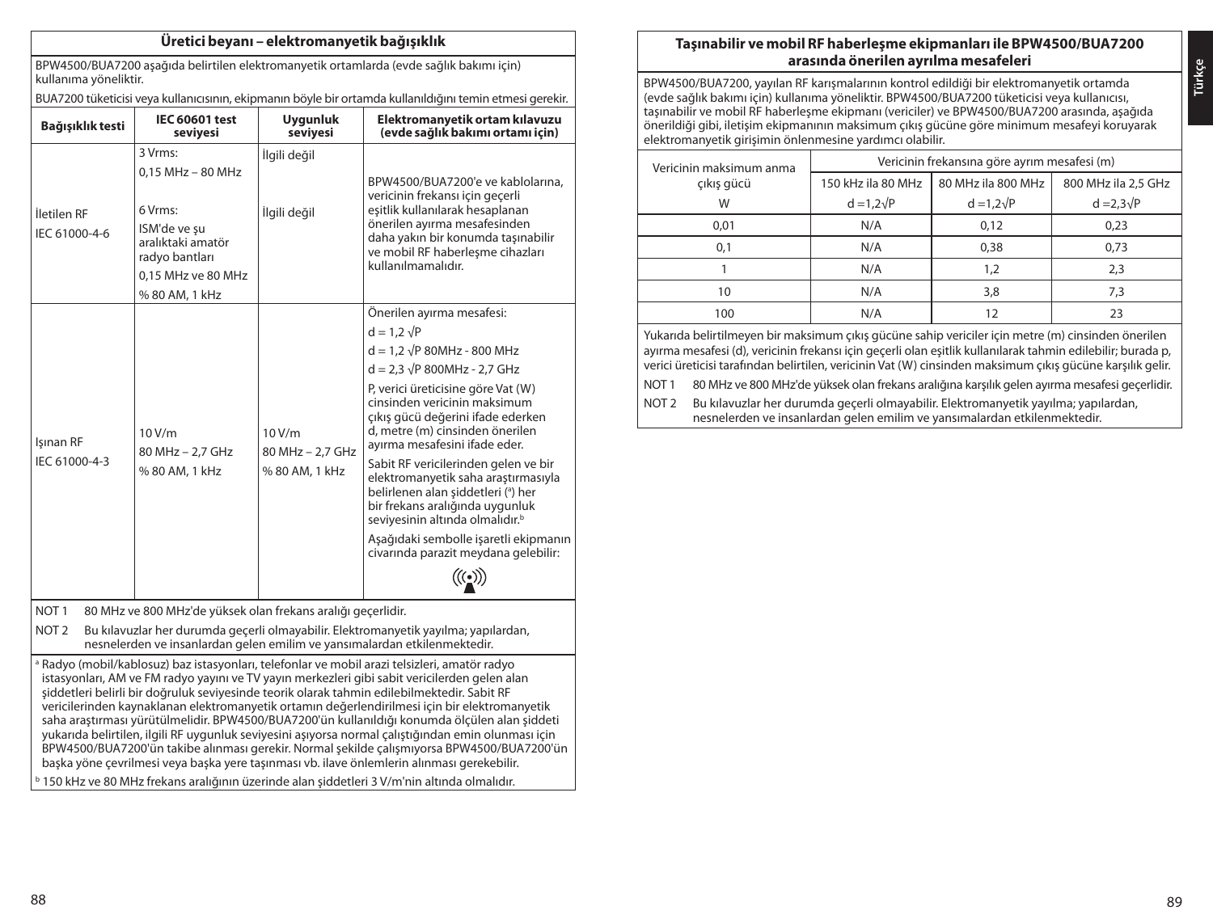## Üretici beyanı – elektromanyetik bağışıklık

BPW4500/BUA7200 aşağıda belirtilen elektromanyetik ortamlarda (evde sağlık bakımı için) kullanıma yöneliktir.

BUA7200 tüketicisi veya kullanıcısının, ekipmanın böyle bir ortamda kullanıldığını temin etmesi gerekir.

| Bağışıklık testi | IEC 60601 test seviyesi | Uygunluk seviyesi | Elektromanyetik ortam kılavuzu (evde sağlık bakımı ortamı için) |
|---|---|---|---|
| İletilen RF<br>IEC 61000-4-6 | 3 Vrms:<br>0,15 MHz – 80 MHz<br><br>6 Vrms:<br>ISM'de ve şu aralıktaki amatör radyo bantları<br>0,15 MHz ve 80 MHz<br>% 80 AM, 1 kHz | İlgili değil<br><br>İlgili değil | BPW4500/BUA7200'e ve kablolarına, vericinin frekansı için geçerli eşitlik kullanılarak hesaplanan önerilen ayırma mesafesinden daha yakın bir konumda taşınabilir ve mobil RF haberleşme cihazları kullanılmamalıdır. |
| Işınan RF<br>IEC 61000-4-3 | 10 V/m<br>80 MHz – 2,7 GHz<br>% 80 AM, 1 kHz | 10 V/m<br>80 MHz – 2,7 GHz<br>% 80 AM, 1 kHz | Önerilen ayırma mesafesi:<br>$d = 1,2 \sqrt{P}$<br>$d = 1,2 \sqrt{P}$ 80MHz - 800 MHz<br>$d = 2,3 \sqrt{P}$ 800MHz - 2,7 GHz<br>P, verici üreticisine göre Vat (W) cinsinden vericinin maksimum çıkış gücü değerini ifade ederken d, metre (m) cinsinden önerilen ayırma mesafesini ifade eder.<br>Sabit RF vericilerinden gelen ve bir elektromanyetik saha araştırmasıyla belirlenen alan şiddetleri ([a]) her bir frekans aralığında uygunluk seviyesinin altında olmalıdır.[b]<br>Aşağıdaki sembolle işaretli ekipmanın civarında parazit meydana gelebilir: |

NOT 1 80 MHz ve 800 MHz'de yüksek olan frekans aralığı geçerlidir.

NOT 2 Bu kılavuzlar her durumda geçerli olmayabilir. Elektromanyetik yayılma; yapılardan, nesnelerden ve insanlardan gelen emilim ve yansımalardan etkilenmektedir.

[a] Radyo (mobil/kablosuz) baz istasyonları, telefonlar ve mobil arazi telsizleri, amatör radyo istasyonları, AM ve FM radyo yayını ve TV yayın merkezleri gibi sabit vericilerden gelen alan şiddetleri belirli bir doğruluk seviyesinde teorik olarak tahmin edilebilmektedir. Sabit RF vericilerinden kaynaklanan elektromanyetik ortamın değerlendirilmesi için bir elektromanyetik saha araştırması yürütülmelidir. BPW4500/BUA7200'ün kullanıldığı konumda ölçülen alan şiddeti yukarıda belirtilen, ilgili RF uygunluk seviyesini aşıyorsa normal çalıştığından emin olunması için BPW4500/BUA7200'ün takibe alınması gerekir. Normal şekilde çalışmıyorsa BPW4500/BUA7200'ün başka yöne çevrilmesi veya başka yere taşınması vb. ilave önlemlerin alınması gerekebilir.

[b] 150 kHz ve 80 MHz frekans aralığının üzerinde alan şiddetleri 3 V/m'nin altında olmalıdır.

## Taşınabilir ve mobil RF haberleşme ekipmanları ile BPW4500/BUA7200 arasında önerilen ayrılma mesafeleri

BPW4500/BUA7200, yayılan RF karışmalarının kontrol edildiği bir elektromanyetik ortamda (evde sağlık bakımı için) kullanıma yöneliktir. BPW4500/BUA7200 tüketicisi veya kullanıcısı, taşınabilir ve mobil RF haberleşme ekipmanı (vericiler) ve BPW4500/BUA7200 arasında, aşağıda önerildiği gibi, iletişim ekipmanının maksimum çıkış gücüne göre minimum mesafeyi koruyarak elektromanyetik girişimin önlenmesine yardımcı olabilir.

| Vericinin maksimum anma çıkış gücü | Vericinin frekansına göre ayrım mesafesi (m) | | |
|---|---|---|---|
| | 150 kHz ila 80 MHz | 80 MHz ila 800 MHz | 800 MHz ila 2,5 GHz |
| W | $d = 1,2\sqrt{P}$ | $d = 1,2\sqrt{P}$ | $d = 2,3\sqrt{P}$ |
| 0,01 | N/A | 0,12 | 0,23 |
| 0,1 | N/A | 0,38 | 0,73 |
| 1 | N/A | 1,2 | 2,3 |
| 10 | N/A | 3,8 | 7,3 |
| 100 | N/A | 12 | 23 |

Yukarıda belirtilmeyen bir maksimum çıkış gücüne sahip vericiler için metre (m) cinsinden önerilen ayırma mesafesi (d), vericinin frekansı için geçerli olan eşitlik kullanılarak tahmin edilebilir; burada p, verici üreticisi tarafından belirtilen, vericinin Vat (W) cinsinden maksimum çıkış gücüne karşılık gelir.

NOT 1 80 MHz ve 800 MHz'de yüksek olan frekans aralığına karşılık gelen ayırma mesafesi geçerlidir.

NOT 2 Bu kılavuzlar her durumda geçerli olmayabilir. Elektromanyetik yayılma; yapılardan, nesnelerden ve insanlardan gelen emilim ve yansımalardan etkilenmektedir.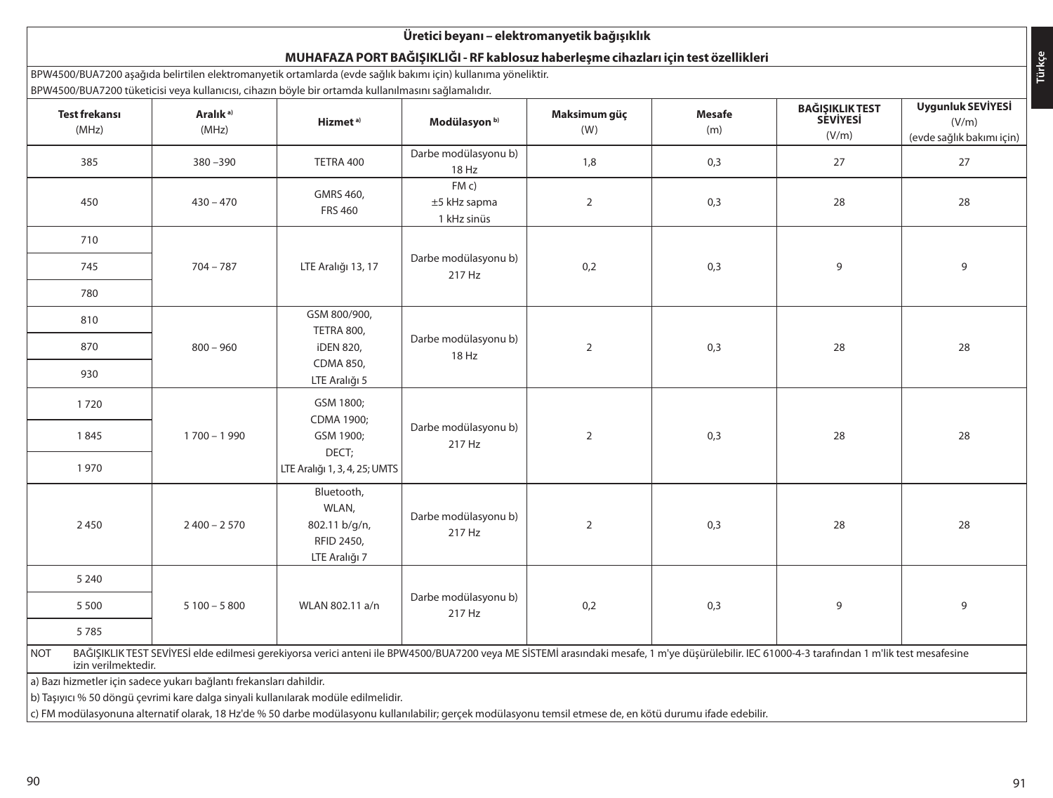## Üretici beyanı – elektromanyetik bağışıklık

### MUHAFAZA PORT BAĞIŞIKLIĞI - RF kablosuz haberleşme cihazları için test özellikleri

BPW4500/BUA7200 aşağıda belirtilen elektromanyetik ortamlarda (evde sağlık bakımı için) kullanıma yöneliktir.

BPW4500/BUA7200 tüketicisi veya kullanıcısı, cihazın böyle bir ortamda kullanılmasını sağlamalıdır.

| Test frekansı (MHz) | Aralık [a] (MHz) | Hizmet [a] | Modülasyon [b] | Maksimum güç (W) | Mesafe (m) | BAĞIŞIKLIK TEST SEVİYESİ (V/m) | Uygunluk SEVİYESİ (V/m) (evde sağlık bakımı için) |
|---|---|---|---|---|---|---|---|
| 385 | 380 –390 | TETRA 400 | Darbe modülasyonu b) 18 Hz | 1,8 | 0,3 | 27 | 27 |
| 450 | 430 – 470 | GMRS 460, FRS 460 | FM c) ±5 kHz sapma 1 kHz sinüs | 2 | 0,3 | 28 | 28 |
| 710 | 704 – 787 | LTE Aralığı 13, 17 | Darbe modülasyonu b) 217 Hz | 0,2 | 0,3 | 9 | 9 |
| 745 | | | | | | | |
| 780 | | | | | | | |
| 810 | 800 – 960 | GSM 800/900, TETRA 800, iDEN 820, CDMA 850, LTE Aralığı 5 | Darbe modülasyonu b) 18 Hz | 2 | 0,3 | 28 | 28 |
| 870 | | | | | | | |
| 930 | | | | | | | |
| 1 720 | 1 700 – 1 990 | GSM 1800; CDMA 1900; GSM 1900; DECT; LTE Aralığı 1, 3, 4, 25; UMTS | Darbe modülasyonu b) 217 Hz | 2 | 0,3 | 28 | 28 |
| 1 845 | | | | | | | |
| 1 970 | | | | | | | |
| 2 450 | 2 400 – 2 570 | Bluetooth, WLAN, 802.11 b/g/n, RFID 2450, LTE Aralığı 7 | Darbe modülasyonu b) 217 Hz | 2 | 0,3 | 28 | 28 |
| 5 240 | 5 100 – 5 800 | WLAN 802.11 a/n | Darbe modülasyonu b) 217 Hz | 0,2 | 0,3 | 9 | 9 |
| 5 500 | | | | | | | |
| 5 785 | | | | | | | |

NOT BAĞIŞIKLIK TEST SEVİYESİ elde edilmesi gerekiyorsa verici anteni ile BPW4500/BUA7200 veya ME SİSTEMİ arasındaki mesafe, 1 m'ye düşürülebilir. IEC 61000-4-3 tarafından 1 m'lik test mesafesine izin verilmektedir.

a) Bazı hizmetler için sadece yukarı bağlantı frekansları dahildir.

b) Taşıyıcı % 50 döngü çevrimi kare dalga sinyali kullanılarak modüle edilmelidir.

c) FM modülasyonuna alternatif olarak, 18 Hz'de % 50 darbe modülasyonu kullanılabilir; gerçek modülasyonu temsil etmese de, en kötü durumu ifade edebilir.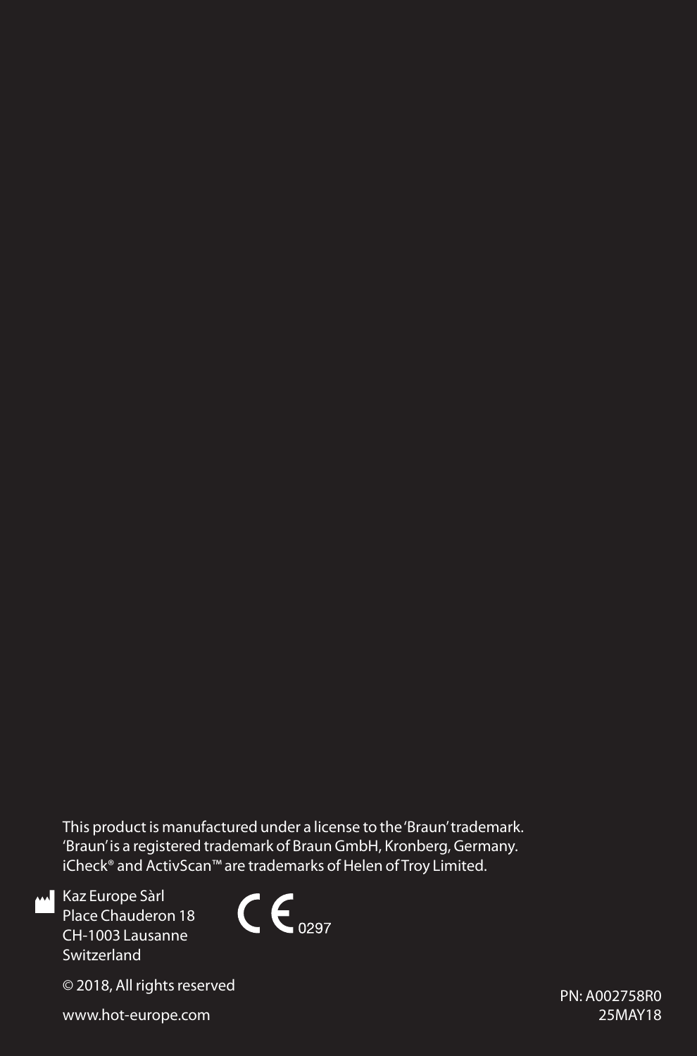This product is manufactured under a license to the 'Braun' trademark.
'Braun' is a registered trademark of Braun GmbH, Kronberg, Germany.
iCheck® and ActivScan™ are trademarks of Helen of Troy Limited.

Kaz Europe Sàrl
Place Chauderon 18
CH-1003 Lausanne
Switzerland

CE 0297

© 2018, All rights reserved

www.hot-europe.com

PN: A002758R0
25MAY18